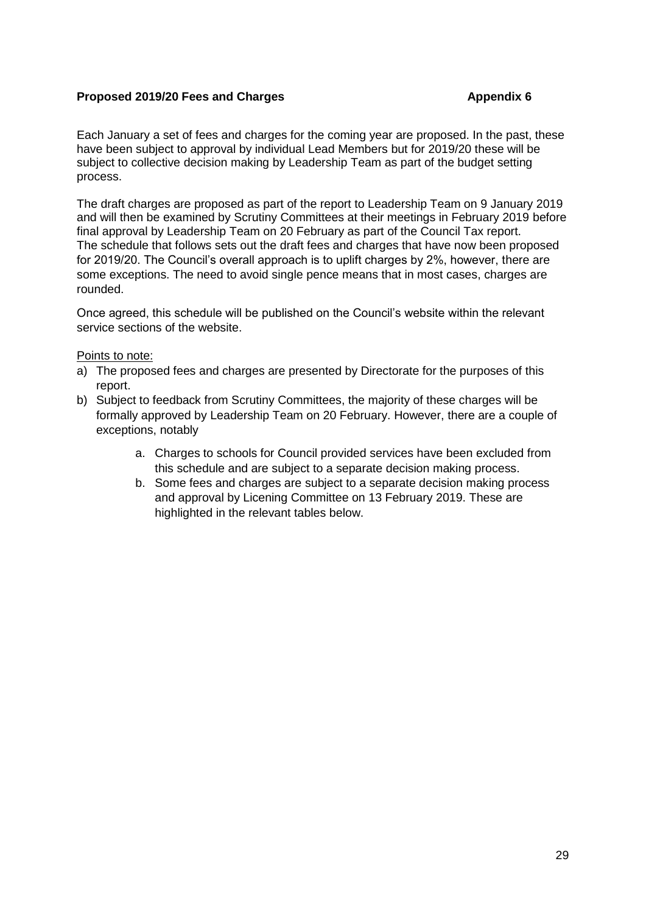**Proposed 2019/20 Fees and Charges** **Appendix 6**

Each January a set of fees and charges for the coming year are proposed. In the past, these have been subject to approval by individual Lead Members but for 2019/20 these will be subject to collective decision making by Leadership Team as part of the budget setting process.

The draft charges are proposed as part of the report to Leadership Team on 9 January 2019 and will then be examined by Scrutiny Committees at their meetings in February 2019 before final approval by Leadership Team on 20 February as part of the Council Tax report. The schedule that follows sets out the draft fees and charges that have now been proposed for 2019/20. The Council's overall approach is to uplift charges by 2%, however, there are some exceptions. The need to avoid single pence means that in most cases, charges are rounded.

Once agreed, this schedule will be published on the Council's website within the relevant service sections of the website.

Points to note:

a) The proposed fees and charges are presented by Directorate for the purposes of this report.
b) Subject to feedback from Scrutiny Committees, the majority of these charges will be formally approved by Leadership Team on 20 February. However, there are a couple of exceptions, notably
    a. Charges to schools for Council provided services have been excluded from this schedule and are subject to a separate decision making process.
    b. Some fees and charges are subject to a separate decision making process and approval by Licening Committee on 13 February 2019. These are highlighted in the relevant tables below.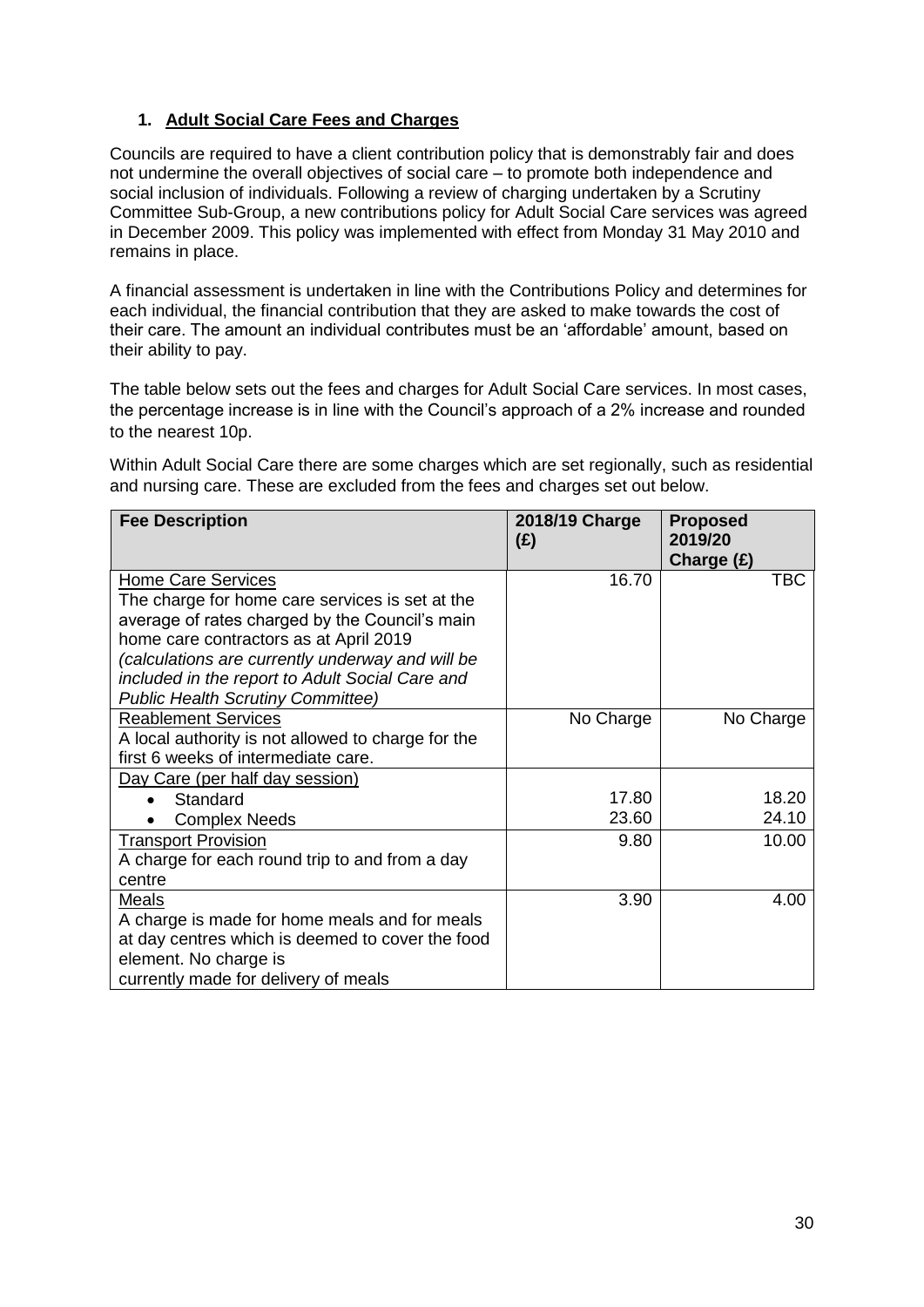## 1. Adult Social Care Fees and Charges

Councils are required to have a client contribution policy that is demonstrably fair and does not undermine the overall objectives of social care – to promote both independence and social inclusion of individuals. Following a review of charging undertaken by a Scrutiny Committee Sub-Group, a new contributions policy for Adult Social Care services was agreed in December 2009. This policy was implemented with effect from Monday 31 May 2010 and remains in place.

A financial assessment is undertaken in line with the Contributions Policy and determines for each individual, the financial contribution that they are asked to make towards the cost of their care. The amount an individual contributes must be an 'affordable' amount, based on their ability to pay.

The table below sets out the fees and charges for Adult Social Care services. In most cases, the percentage increase is in line with the Council's approach of a 2% increase and rounded to the nearest 10p.

Within Adult Social Care there are some charges which are set regionally, such as residential and nursing care. These are excluded from the fees and charges set out below.

| Fee Description | 2018/19 Charge (£) | Proposed 2019/20 Charge (£) |
|---|---|---|
| Home Care Services<br>The charge for home care services is set at the average of rates charged by the Council's main home care contractors as at April 2019 *(calculations are currently underway and will be included in the report to Adult Social Care and Public Health Scrutiny Committee)* | 16.70 | TBC |
| Reablement Services<br>A local authority is not allowed to charge for the first 6 weeks of intermediate care. | No Charge | No Charge |
| Day Care (per half day session) | | |
| • Standard | 17.80 | 18.20 |
| • Complex Needs | 23.60 | 24.10 |
| Transport Provision<br>A charge for each round trip to and from a day centre | 9.80 | 10.00 |
| Meals<br>A charge is made for home meals and for meals at day centres which is deemed to cover the food element. No charge is currently made for delivery of meals | 3.90 | 4.00 |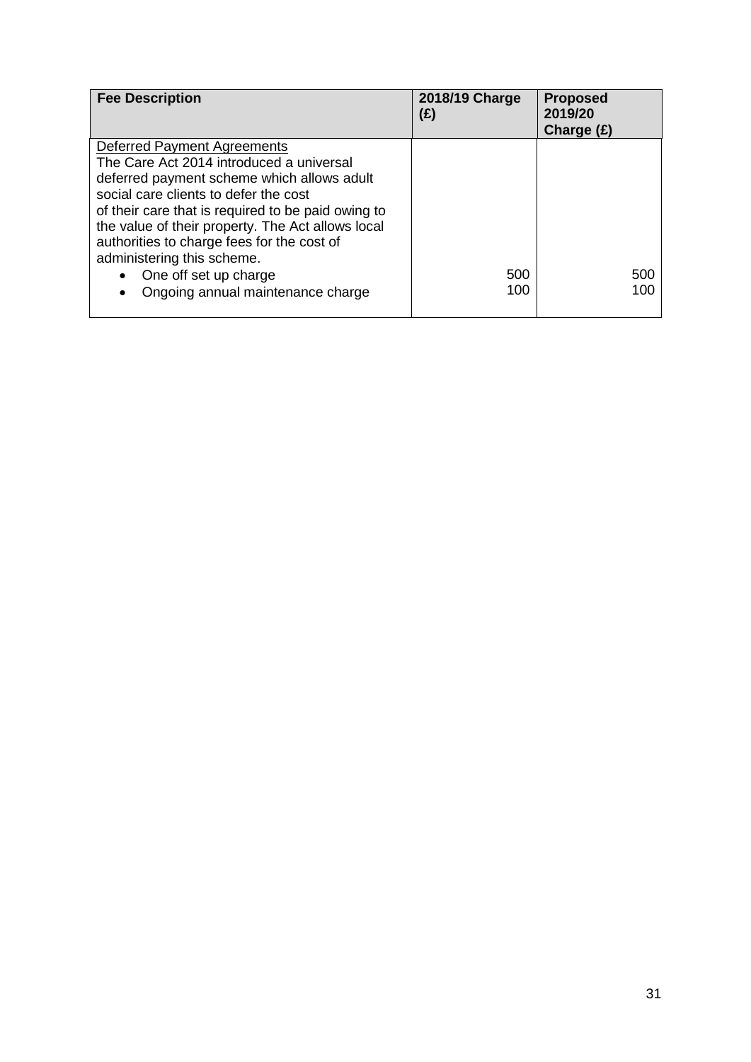| Fee Description | 2018/19 Charge (£) | Proposed 2019/20 Charge (£) |
|---|---|---|
| Deferred Payment Agreements<br>The Care Act 2014 introduced a universal deferred payment scheme which allows adult social care clients to defer the cost of their care that is required to be paid owing to the value of their property. The Act allows local authorities to charge fees for the cost of administering this scheme.<br>• One off set up charge<br>• Ongoing annual maintenance charge | <br><br><br><br><br><br><br>500<br>100 | <br><br><br><br><br><br><br>500<br>100 |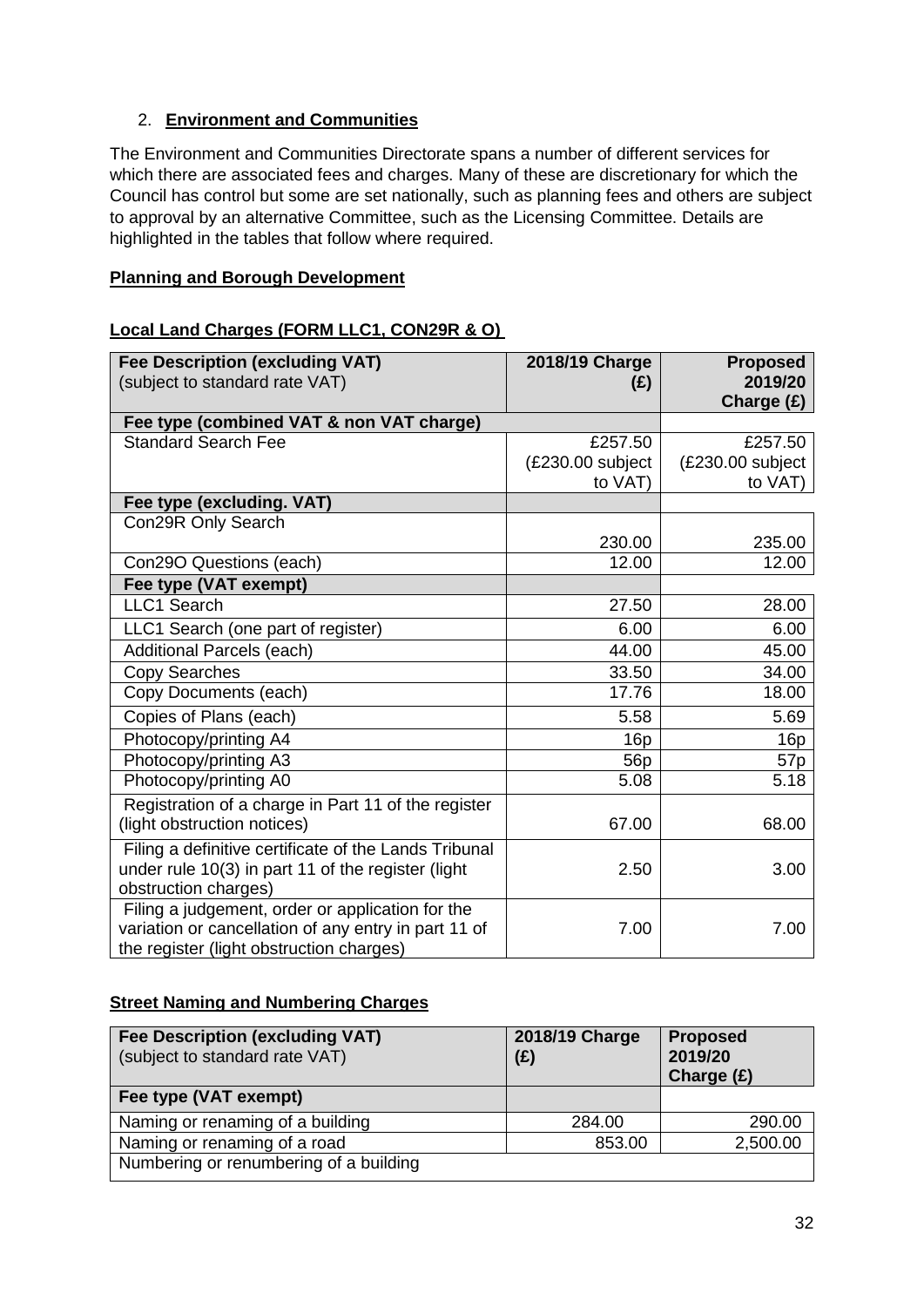2. **Environment and Communities**

The Environment and Communities Directorate spans a number of different services for which there are associated fees and charges. Many of these are discretionary for which the Council has control but some are set nationally, such as planning fees and others are subject to approval by an alternative Committee, such as the Licensing Committee. Details are highlighted in the tables that follow where required.

**Planning and Borough Development**

**Local Land Charges (FORM LLC1, CON29R & O)**

| **Fee Description (excluding VAT)** (subject to standard rate VAT) | **2018/19 Charge (£)** | **Proposed 2019/20 Charge (£)** |
|---|---|---|
| **Fee type (combined VAT & non VAT charge)** | | |
| Standard Search Fee | £257.50 (£230.00 subject to VAT) | £257.50 (£230.00 subject to VAT) |
| **Fee type (excluding. VAT)** | | |
| Con29R Only Search | 230.00 | 235.00 |
| Con29O Questions (each) | 12.00 | 12.00 |
| **Fee type (VAT exempt)** | | |
| LLC1 Search | 27.50 | 28.00 |
| LLC1 Search (one part of register) | 6.00 | 6.00 |
| Additional Parcels (each) | 44.00 | 45.00 |
| Copy Searches | 33.50 | 34.00 |
| Copy Documents (each) | 17.76 | 18.00 |
| Copies of Plans (each) | 5.58 | 5.69 |
| Photocopy/printing A4 | 16p | 16p |
| Photocopy/printing A3 | 56p | 57p |
| Photocopy/printing A0 | 5.08 | 5.18 |
| Registration of a charge in Part 11 of the register (light obstruction notices) | 67.00 | 68.00 |
| Filing a definitive certificate of the Lands Tribunal under rule 10(3) in part 11 of the register (light obstruction charges) | 2.50 | 3.00 |
| Filing a judgement, order or application for the variation or cancellation of any entry in part 11 of the register (light obstruction charges) | 7.00 | 7.00 |

**Street Naming and Numbering Charges**

| **Fee Description (excluding VAT)** (subject to standard rate VAT) | **2018/19 Charge (£)** | **Proposed 2019/20 Charge (£)** |
|---|---|---|
| **Fee type (VAT exempt)** | | |
| Naming or renaming of a building | 284.00 | 290.00 |
| Naming or renaming of a road | 853.00 | 2,500.00 |
| Numbering or renumbering of a building | | |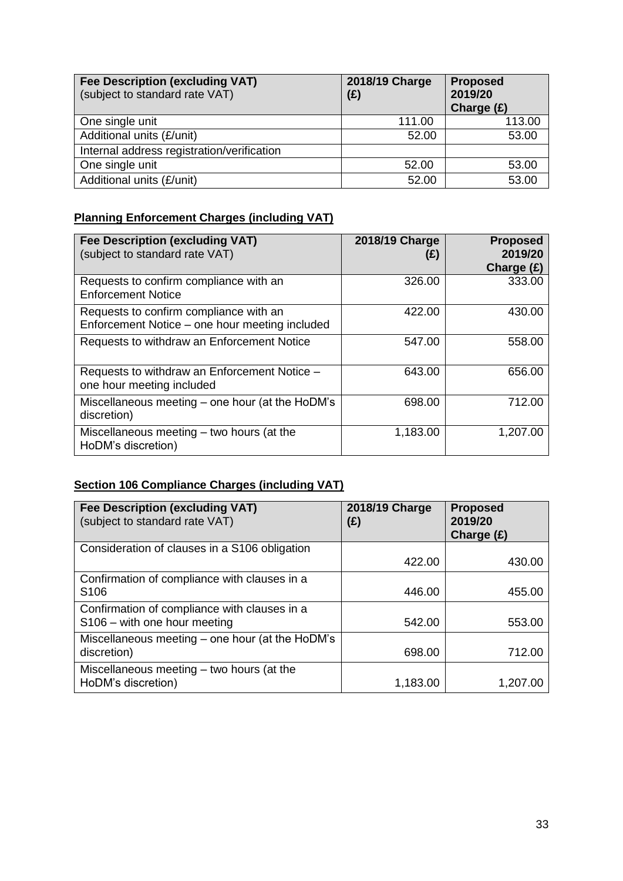| **Fee Description (excluding VAT)** (subject to standard rate VAT) | **2018/19 Charge (£)** | **Proposed 2019/20 Charge (£)** |
|---|---|---|
| One single unit | 111.00 | 113.00 |
| Additional units (£/unit) | 52.00 | 53.00 |
| Internal address registration/verification | | |
| One single unit | 52.00 | 53.00 |
| Additional units (£/unit) | 52.00 | 53.00 |

**Planning Enforcement Charges (including VAT)**

| **Fee Description (excluding VAT)** (subject to standard rate VAT) | **2018/19 Charge (£)** | **Proposed 2019/20 Charge (£)** |
|---|---|---|
| Requests to confirm compliance with an Enforcement Notice | 326.00 | 333.00 |
| Requests to confirm compliance with an Enforcement Notice – one hour meeting included | 422.00 | 430.00 |
| Requests to withdraw an Enforcement Notice | 547.00 | 558.00 |
| Requests to withdraw an Enforcement Notice – one hour meeting included | 643.00 | 656.00 |
| Miscellaneous meeting – one hour (at the HoDM's discretion) | 698.00 | 712.00 |
| Miscellaneous meeting – two hours (at the HoDM's discretion) | 1,183.00 | 1,207.00 |

**Section 106 Compliance Charges (including VAT)**

| **Fee Description (excluding VAT)** (subject to standard rate VAT) | **2018/19 Charge (£)** | **Proposed 2019/20 Charge (£)** |
|---|---|---|
| Consideration of clauses in a S106 obligation | 422.00 | 430.00 |
| Confirmation of compliance with clauses in a S106 | 446.00 | 455.00 |
| Confirmation of compliance with clauses in a S106 – with one hour meeting | 542.00 | 553.00 |
| Miscellaneous meeting – one hour (at the HoDM's discretion) | 698.00 | 712.00 |
| Miscellaneous meeting – two hours (at the HoDM's discretion) | 1,183.00 | 1,207.00 |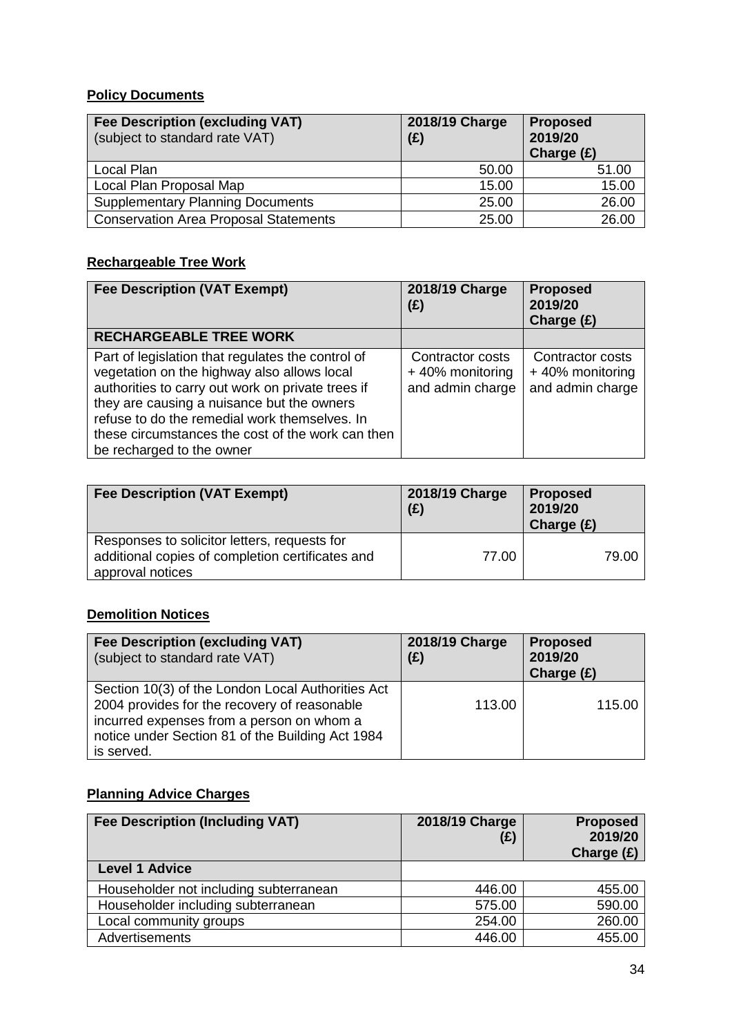**Policy Documents**

| **Fee Description (excluding VAT)** (subject to standard rate VAT) | **2018/19 Charge (£)** | **Proposed 2019/20 Charge (£)** |
|---|---|---|
| Local Plan | 50.00 | 51.00 |
| Local Plan Proposal Map | 15.00 | 15.00 |
| Supplementary Planning Documents | 25.00 | 26.00 |
| Conservation Area Proposal Statements | 25.00 | 26.00 |

**Rechargeable Tree Work**

| **Fee Description (VAT Exempt)** | **2018/19 Charge (£)** | **Proposed 2019/20 Charge (£)** |
|---|---|---|
| **RECHARGEABLE TREE WORK** | | |
| Part of legislation that regulates the control of vegetation on the highway also allows local authorities to carry out work on private trees if they are causing a nuisance but the owners refuse to do the remedial work themselves. In these circumstances the cost of the work can then be recharged to the owner | Contractor costs + 40% monitoring and admin charge | Contractor costs + 40% monitoring and admin charge |

| **Fee Description (VAT Exempt)** | **2018/19 Charge (£)** | **Proposed 2019/20 Charge (£)** |
|---|---|---|
| Responses to solicitor letters, requests for additional copies of completion certificates and approval notices | 77.00 | 79.00 |

**Demolition Notices**

| **Fee Description (excluding VAT)** (subject to standard rate VAT) | **2018/19 Charge (£)** | **Proposed 2019/20 Charge (£)** |
|---|---|---|
| Section 10(3) of the London Local Authorities Act 2004 provides for the recovery of reasonable incurred expenses from a person on whom a notice under Section 81 of the Building Act 1984 is served. | 113.00 | 115.00 |

**Planning Advice Charges**

| **Fee Description (Including VAT)** | **2018/19 Charge (£)** | **Proposed 2019/20 Charge (£)** |
|---|---|---|
| **Level 1 Advice** | | |
| Householder not including subterranean | 446.00 | 455.00 |
| Householder including subterranean | 575.00 | 590.00 |
| Local community groups | 254.00 | 260.00 |
| Advertisements | 446.00 | 455.00 |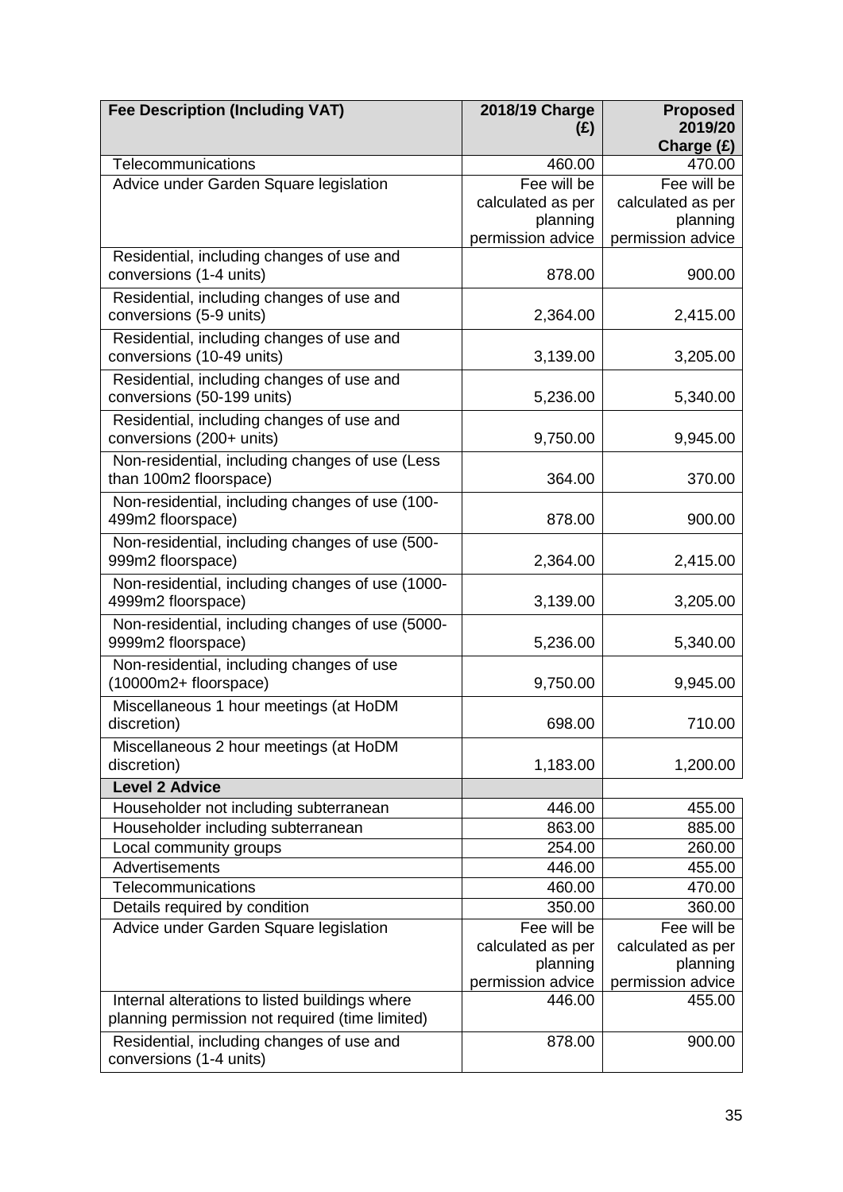| Fee Description (Including VAT) | 2018/19 Charge (£) | Proposed 2019/20 Charge (£) |
|---|---|---|
| Telecommunications | 460.00 | 470.00 |
| Advice under Garden Square legislation | Fee will be calculated as per planning permission advice | Fee will be calculated as per planning permission advice |
| Residential, including changes of use and conversions (1-4 units) | 878.00 | 900.00 |
| Residential, including changes of use and conversions (5-9 units) | 2,364.00 | 2,415.00 |
| Residential, including changes of use and conversions (10-49 units) | 3,139.00 | 3,205.00 |
| Residential, including changes of use and conversions (50-199 units) | 5,236.00 | 5,340.00 |
| Residential, including changes of use and conversions (200+ units) | 9,750.00 | 9,945.00 |
| Non-residential, including changes of use (Less than 100m2 floorspace) | 364.00 | 370.00 |
| Non-residential, including changes of use (100-499m2 floorspace) | 878.00 | 900.00 |
| Non-residential, including changes of use (500-999m2 floorspace) | 2,364.00 | 2,415.00 |
| Non-residential, including changes of use (1000-4999m2 floorspace) | 3,139.00 | 3,205.00 |
| Non-residential, including changes of use (5000-9999m2 floorspace) | 5,236.00 | 5,340.00 |
| Non-residential, including changes of use (10000m2+ floorspace) | 9,750.00 | 9,945.00 |
| Miscellaneous 1 hour meetings (at HoDM discretion) | 698.00 | 710.00 |
| Miscellaneous 2 hour meetings (at HoDM discretion) | 1,183.00 | 1,200.00 |
| **Level 2 Advice** | | |
| Householder not including subterranean | 446.00 | 455.00 |
| Householder including subterranean | 863.00 | 885.00 |
| Local community groups | 254.00 | 260.00 |
| Advertisements | 446.00 | 455.00 |
| Telecommunications | 460.00 | 470.00 |
| Details required by condition | 350.00 | 360.00 |
| Advice under Garden Square legislation | Fee will be calculated as per planning permission advice | Fee will be calculated as per planning permission advice |
| Internal alterations to listed buildings where planning permission not required (time limited) | 446.00 | 455.00 |
| Residential, including changes of use and conversions (1-4 units) | 878.00 | 900.00 |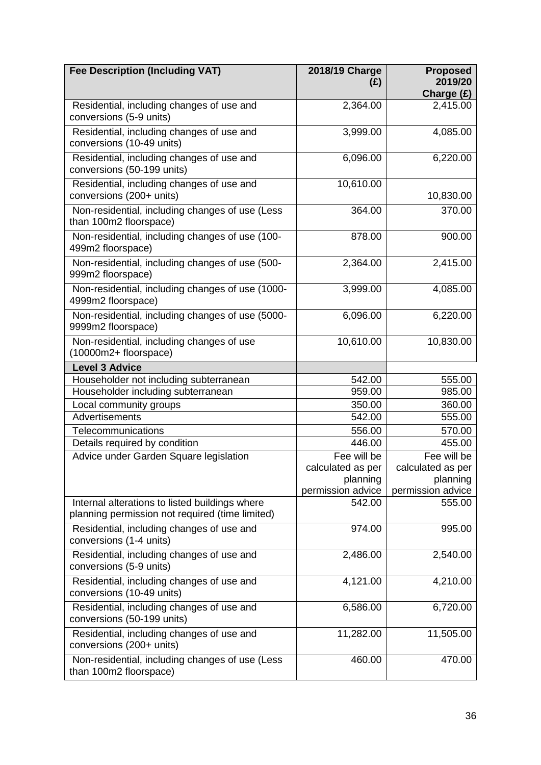| Fee Description (Including VAT) | 2018/19 Charge (£) | Proposed 2019/20 Charge (£) |
| --- | --- | --- |
| Residential, including changes of use and conversions (5-9 units) | 2,364.00 | 2,415.00 |
| Residential, including changes of use and conversions (10-49 units) | 3,999.00 | 4,085.00 |
| Residential, including changes of use and conversions (50-199 units) | 6,096.00 | 6,220.00 |
| Residential, including changes of use and conversions (200+ units) | 10,610.00 | 10,830.00 |
| Non-residential, including changes of use (Less than 100m2 floorspace) | 364.00 | 370.00 |
| Non-residential, including changes of use (100-499m2 floorspace) | 878.00 | 900.00 |
| Non-residential, including changes of use (500-999m2 floorspace) | 2,364.00 | 2,415.00 |
| Non-residential, including changes of use (1000-4999m2 floorspace) | 3,999.00 | 4,085.00 |
| Non-residential, including changes of use (5000-9999m2 floorspace) | 6,096.00 | 6,220.00 |
| Non-residential, including changes of use (10000m2+ floorspace) | 10,610.00 | 10,830.00 |
| **Level 3 Advice** | | |
| Householder not including subterranean | 542.00 | 555.00 |
| Householder including subterranean | 959.00 | 985.00 |
| Local community groups | 350.00 | 360.00 |
| Advertisements | 542.00 | 555.00 |
| Telecommunications | 556.00 | 570.00 |
| Details required by condition | 446.00 | 455.00 |
| Advice under Garden Square legislation | Fee will be calculated as per planning permission advice | Fee will be calculated as per planning permission advice |
| Internal alterations to listed buildings where planning permission not required (time limited) | 542.00 | 555.00 |
| Residential, including changes of use and conversions (1-4 units) | 974.00 | 995.00 |
| Residential, including changes of use and conversions (5-9 units) | 2,486.00 | 2,540.00 |
| Residential, including changes of use and conversions (10-49 units) | 4,121.00 | 4,210.00 |
| Residential, including changes of use and conversions (50-199 units) | 6,586.00 | 6,720.00 |
| Residential, including changes of use and conversions (200+ units) | 11,282.00 | 11,505.00 |
| Non-residential, including changes of use (Less than 100m2 floorspace) | 460.00 | 470.00 |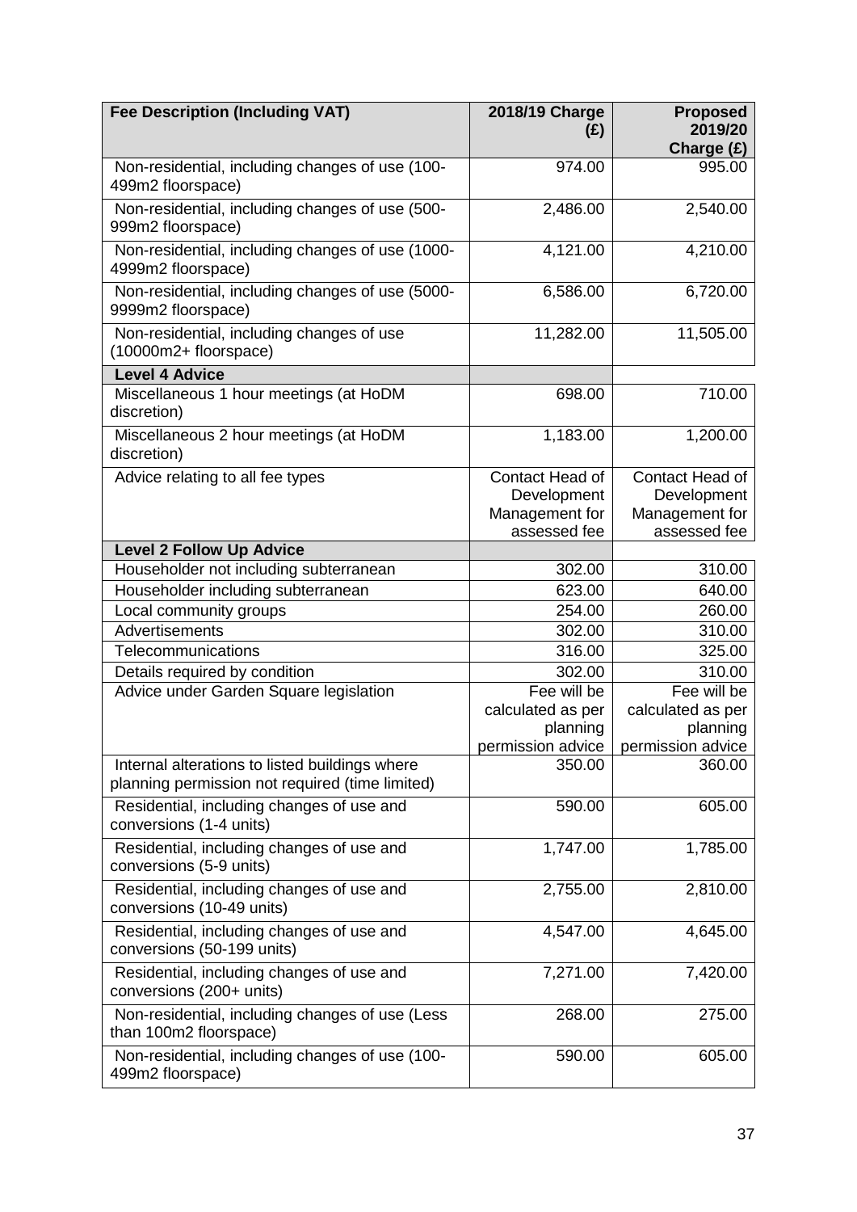| Fee Description (Including VAT) | 2018/19 Charge (£) | Proposed 2019/20 Charge (£) |
| --- | --- | --- |
| Non-residential, including changes of use (100-499m2 floorspace) | 974.00 | 995.00 |
| Non-residential, including changes of use (500-999m2 floorspace) | 2,486.00 | 2,540.00 |
| Non-residential, including changes of use (1000-4999m2 floorspace) | 4,121.00 | 4,210.00 |
| Non-residential, including changes of use (5000-9999m2 floorspace) | 6,586.00 | 6,720.00 |
| Non-residential, including changes of use (10000m2+ floorspace) | 11,282.00 | 11,505.00 |
| **Level 4 Advice** | | |
| Miscellaneous 1 hour meetings (at HoDM discretion) | 698.00 | 710.00 |
| Miscellaneous 2 hour meetings (at HoDM discretion) | 1,183.00 | 1,200.00 |
| Advice relating to all fee types | Contact Head of Development Management for assessed fee | Contact Head of Development Management for assessed fee |
| **Level 2 Follow Up Advice** | | |
| Householder not including subterranean | 302.00 | 310.00 |
| Householder including subterranean | 623.00 | 640.00 |
| Local community groups | 254.00 | 260.00 |
| Advertisements | 302.00 | 310.00 |
| Telecommunications | 316.00 | 325.00 |
| Details required by condition | 302.00 | 310.00 |
| Advice under Garden Square legislation | Fee will be calculated as per planning permission advice | Fee will be calculated as per planning permission advice |
| Internal alterations to listed buildings where planning permission not required (time limited) | 350.00 | 360.00 |
| Residential, including changes of use and conversions (1-4 units) | 590.00 | 605.00 |
| Residential, including changes of use and conversions (5-9 units) | 1,747.00 | 1,785.00 |
| Residential, including changes of use and conversions (10-49 units) | 2,755.00 | 2,810.00 |
| Residential, including changes of use and conversions (50-199 units) | 4,547.00 | 4,645.00 |
| Residential, including changes of use and conversions (200+ units) | 7,271.00 | 7,420.00 |
| Non-residential, including changes of use (Less than 100m2 floorspace) | 268.00 | 275.00 |
| Non-residential, including changes of use (100-499m2 floorspace) | 590.00 | 605.00 |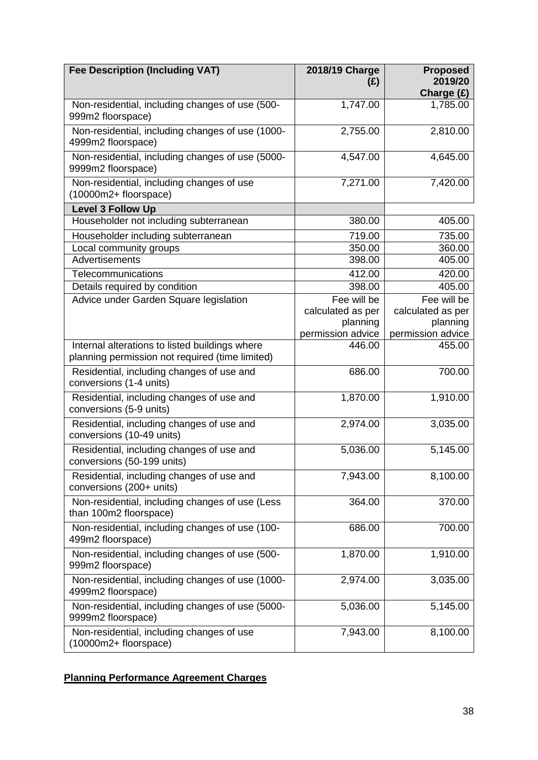| Fee Description (Including VAT) | 2018/19 Charge (£) | Proposed 2019/20 Charge (£) |
|---|---|---|
| Non-residential, including changes of use (500-999m2 floorspace) | 1,747.00 | 1,785.00 |
| Non-residential, including changes of use (1000-4999m2 floorspace) | 2,755.00 | 2,810.00 |
| Non-residential, including changes of use (5000-9999m2 floorspace) | 4,547.00 | 4,645.00 |
| Non-residential, including changes of use (10000m2+ floorspace) | 7,271.00 | 7,420.00 |
| **Level 3 Follow Up** | | |
| Householder not including subterranean | 380.00 | 405.00 |
| Householder including subterranean | 719.00 | 735.00 |
| Local community groups | 350.00 | 360.00 |
| Advertisements | 398.00 | 405.00 |
| Telecommunications | 412.00 | 420.00 |
| Details required by condition | 398.00 | 405.00 |
| Advice under Garden Square legislation | Fee will be calculated as per planning permission advice | Fee will be calculated as per planning permission advice |
| Internal alterations to listed buildings where planning permission not required (time limited) | 446.00 | 455.00 |
| Residential, including changes of use and conversions (1-4 units) | 686.00 | 700.00 |
| Residential, including changes of use and conversions (5-9 units) | 1,870.00 | 1,910.00 |
| Residential, including changes of use and conversions (10-49 units) | 2,974.00 | 3,035.00 |
| Residential, including changes of use and conversions (50-199 units) | 5,036.00 | 5,145.00 |
| Residential, including changes of use and conversions (200+ units) | 7,943.00 | 8,100.00 |
| Non-residential, including changes of use (Less than 100m2 floorspace) | 364.00 | 370.00 |
| Non-residential, including changes of use (100-499m2 floorspace) | 686.00 | 700.00 |
| Non-residential, including changes of use (500-999m2 floorspace) | 1,870.00 | 1,910.00 |
| Non-residential, including changes of use (1000-4999m2 floorspace) | 2,974.00 | 3,035.00 |
| Non-residential, including changes of use (5000-9999m2 floorspace) | 5,036.00 | 5,145.00 |
| Non-residential, including changes of use (10000m2+ floorspace) | 7,943.00 | 8,100.00 |

**Planning Performance Agreement Charges**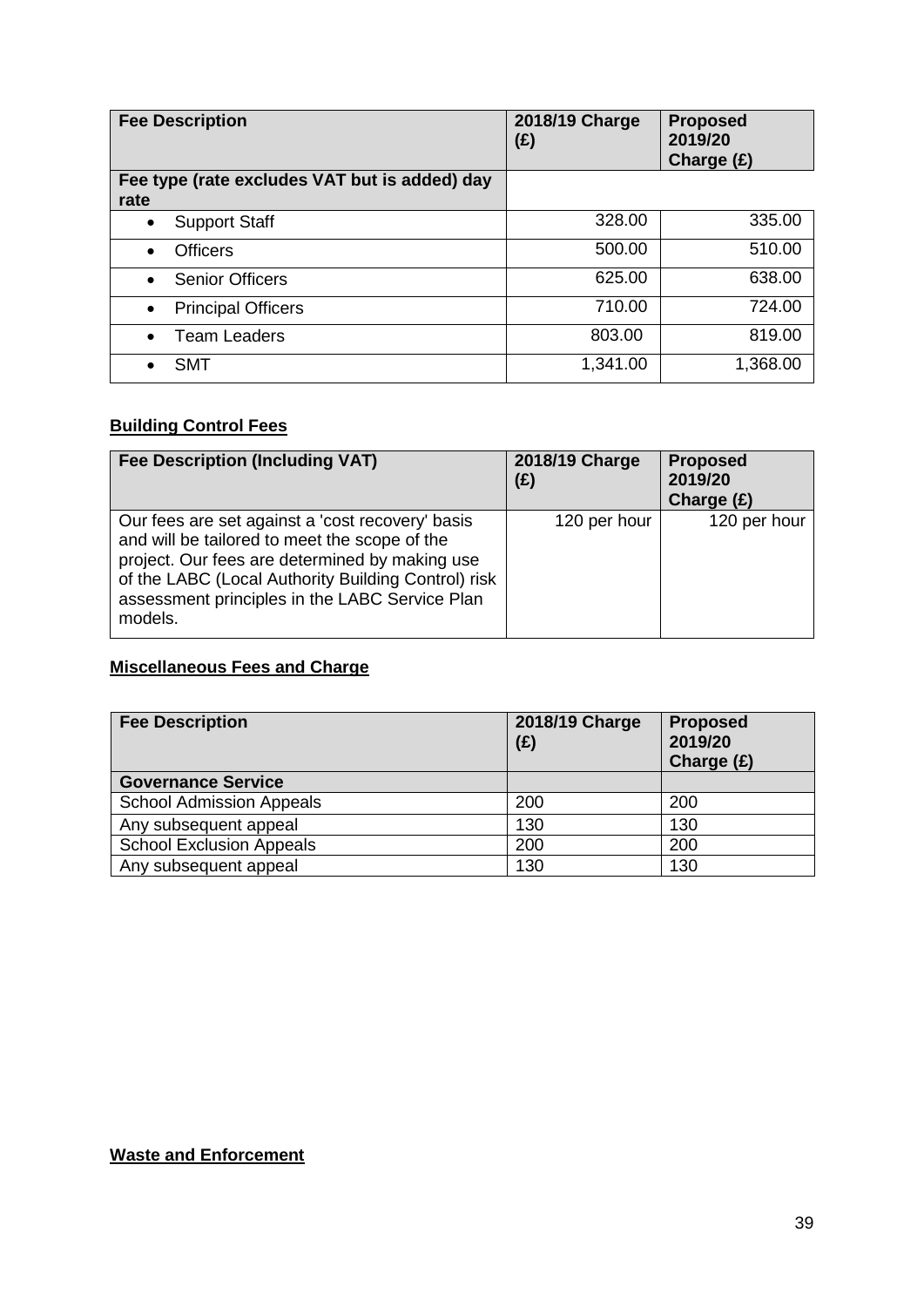| Fee Description | 2018/19 Charge (£) | Proposed 2019/20 Charge (£) |
| --- | --- | --- |
| **Fee type (rate excludes VAT but is added) day rate** | | |
| • Support Staff | 328.00 | 335.00 |
| • Officers | 500.00 | 510.00 |
| • Senior Officers | 625.00 | 638.00 |
| • Principal Officers | 710.00 | 724.00 |
| • Team Leaders | 803.00 | 819.00 |
| • SMT | 1,341.00 | 1,368.00 |

## Building Control Fees

| Fee Description (Including VAT) | 2018/19 Charge (£) | Proposed 2019/20 Charge (£) |
| --- | --- | --- |
| Our fees are set against a 'cost recovery' basis and will be tailored to meet the scope of the project. Our fees are determined by making use of the LABC (Local Authority Building Control) risk assessment principles in the LABC Service Plan models. | 120 per hour | 120 per hour |

## Miscellaneous Fees and Charge

| Fee Description | 2018/19 Charge (£) | Proposed 2019/20 Charge (£) |
| --- | --- | --- |
| **Governance Service** | | |
| School Admission Appeals | 200 | 200 |
| Any subsequent appeal | 130 | 130 |
| School Exclusion Appeals | 200 | 200 |
| Any subsequent appeal | 130 | 130 |

## Waste and Enforcement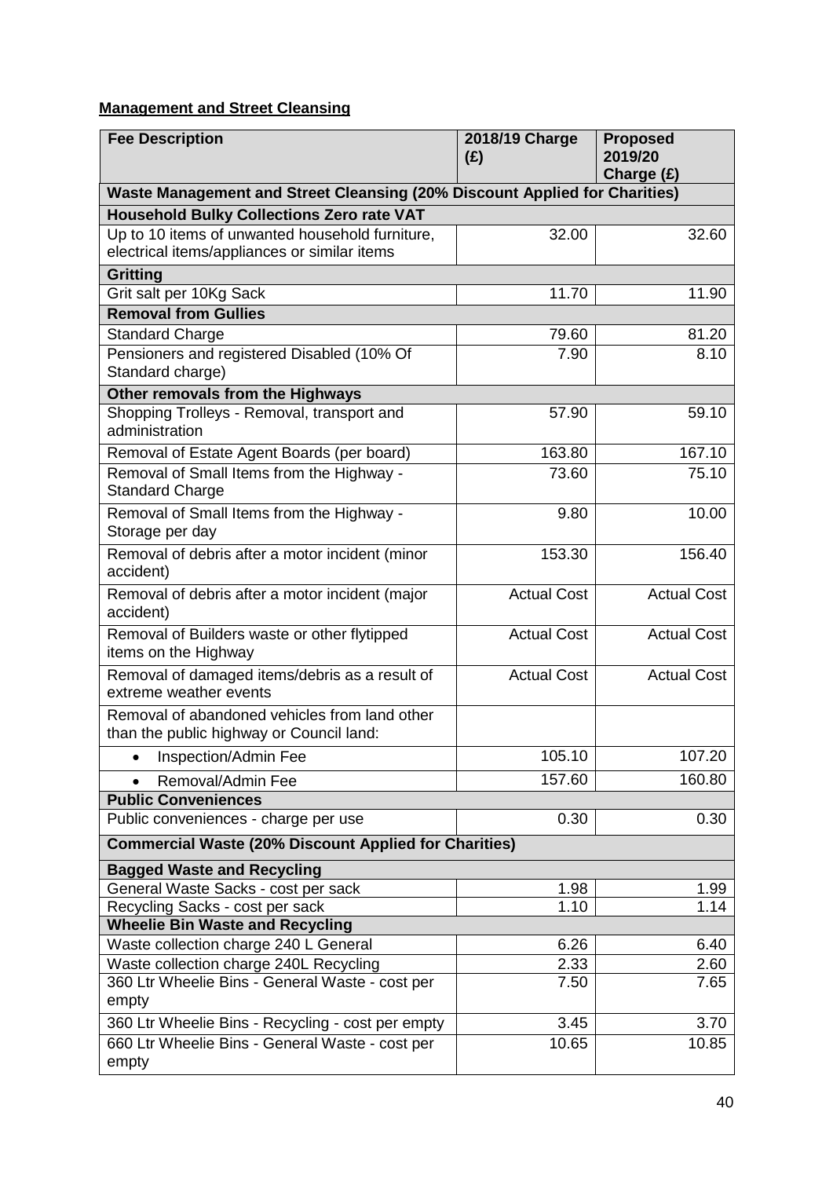**Management and Street Cleansing**

| Fee Description | 2018/19 Charge (£) | Proposed 2019/20 Charge (£) |
|---|---|---|
| **Waste Management and Street Cleansing (20% Discount Applied for Charities)** | | |
| **Household Bulky Collections Zero rate VAT** | | |
| Up to 10 items of unwanted household furniture, electrical items/appliances or similar items | 32.00 | 32.60 |
| **Gritting** | | |
| Grit salt per 10Kg Sack | 11.70 | 11.90 |
| **Removal from Gullies** | | |
| Standard Charge | 79.60 | 81.20 |
| Pensioners and registered Disabled (10% Of Standard charge) | 7.90 | 8.10 |
| **Other removals from the Highways** | | |
| Shopping Trolleys - Removal, transport and administration | 57.90 | 59.10 |
| Removal of Estate Agent Boards (per board) | 163.80 | 167.10 |
| Removal of Small Items from the Highway - Standard Charge | 73.60 | 75.10 |
| Removal of Small Items from the Highway - Storage per day | 9.80 | 10.00 |
| Removal of debris after a motor incident (minor accident) | 153.30 | 156.40 |
| Removal of debris after a motor incident (major accident) | Actual Cost | Actual Cost |
| Removal of Builders waste or other flytipped items on the Highway | Actual Cost | Actual Cost |
| Removal of damaged items/debris as a result of extreme weather events | Actual Cost | Actual Cost |
| Removal of abandoned vehicles from land other than the public highway or Council land: | | |
| • Inspection/Admin Fee | 105.10 | 107.20 |
| • Removal/Admin Fee | 157.60 | 160.80 |
| **Public Conveniences** | | |
| Public conveniences - charge per use | 0.30 | 0.30 |
| **Commercial Waste (20% Discount Applied for Charities)** | | |
| **Bagged Waste and Recycling** | | |
| General Waste Sacks - cost per sack | 1.98 | 1.99 |
| Recycling Sacks - cost per sack | 1.10 | 1.14 |
| **Wheelie Bin Waste and Recycling** | | |
| Waste collection charge 240 L General | 6.26 | 6.40 |
| Waste collection charge 240L Recycling | 2.33 | 2.60 |
| 360 Ltr Wheelie Bins - General Waste - cost per empty | 7.50 | 7.65 |
| 360 Ltr Wheelie Bins - Recycling - cost per empty | 3.45 | 3.70 |
| 660 Ltr Wheelie Bins - General Waste - cost per empty | 10.65 | 10.85 |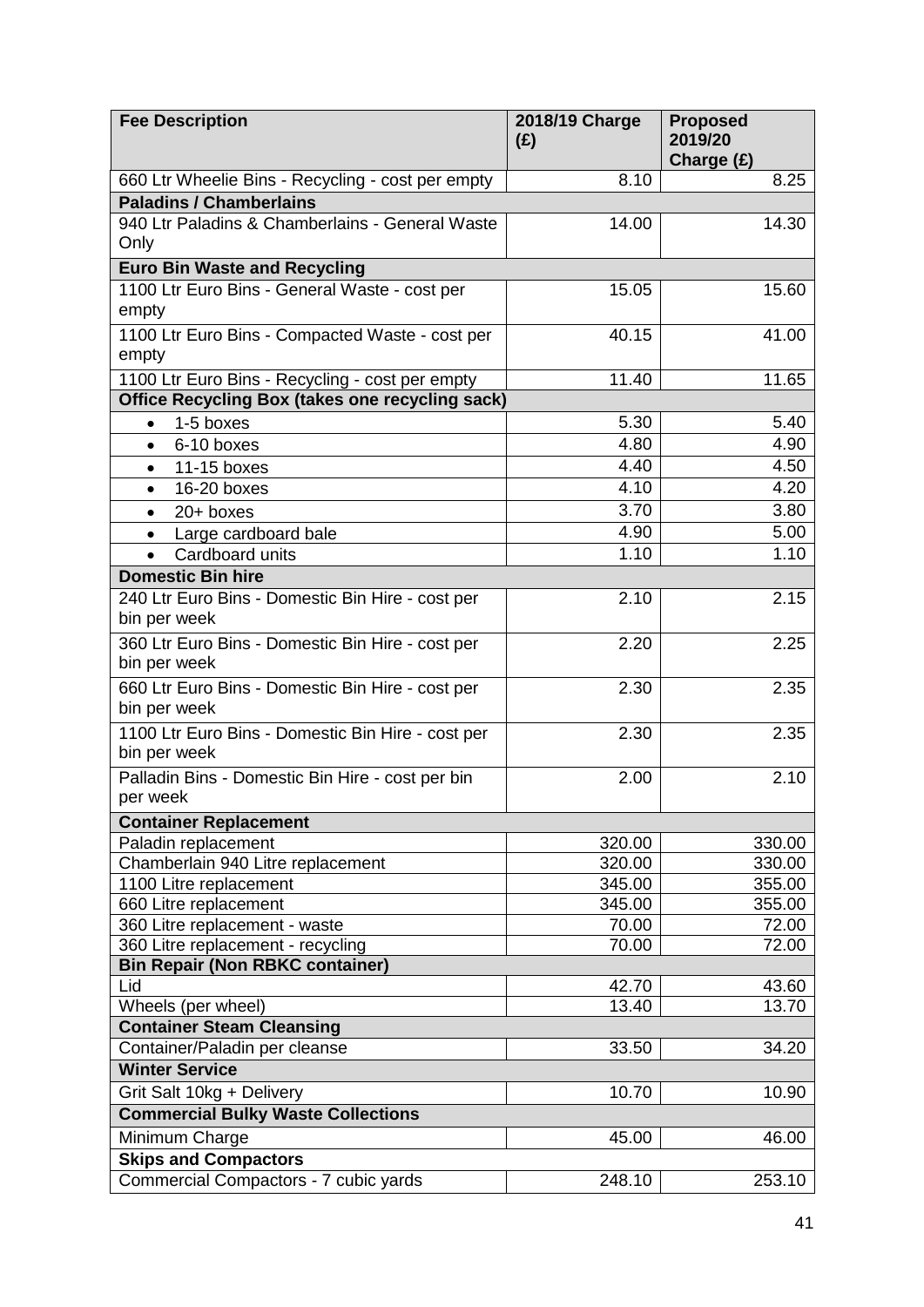| Fee Description | 2018/19 Charge (£) | Proposed 2019/20 Charge (£) |
|---|---|---|
| 660 Ltr Wheelie Bins - Recycling - cost per empty | 8.10 | 8.25 |
| **Paladins / Chamberlains** | | |
| 940 Ltr Paladins & Chamberlains - General Waste Only | 14.00 | 14.30 |
| **Euro Bin Waste and Recycling** | | |
| 1100 Ltr Euro Bins - General Waste - cost per empty | 15.05 | 15.60 |
| 1100 Ltr Euro Bins - Compacted Waste - cost per empty | 40.15 | 41.00 |
| 1100 Ltr Euro Bins - Recycling - cost per empty | 11.40 | 11.65 |
| **Office Recycling Box (takes one recycling sack)** | | |
| • 1-5 boxes | 5.30 | 5.40 |
| • 6-10 boxes | 4.80 | 4.90 |
| • 11-15 boxes | 4.40 | 4.50 |
| • 16-20 boxes | 4.10 | 4.20 |
| • 20+ boxes | 3.70 | 3.80 |
| • Large cardboard bale | 4.90 | 5.00 |
| • Cardboard units | 1.10 | 1.10 |
| **Domestic Bin hire** | | |
| 240 Ltr Euro Bins - Domestic Bin Hire - cost per bin per week | 2.10 | 2.15 |
| 360 Ltr Euro Bins - Domestic Bin Hire - cost per bin per week | 2.20 | 2.25 |
| 660 Ltr Euro Bins - Domestic Bin Hire - cost per bin per week | 2.30 | 2.35 |
| 1100 Ltr Euro Bins - Domestic Bin Hire - cost per bin per week | 2.30 | 2.35 |
| Palladin Bins - Domestic Bin Hire - cost per bin per week | 2.00 | 2.10 |
| **Container Replacement** | | |
| Paladin replacement | 320.00 | 330.00 |
| Chamberlain 940 Litre replacement | 320.00 | 330.00 |
| 1100 Litre replacement | 345.00 | 355.00 |
| 660 Litre replacement | 345.00 | 355.00 |
| 360 Litre replacement - waste | 70.00 | 72.00 |
| 360 Litre replacement - recycling | 70.00 | 72.00 |
| **Bin Repair (Non RBKC container)** | | |
| Lid | 42.70 | 43.60 |
| Wheels (per wheel) | 13.40 | 13.70 |
| **Container Steam Cleansing** | | |
| Container/Paladin per cleanse | 33.50 | 34.20 |
| **Winter Service** | | |
| Grit Salt 10kg + Delivery | 10.70 | 10.90 |
| **Commercial Bulky Waste Collections** | | |
| Minimum Charge | 45.00 | 46.00 |
| **Skips and Compactors** | | |
| Commercial Compactors - 7 cubic yards | 248.10 | 253.10 |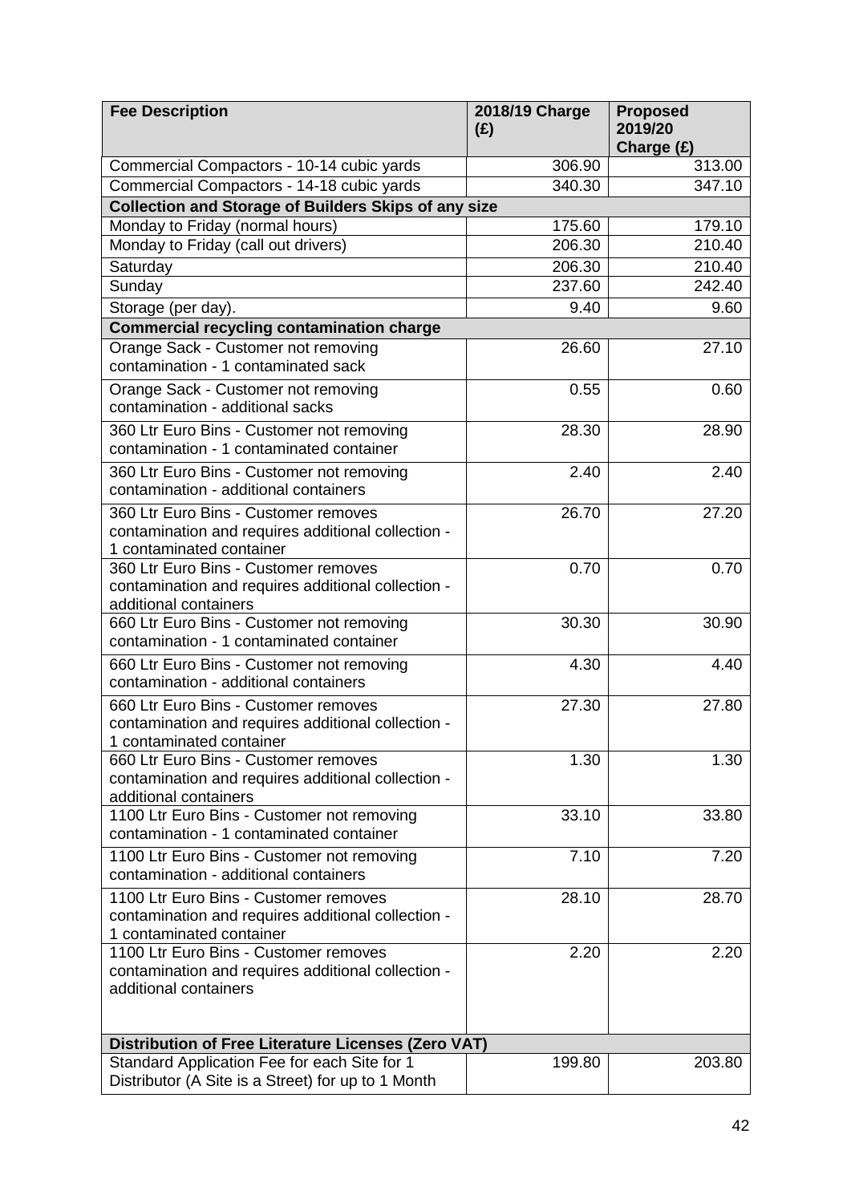| Fee Description | 2018/19 Charge (£) | Proposed 2019/20 Charge (£) |
|---|---|---|
| Commercial Compactors - 10-14 cubic yards | 306.90 | 313.00 |
| Commercial Compactors - 14-18 cubic yards | 340.30 | 347.10 |
| **Collection and Storage of Builders Skips of any size** | | |
| Monday to Friday (normal hours) | 175.60 | 179.10 |
| Monday to Friday (call out drivers) | 206.30 | 210.40 |
| Saturday | 206.30 | 210.40 |
| Sunday | 237.60 | 242.40 |
| Storage (per day). | 9.40 | 9.60 |
| **Commercial recycling contamination charge** | | |
| Orange Sack - Customer not removing contamination - 1 contaminated sack | 26.60 | 27.10 |
| Orange Sack - Customer not removing contamination - additional sacks | 0.55 | 0.60 |
| 360 Ltr Euro Bins - Customer not removing contamination - 1 contaminated container | 28.30 | 28.90 |
| 360 Ltr Euro Bins - Customer not removing contamination - additional containers | 2.40 | 2.40 |
| 360 Ltr Euro Bins - Customer removes contamination and requires additional collection - 1 contaminated container | 26.70 | 27.20 |
| 360 Ltr Euro Bins - Customer removes contamination and requires additional collection - additional containers | 0.70 | 0.70 |
| 660 Ltr Euro Bins - Customer not removing contamination - 1 contaminated container | 30.30 | 30.90 |
| 660 Ltr Euro Bins - Customer not removing contamination - additional containers | 4.30 | 4.40 |
| 660 Ltr Euro Bins - Customer removes contamination and requires additional collection - 1 contaminated container | 27.30 | 27.80 |
| 660 Ltr Euro Bins - Customer removes contamination and requires additional collection - additional containers | 1.30 | 1.30 |
| 1100 Ltr Euro Bins - Customer not removing contamination - 1 contaminated container | 33.10 | 33.80 |
| 1100 Ltr Euro Bins - Customer not removing contamination - additional containers | 7.10 | 7.20 |
| 1100 Ltr Euro Bins - Customer removes contamination and requires additional collection - 1 contaminated container | 28.10 | 28.70 |
| 1100 Ltr Euro Bins - Customer removes contamination and requires additional collection - additional containers | 2.20 | 2.20 |
| **Distribution of Free Literature Licenses (Zero VAT)** | | |
| Standard Application Fee for each Site for 1 Distributor (A Site is a Street) for up to 1 Month | 199.80 | 203.80 |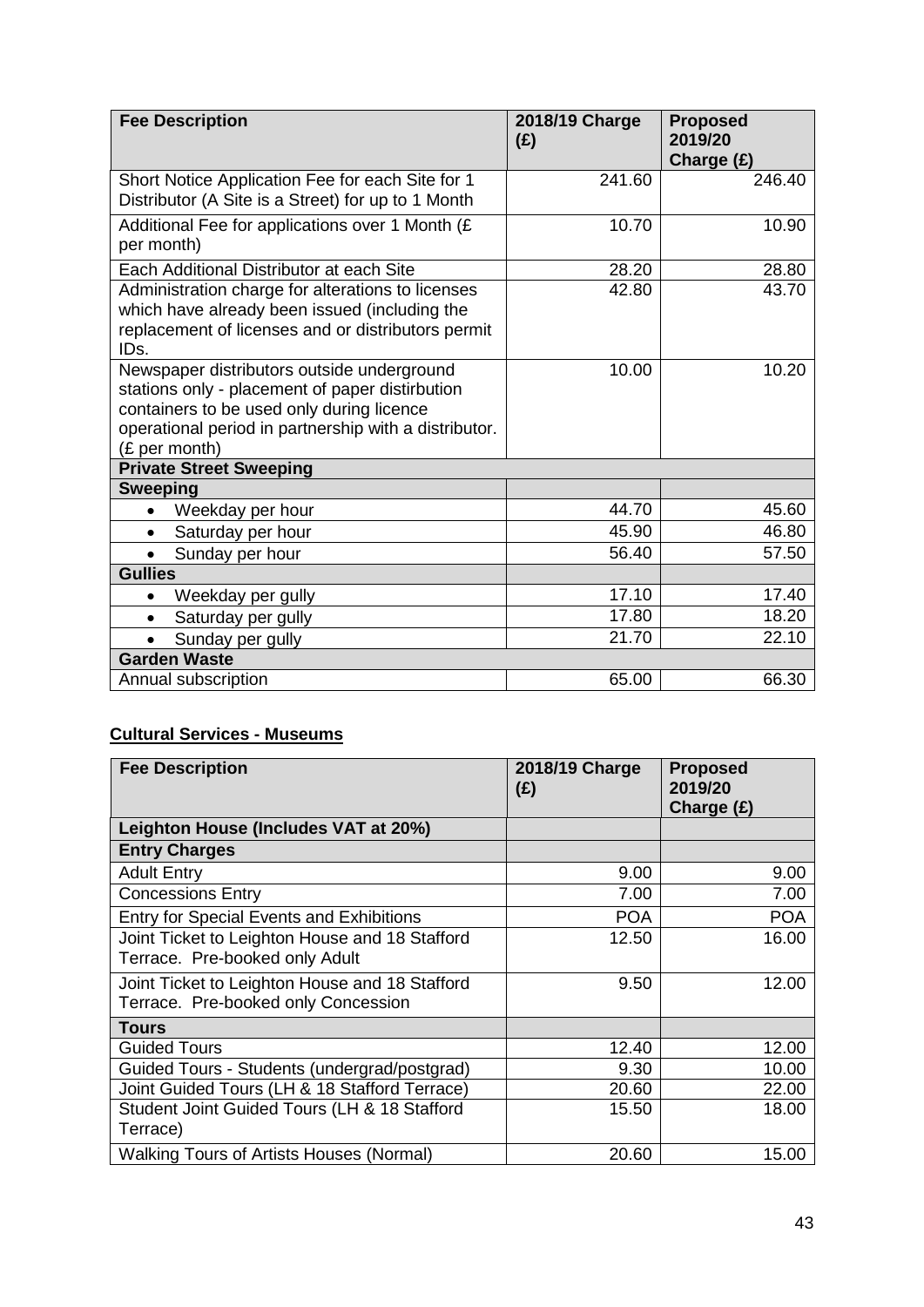| Fee Description | 2018/19 Charge (£) | Proposed 2019/20 Charge (£) |
|---|---|---|
| Short Notice Application Fee for each Site for 1 Distributor (A Site is a Street) for up to 1 Month | 241.60 | 246.40 |
| Additional Fee for applications over 1 Month (£ per month) | 10.70 | 10.90 |
| Each Additional Distributor at each Site | 28.20 | 28.80 |
| Administration charge for alterations to licenses which have already been issued (including the replacement of licenses and or distributors permit IDs. | 42.80 | 43.70 |
| Newspaper distributors outside underground stations only - placement of paper distirbution containers to be used only during licence operational period in partnership with a distributor. (£ per month) | 10.00 | 10.20 |
| **Private Street Sweeping** | | |
| **Sweeping** | | |
| • Weekday per hour | 44.70 | 45.60 |
| • Saturday per hour | 45.90 | 46.80 |
| • Sunday per hour | 56.40 | 57.50 |
| **Gullies** | | |
| • Weekday per gully | 17.10 | 17.40 |
| • Saturday per gully | 17.80 | 18.20 |
| • Sunday per gully | 21.70 | 22.10 |
| **Garden Waste** | | |
| Annual subscription | 65.00 | 66.30 |

**Cultural Services - Museums**

| Fee Description | 2018/19 Charge (£) | Proposed 2019/20 Charge (£) |
|---|---|---|
| **Leighton House (Includes VAT at 20%)** | | |
| **Entry Charges** | | |
| Adult Entry | 9.00 | 9.00 |
| Concessions Entry | 7.00 | 7.00 |
| Entry for Special Events and Exhibitions | POA | POA |
| Joint Ticket to Leighton House and 18 Stafford Terrace. Pre-booked only Adult | 12.50 | 16.00 |
| Joint Ticket to Leighton House and 18 Stafford Terrace. Pre-booked only Concession | 9.50 | 12.00 |
| **Tours** | | |
| Guided Tours | 12.40 | 12.00 |
| Guided Tours - Students (undergrad/postgrad) | 9.30 | 10.00 |
| Joint Guided Tours (LH & 18 Stafford Terrace) | 20.60 | 22.00 |
| Student Joint Guided Tours (LH & 18 Stafford Terrace) | 15.50 | 18.00 |
| Walking Tours of Artists Houses (Normal) | 20.60 | 15.00 |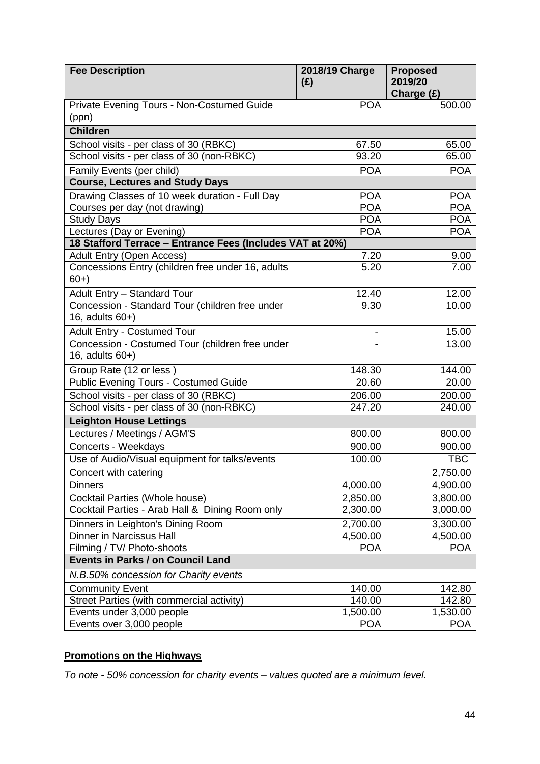| Fee Description | 2018/19 Charge (£) | Proposed 2019/20 Charge (£) |
|---|---|---|
| Private Evening Tours - Non-Costumed Guide (ppn) | POA | 500.00 |
| **Children** | | |
| School visits - per class of 30 (RBKC) | 67.50 | 65.00 |
| School visits - per class of 30 (non-RBKC) | 93.20 | 65.00 |
| Family Events (per child) | POA | POA |
| **Course, Lectures and Study Days** | | |
| Drawing Classes of 10 week duration - Full Day | POA | POA |
| Courses per day (not drawing) | POA | POA |
| Study Days | POA | POA |
| Lectures (Day or Evening) | POA | POA |
| **18 Stafford Terrace – Entrance Fees (Includes VAT at 20%)** | | |
| Adult Entry (Open Access) | 7.20 | 9.00 |
| Concessions Entry (children free under 16, adults 60+) | 5.20 | 7.00 |
| Adult Entry – Standard Tour | 12.40 | 12.00 |
| Concession - Standard Tour (children free under 16, adults 60+) | 9.30 | 10.00 |
| Adult Entry - Costumed Tour | - | 15.00 |
| Concession - Costumed Tour (children free under 16, adults 60+) | - | 13.00 |
| Group Rate (12 or less ) | 148.30 | 144.00 |
| Public Evening Tours - Costumed Guide | 20.60 | 20.00 |
| School visits - per class of 30 (RBKC) | 206.00 | 200.00 |
| School visits - per class of 30 (non-RBKC) | 247.20 | 240.00 |
| **Leighton House Lettings** | | |
| Lectures / Meetings / AGM'S | 800.00 | 800.00 |
| Concerts - Weekdays | 900.00 | 900.00 |
| Use of Audio/Visual equipment for talks/events | 100.00 | TBC |
| Concert with catering | | 2,750.00 |
| Dinners | 4,000.00 | 4,900.00 |
| Cocktail Parties (Whole house) | 2,850.00 | 3,800.00 |
| Cocktail Parties - Arab Hall & Dining Room only | 2,300.00 | 3,000.00 |
| Dinners in Leighton's Dining Room | 2,700.00 | 3,300.00 |
| Dinner in Narcissus Hall | 4,500.00 | 4,500.00 |
| Filming / TV/ Photo-shoots | POA | POA |
| **Events in Parks / on Council Land** | | |
| *N.B.50% concession for Charity events* | | |
| Community Event | 140.00 | 142.80 |
| Street Parties (with commercial activity) | 140.00 | 142.80 |
| Events under 3,000 people | 1,500.00 | 1,530.00 |
| Events over 3,000 people | POA | POA |

**Promotions on the Highways**

*To note - 50% concession for charity events – values quoted are a minimum level.*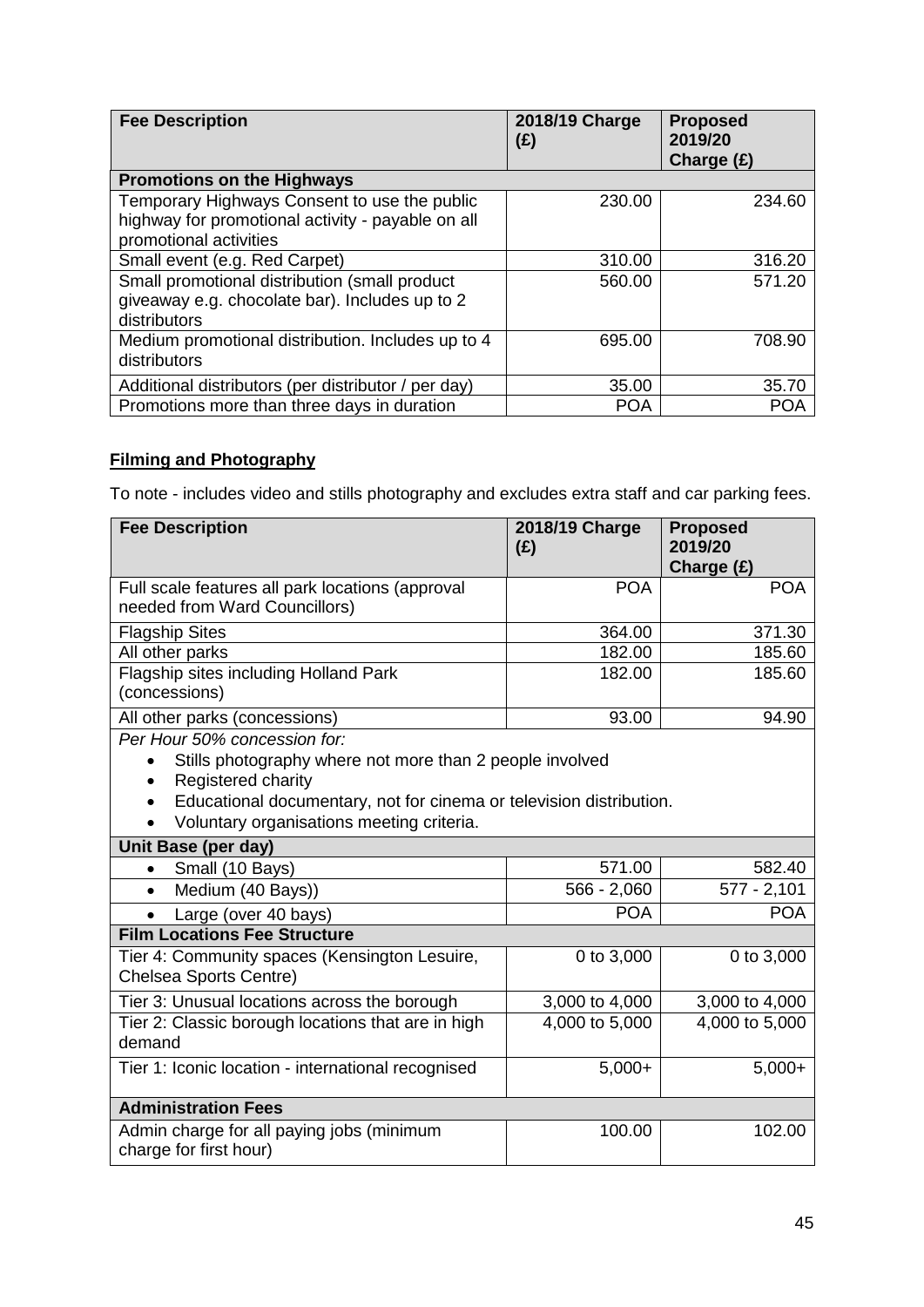| Fee Description | 2018/19 Charge (£) | Proposed 2019/20 Charge (£) |
|---|---|---|
| **Promotions on the Highways** | | |
| Temporary Highways Consent to use the public highway for promotional activity - payable on all promotional activities | 230.00 | 234.60 |
| Small event (e.g. Red Carpet) | 310.00 | 316.20 |
| Small promotional distribution (small product giveaway e.g. chocolate bar). Includes up to 2 distributors | 560.00 | 571.20 |
| Medium promotional distribution. Includes up to 4 distributors | 695.00 | 708.90 |
| Additional distributors (per distributor / per day) | 35.00 | 35.70 |
| Promotions more than three days in duration | POA | POA |

**Filming and Photography**

To note - includes video and stills photography and excludes extra staff and car parking fees.

| Fee Description | 2018/19 Charge (£) | Proposed 2019/20 Charge (£) |
|---|---|---|
| Full scale features all park locations (approval needed from Ward Councillors) | POA | POA |
| Flagship Sites | 364.00 | 371.30 |
| All other parks | 182.00 | 185.60 |
| Flagship sites including Holland Park (concessions) | 182.00 | 185.60 |
| All other parks (concessions) | 93.00 | 94.90 |
| *Per Hour 50% concession for:* <br>• Stills photography where not more than 2 people involved <br>• Registered charity <br>• Educational documentary, not for cinema or television distribution. <br>• Voluntary organisations meeting criteria. | | |
| **Unit Base (per day)** | | |
| • Small (10 Bays) | 571.00 | 582.40 |
| • Medium (40 Bays)) | 566 - 2,060 | 577 - 2,101 |
| • Large (over 40 bays) | POA | POA |
| **Film Locations Fee Structure** | | |
| Tier 4: Community spaces (Kensington Lesuire, Chelsea Sports Centre) | 0 to 3,000 | 0 to 3,000 |
| Tier 3: Unusual locations across the borough | 3,000 to 4,000 | 3,000 to 4,000 |
| Tier 2: Classic borough locations that are in high demand | 4,000 to 5,000 | 4,000 to 5,000 |
| Tier 1: Iconic location - international recognised | 5,000+ | 5,000+ |
| **Administration Fees** | | |
| Admin charge for all paying jobs (minimum charge for first hour) | 100.00 | 102.00 |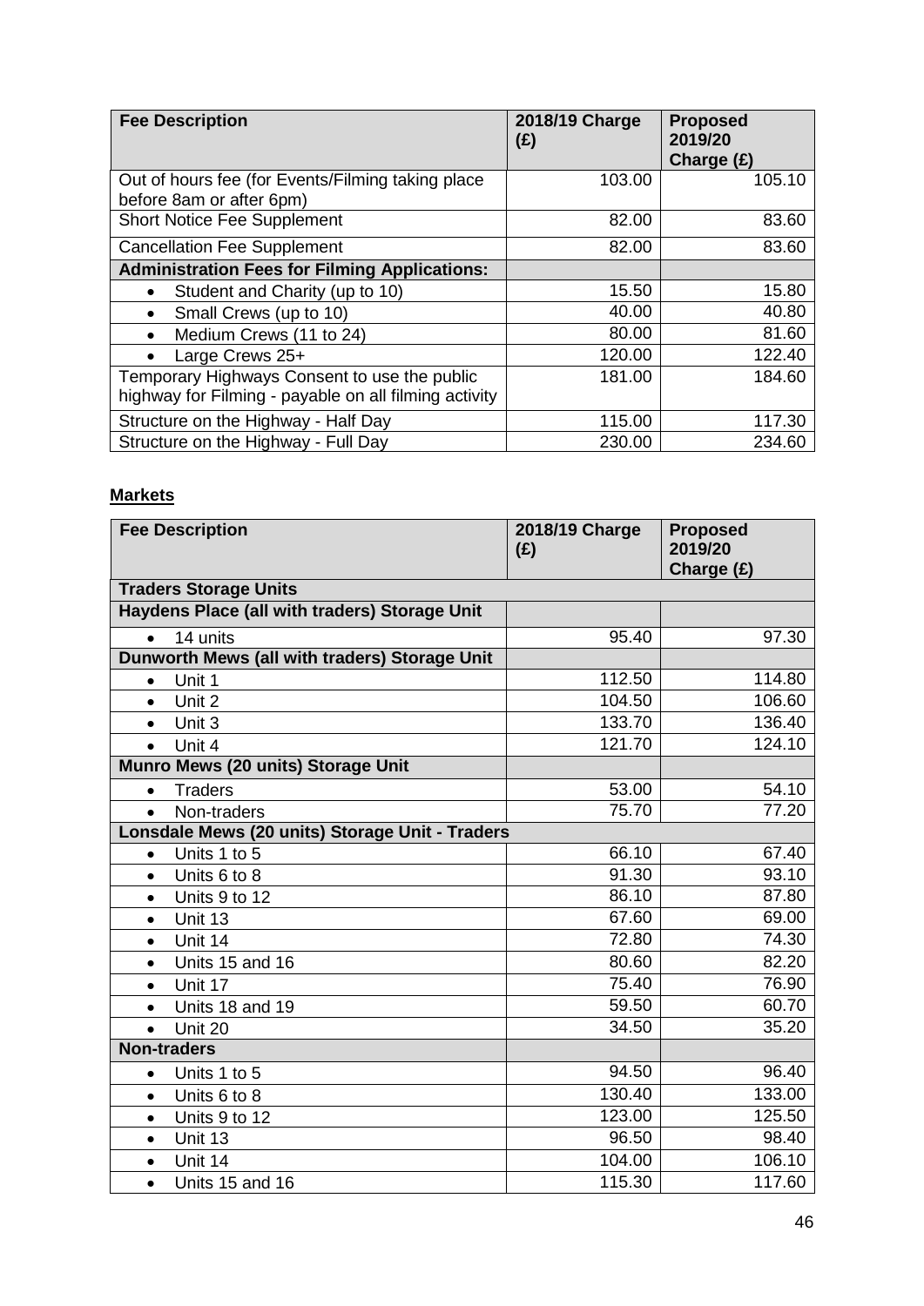| Fee Description | 2018/19 Charge (£) | Proposed 2019/20 Charge (£) |
|---|---|---|
| Out of hours fee (for Events/Filming taking place before 8am or after 6pm) | 103.00 | 105.10 |
| Short Notice Fee Supplement | 82.00 | 83.60 |
| Cancellation Fee Supplement | 82.00 | 83.60 |
| **Administration Fees for Filming Applications:** | | |
| • Student and Charity (up to 10) | 15.50 | 15.80 |
| • Small Crews (up to 10) | 40.00 | 40.80 |
| • Medium Crews (11 to 24) | 80.00 | 81.60 |
| • Large Crews 25+ | 120.00 | 122.40 |
| Temporary Highways Consent to use the public highway for Filming - payable on all filming activity | 181.00 | 184.60 |
| Structure on the Highway - Half Day | 115.00 | 117.30 |
| Structure on the Highway - Full Day | 230.00 | 234.60 |

**Markets**

| Fee Description | 2018/19 Charge (£) | Proposed 2019/20 Charge (£) |
|---|---|---|
| **Traders Storage Units** | | |
| **Haydens Place (all with traders) Storage Unit** | | |
| • 14 units | 95.40 | 97.30 |
| **Dunworth Mews (all with traders) Storage Unit** | | |
| • Unit 1 | 112.50 | 114.80 |
| • Unit 2 | 104.50 | 106.60 |
| • Unit 3 | 133.70 | 136.40 |
| • Unit 4 | 121.70 | 124.10 |
| **Munro Mews (20 units) Storage Unit** | | |
| • Traders | 53.00 | 54.10 |
| • Non-traders | 75.70 | 77.20 |
| **Lonsdale Mews (20 units) Storage Unit - Traders** | | |
| • Units 1 to 5 | 66.10 | 67.40 |
| • Units 6 to 8 | 91.30 | 93.10 |
| • Units 9 to 12 | 86.10 | 87.80 |
| • Unit 13 | 67.60 | 69.00 |
| • Unit 14 | 72.80 | 74.30 |
| • Units 15 and 16 | 80.60 | 82.20 |
| • Unit 17 | 75.40 | 76.90 |
| • Units 18 and 19 | 59.50 | 60.70 |
| • Unit 20 | 34.50 | 35.20 |
| **Non-traders** | | |
| • Units 1 to 5 | 94.50 | 96.40 |
| • Units 6 to 8 | 130.40 | 133.00 |
| • Units 9 to 12 | 123.00 | 125.50 |
| • Unit 13 | 96.50 | 98.40 |
| • Unit 14 | 104.00 | 106.10 |
| • Units 15 and 16 | 115.30 | 117.60 |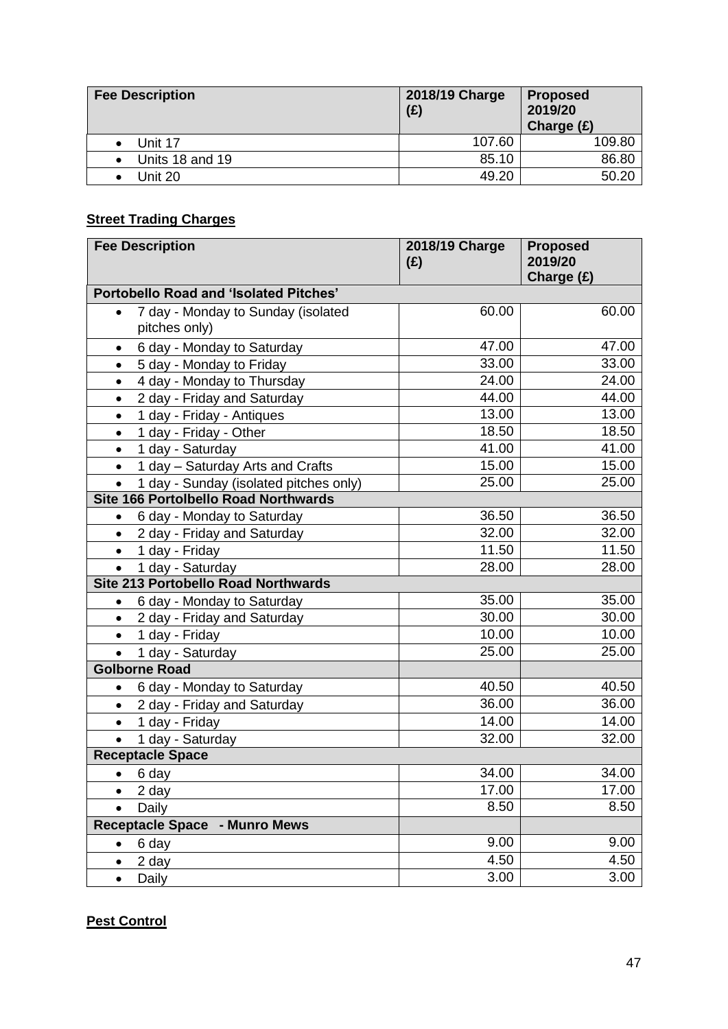| Fee Description | 2018/19 Charge (£) | Proposed 2019/20 Charge (£) |
|---|---|---|
| • Unit 17 | 107.60 | 109.80 |
| • Units 18 and 19 | 85.10 | 86.80 |
| • Unit 20 | 49.20 | 50.20 |

**Street Trading Charges**

| Fee Description | 2018/19 Charge (£) | Proposed 2019/20 Charge (£) |
|---|---|---|
| **Portobello Road and 'Isolated Pitches'** | | |
| • 7 day - Monday to Sunday (isolated pitches only) | 60.00 | 60.00 |
| • 6 day - Monday to Saturday | 47.00 | 47.00 |
| • 5 day - Monday to Friday | 33.00 | 33.00 |
| • 4 day - Monday to Thursday | 24.00 | 24.00 |
| • 2 day - Friday and Saturday | 44.00 | 44.00 |
| • 1 day - Friday - Antiques | 13.00 | 13.00 |
| • 1 day - Friday - Other | 18.50 | 18.50 |
| • 1 day - Saturday | 41.00 | 41.00 |
| • 1 day – Saturday Arts and Crafts | 15.00 | 15.00 |
| • 1 day - Sunday (isolated pitches only) | 25.00 | 25.00 |
| **Site 166 Portolbello Road Northwards** | | |
| • 6 day - Monday to Saturday | 36.50 | 36.50 |
| • 2 day - Friday and Saturday | 32.00 | 32.00 |
| • 1 day - Friday | 11.50 | 11.50 |
| • 1 day - Saturday | 28.00 | 28.00 |
| **Site 213 Portobello Road Northwards** | | |
| • 6 day - Monday to Saturday | 35.00 | 35.00 |
| • 2 day - Friday and Saturday | 30.00 | 30.00 |
| • 1 day - Friday | 10.00 | 10.00 |
| • 1 day - Saturday | 25.00 | 25.00 |
| **Golborne Road** | | |
| • 6 day - Monday to Saturday | 40.50 | 40.50 |
| • 2 day - Friday and Saturday | 36.00 | 36.00 |
| • 1 day - Friday | 14.00 | 14.00 |
| • 1 day - Saturday | 32.00 | 32.00 |
| **Receptacle Space** | | |
| • 6 day | 34.00 | 34.00 |
| • 2 day | 17.00 | 17.00 |
| • Daily | 8.50 | 8.50 |
| **Receptacle Space - Munro Mews** | | |
| • 6 day | 9.00 | 9.00 |
| • 2 day | 4.50 | 4.50 |
| • Daily | 3.00 | 3.00 |

**Pest Control**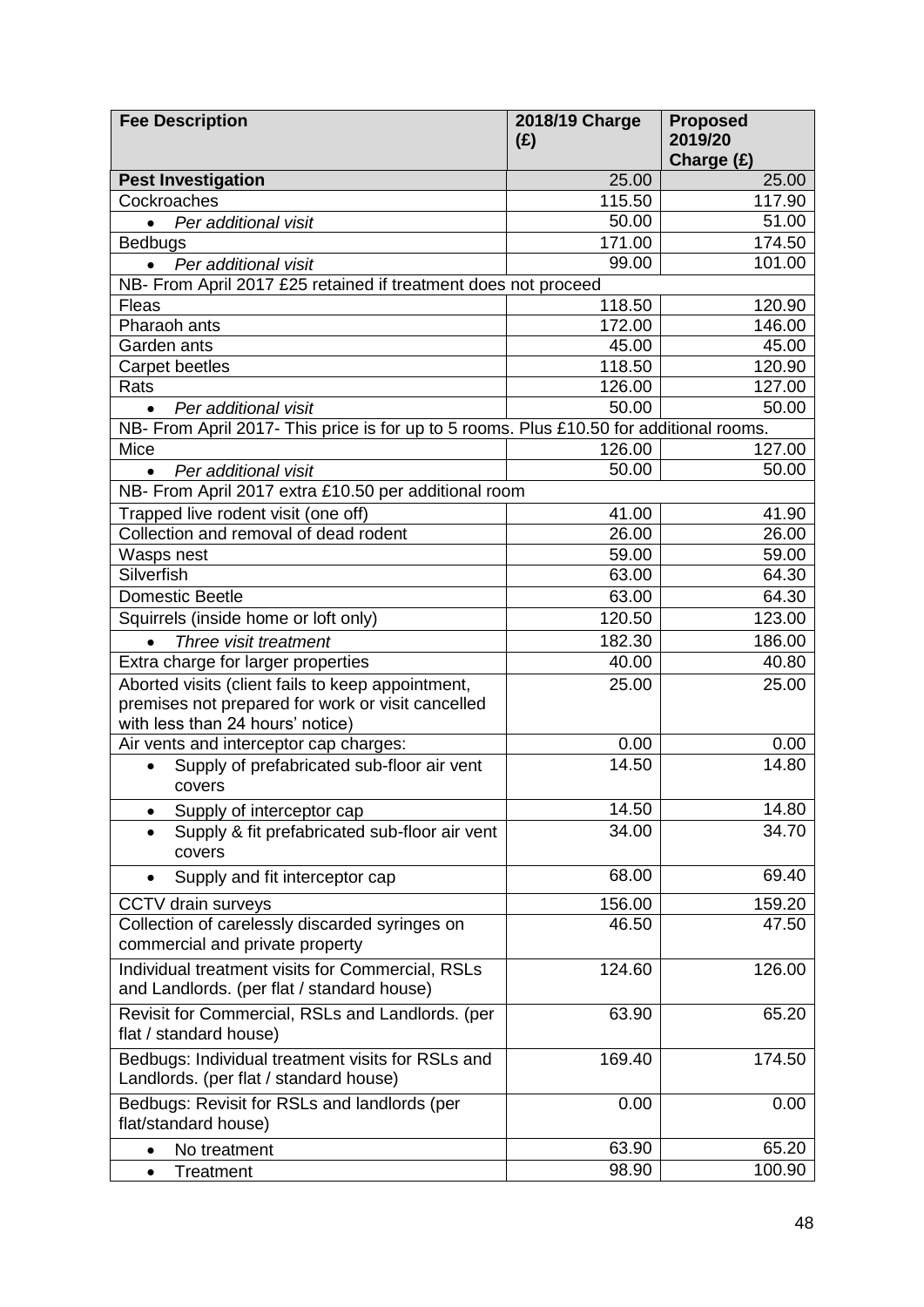| Fee Description | 2018/19 Charge (£) | Proposed 2019/20 Charge (£) |
|---|---|---|
| **Pest Investigation** | 25.00 | 25.00 |
| Cockroaches | 115.50 | 117.90 |
| • *Per additional visit* | 50.00 | 51.00 |
| Bedbugs | 171.00 | 174.50 |
| • *Per additional visit* | 99.00 | 101.00 |
| NB- From April 2017 £25 retained if treatment does not proceed | | |
| Fleas | 118.50 | 120.90 |
| Pharaoh ants | 172.00 | 146.00 |
| Garden ants | 45.00 | 45.00 |
| Carpet beetles | 118.50 | 120.90 |
| Rats | 126.00 | 127.00 |
| • *Per additional visit* | 50.00 | 50.00 |
| NB- From April 2017- This price is for up to 5 rooms. Plus £10.50 for additional rooms. | | |
| Mice | 126.00 | 127.00 |
| • *Per additional visit* | 50.00 | 50.00 |
| NB- From April 2017 extra £10.50 per additional room | | |
| Trapped live rodent visit (one off) | 41.00 | 41.90 |
| Collection and removal of dead rodent | 26.00 | 26.00 |
| Wasps nest | 59.00 | 59.00 |
| Silverfish | 63.00 | 64.30 |
| Domestic Beetle | 63.00 | 64.30 |
| Squirrels (inside home or loft only) | 120.50 | 123.00 |
| • *Three visit treatment* | 182.30 | 186.00 |
| Extra charge for larger properties | 40.00 | 40.80 |
| Aborted visits (client fails to keep appointment, premises not prepared for work or visit cancelled with less than 24 hours' notice) | 25.00 | 25.00 |
| Air vents and interceptor cap charges: | 0.00 | 0.00 |
| • Supply of prefabricated sub-floor air vent covers | 14.50 | 14.80 |
| • Supply of interceptor cap | 14.50 | 14.80 |
| • Supply & fit prefabricated sub-floor air vent covers | 34.00 | 34.70 |
| • Supply and fit interceptor cap | 68.00 | 69.40 |
| CCTV drain surveys | 156.00 | 159.20 |
| Collection of carelessly discarded syringes on commercial and private property | 46.50 | 47.50 |
| Individual treatment visits for Commercial, RSLs and Landlords. (per flat / standard house) | 124.60 | 126.00 |
| Revisit for Commercial, RSLs and Landlords. (per flat / standard house) | 63.90 | 65.20 |
| Bedbugs: Individual treatment visits for RSLs and Landlords. (per flat / standard house) | 169.40 | 174.50 |
| Bedbugs: Revisit for RSLs and landlords (per flat/standard house) | 0.00 | 0.00 |
| • No treatment | 63.90 | 65.20 |
| • Treatment | 98.90 | 100.90 |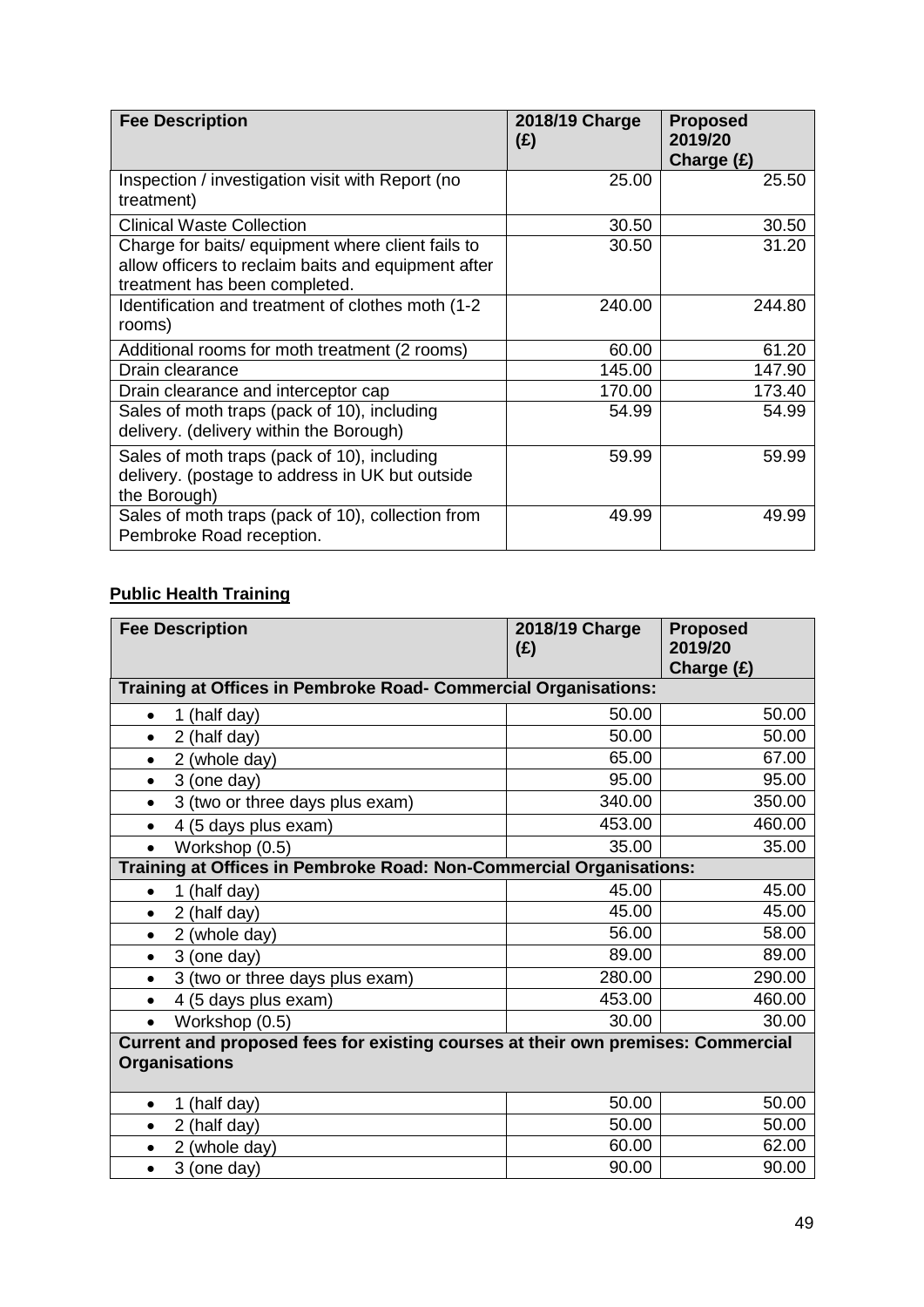| Fee Description | 2018/19 Charge (£) | Proposed 2019/20 Charge (£) |
|---|---|---|
| Inspection / investigation visit with Report (no treatment) | 25.00 | 25.50 |
| Clinical Waste Collection | 30.50 | 30.50 |
| Charge for baits/ equipment where client fails to allow officers to reclaim baits and equipment after treatment has been completed. | 30.50 | 31.20 |
| Identification and treatment of clothes moth (1-2 rooms) | 240.00 | 244.80 |
| Additional rooms for moth treatment (2 rooms) | 60.00 | 61.20 |
| Drain clearance | 145.00 | 147.90 |
| Drain clearance and interceptor cap | 170.00 | 173.40 |
| Sales of moth traps (pack of 10), including delivery. (delivery within the Borough) | 54.99 | 54.99 |
| Sales of moth traps (pack of 10), including delivery. (postage to address in UK but outside the Borough) | 59.99 | 59.99 |
| Sales of moth traps (pack of 10), collection from Pembroke Road reception. | 49.99 | 49.99 |

**Public Health Training**

| Fee Description | 2018/19 Charge (£) | Proposed 2019/20 Charge (£) |
|---|---|---|
| **Training at Offices in Pembroke Road- Commercial Organisations:** | | |
| • 1 (half day) | 50.00 | 50.00 |
| • 2 (half day) | 50.00 | 50.00 |
| • 2 (whole day) | 65.00 | 67.00 |
| • 3 (one day) | 95.00 | 95.00 |
| • 3 (two or three days plus exam) | 340.00 | 350.00 |
| • 4 (5 days plus exam) | 453.00 | 460.00 |
| • Workshop (0.5) | 35.00 | 35.00 |
| **Training at Offices in Pembroke Road: Non-Commercial Organisations:** | | |
| • 1 (half day) | 45.00 | 45.00 |
| • 2 (half day) | 45.00 | 45.00 |
| • 2 (whole day) | 56.00 | 58.00 |
| • 3 (one day) | 89.00 | 89.00 |
| • 3 (two or three days plus exam) | 280.00 | 290.00 |
| • 4 (5 days plus exam) | 453.00 | 460.00 |
| • Workshop (0.5) | 30.00 | 30.00 |
| **Current and proposed fees for existing courses at their own premises: Commercial Organisations** | | |
| • 1 (half day) | 50.00 | 50.00 |
| • 2 (half day) | 50.00 | 50.00 |
| • 2 (whole day) | 60.00 | 62.00 |
| • 3 (one day) | 90.00 | 90.00 |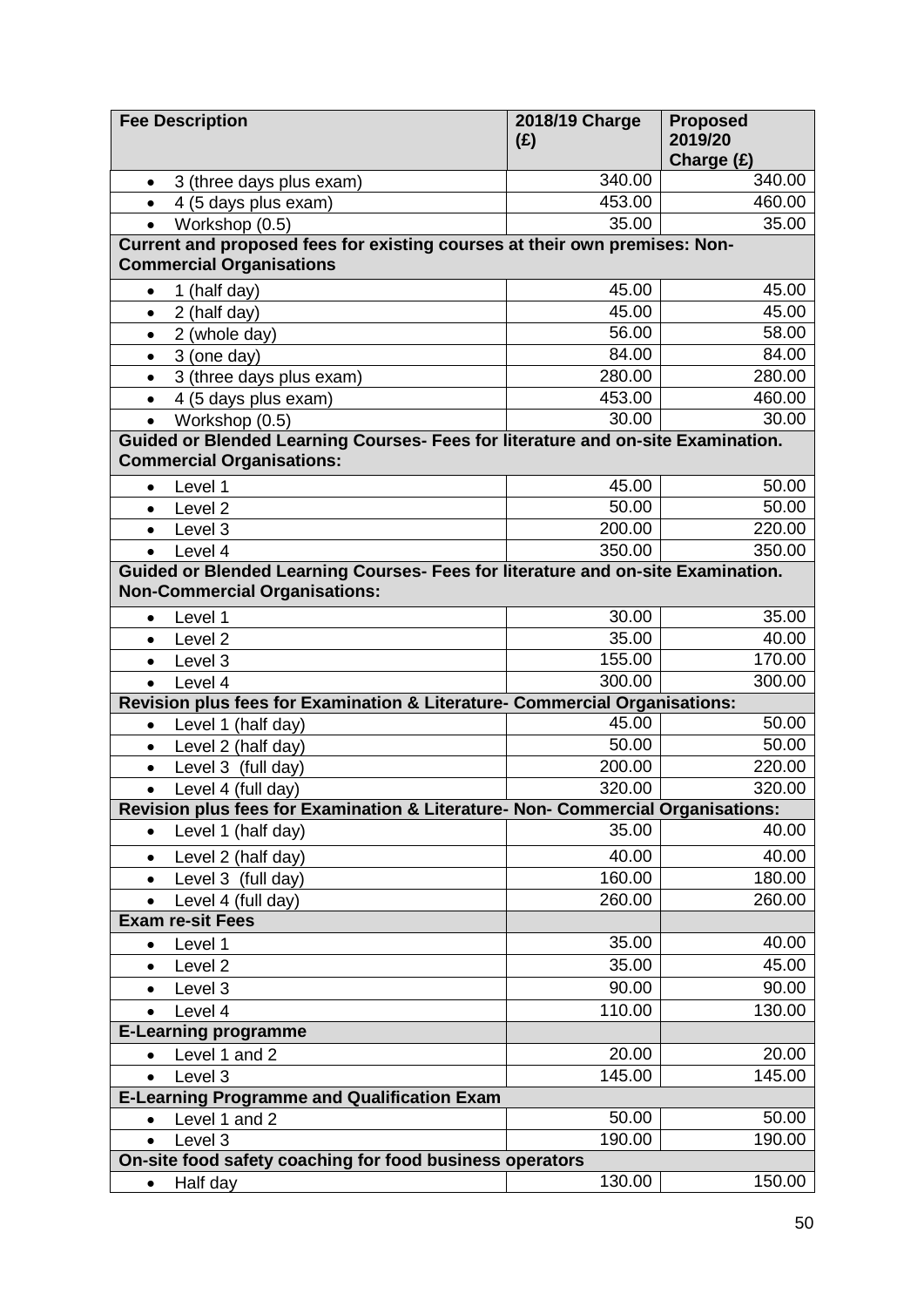| Fee Description | 2018/19 Charge (£) | Proposed 2019/20 Charge (£) |
|---|---|---|
| • 3 (three days plus exam) | 340.00 | 340.00 |
| • 4 (5 days plus exam) | 453.00 | 460.00 |
| • Workshop (0.5) | 35.00 | 35.00 |
| **Current and proposed fees for existing courses at their own premises: Non-Commercial Organisations** | | |
| • 1 (half day) | 45.00 | 45.00 |
| • 2 (half day) | 45.00 | 45.00 |
| • 2 (whole day) | 56.00 | 58.00 |
| • 3 (one day) | 84.00 | 84.00 |
| • 3 (three days plus exam) | 280.00 | 280.00 |
| • 4 (5 days plus exam) | 453.00 | 460.00 |
| • Workshop (0.5) | 30.00 | 30.00 |
| **Guided or Blended Learning Courses- Fees for literature and on-site Examination. Commercial Organisations:** | | |
| • Level 1 | 45.00 | 50.00 |
| • Level 2 | 50.00 | 50.00 |
| • Level 3 | 200.00 | 220.00 |
| • Level 4 | 350.00 | 350.00 |
| **Guided or Blended Learning Courses- Fees for literature and on-site Examination. Non-Commercial Organisations:** | | |
| • Level 1 | 30.00 | 35.00 |
| • Level 2 | 35.00 | 40.00 |
| • Level 3 | 155.00 | 170.00 |
| • Level 4 | 300.00 | 300.00 |
| **Revision plus fees for Examination & Literature- Commercial Organisations:** | | |
| • Level 1 (half day) | 45.00 | 50.00 |
| • Level 2 (half day) | 50.00 | 50.00 |
| • Level 3 (full day) | 200.00 | 220.00 |
| • Level 4 (full day) | 320.00 | 320.00 |
| **Revision plus fees for Examination & Literature- Non- Commercial Organisations:** | | |
| • Level 1 (half day) | 35.00 | 40.00 |
| • Level 2 (half day) | 40.00 | 40.00 |
| • Level 3 (full day) | 160.00 | 180.00 |
| • Level 4 (full day) | 260.00 | 260.00 |
| **Exam re-sit Fees** | | |
| • Level 1 | 35.00 | 40.00 |
| • Level 2 | 35.00 | 45.00 |
| • Level 3 | 90.00 | 90.00 |
| • Level 4 | 110.00 | 130.00 |
| **E-Learning programme** | | |
| • Level 1 and 2 | 20.00 | 20.00 |
| • Level 3 | 145.00 | 145.00 |
| **E-Learning Programme and Qualification Exam** | | |
| • Level 1 and 2 | 50.00 | 50.00 |
| • Level 3 | 190.00 | 190.00 |
| **On-site food safety coaching for food business operators** | | |
| • Half day | 130.00 | 150.00 |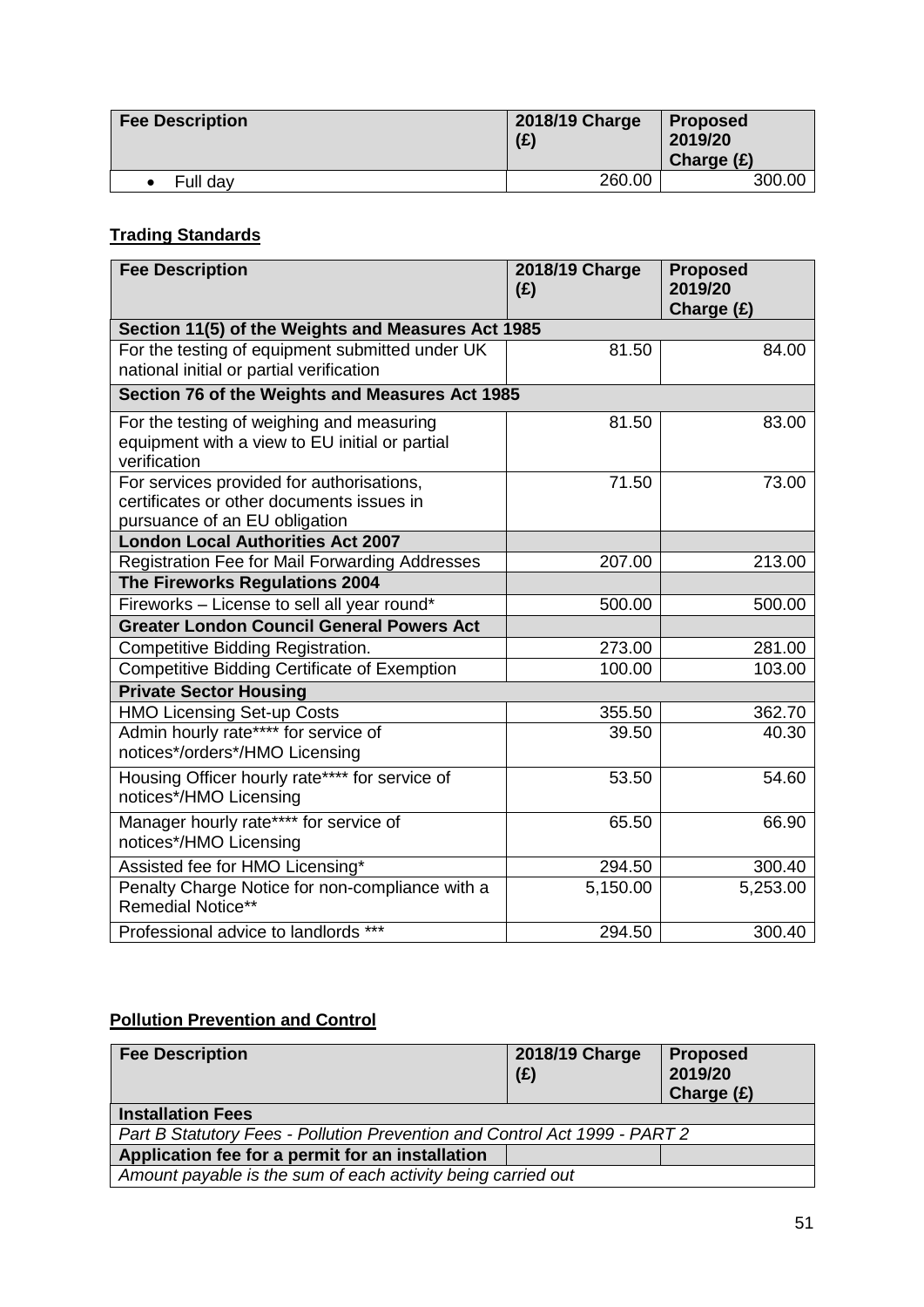| Fee Description | 2018/19 Charge (£) | Proposed 2019/20 Charge (£) |
|---|---|---|
| • Full day | 260.00 | 300.00 |

**Trading Standards**

| Fee Description | 2018/19 Charge (£) | Proposed 2019/20 Charge (£) |
|---|---|---|
| **Section 11(5) of the Weights and Measures Act 1985** | | |
| For the testing of equipment submitted under UK national initial or partial verification | 81.50 | 84.00 |
| **Section 76 of the Weights and Measures Act 1985** | | |
| For the testing of weighing and measuring equipment with a view to EU initial or partial verification | 81.50 | 83.00 |
| For services provided for authorisations, certificates or other documents issues in pursuance of an EU obligation | 71.50 | 73.00 |
| **London Local Authorities Act 2007** | | |
| Registration Fee for Mail Forwarding Addresses | 207.00 | 213.00 |
| **The Fireworks Regulations 2004** | | |
| Fireworks – License to sell all year round* | 500.00 | 500.00 |
| **Greater London Council General Powers Act** | | |
| Competitive Bidding Registration. | 273.00 | 281.00 |
| Competitive Bidding Certificate of Exemption | 100.00 | 103.00 |
| **Private Sector Housing** | | |
| HMO Licensing Set-up Costs | 355.50 | 362.70 |
| Admin hourly rate**** for service of notices*/orders*/HMO Licensing | 39.50 | 40.30 |
| Housing Officer hourly rate**** for service of notices*/HMO Licensing | 53.50 | 54.60 |
| Manager hourly rate**** for service of notices*/HMO Licensing | 65.50 | 66.90 |
| Assisted fee for HMO Licensing* | 294.50 | 300.40 |
| Penalty Charge Notice for non-compliance with a Remedial Notice** | 5,150.00 | 5,253.00 |
| Professional advice to landlords *** | 294.50 | 300.40 |

**Pollution Prevention and Control**

| Fee Description | 2018/19 Charge (£) | Proposed 2019/20 Charge (£) |
|---|---|---|
| **Installation Fees** | | |
| *Part B Statutory Fees - Pollution Prevention and Control Act 1999 - PART 2* | | |
| **Application fee for a permit for an installation** | | |
| *Amount payable is the sum of each activity being carried out* | | |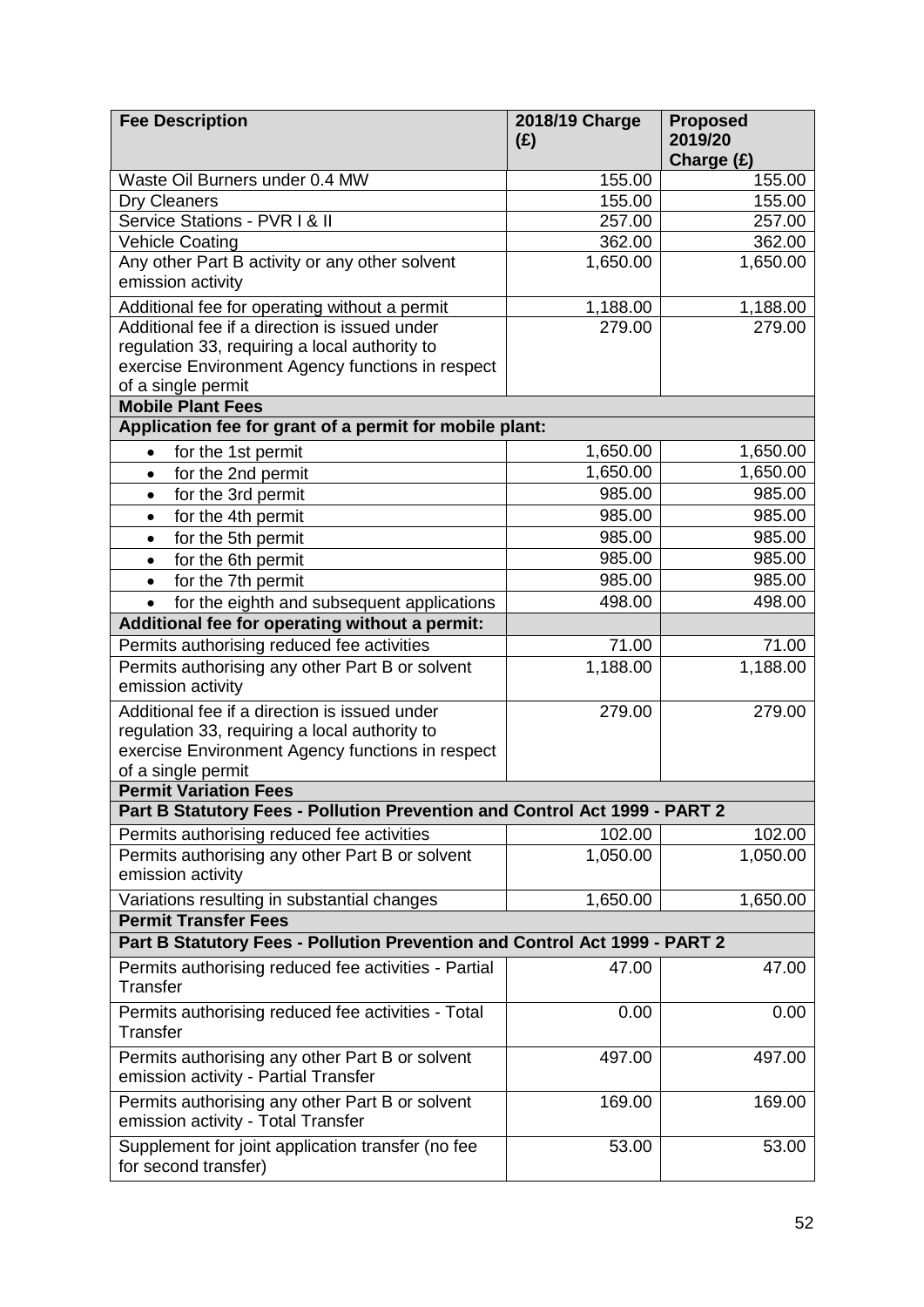| Fee Description | 2018/19 Charge (£) | Proposed 2019/20 Charge (£) |
|---|---|---|
| Waste Oil Burners under 0.4 MW | 155.00 | 155.00 |
| Dry Cleaners | 155.00 | 155.00 |
| Service Stations - PVR I & II | 257.00 | 257.00 |
| Vehicle Coating | 362.00 | 362.00 |
| Any other Part B activity or any other solvent emission activity | 1,650.00 | 1,650.00 |
| Additional fee for operating without a permit | 1,188.00 | 1,188.00 |
| Additional fee if a direction is issued under regulation 33, requiring a local authority to exercise Environment Agency functions in respect of a single permit | 279.00 | 279.00 |
| **Mobile Plant Fees** | | |
| **Application fee for grant of a permit for mobile plant:** | | |
| • for the 1st permit | 1,650.00 | 1,650.00 |
| • for the 2nd permit | 1,650.00 | 1,650.00 |
| • for the 3rd permit | 985.00 | 985.00 |
| • for the 4th permit | 985.00 | 985.00 |
| • for the 5th permit | 985.00 | 985.00 |
| • for the 6th permit | 985.00 | 985.00 |
| • for the 7th permit | 985.00 | 985.00 |
| • for the eighth and subsequent applications | 498.00 | 498.00 |
| **Additional fee for operating without a permit:** | | |
| Permits authorising reduced fee activities | 71.00 | 71.00 |
| Permits authorising any other Part B or solvent emission activity | 1,188.00 | 1,188.00 |
| Additional fee if a direction is issued under regulation 33, requiring a local authority to exercise Environment Agency functions in respect of a single permit | 279.00 | 279.00 |
| **Permit Variation Fees** | | |
| **Part B Statutory Fees - Pollution Prevention and Control Act 1999 - PART 2** | | |
| Permits authorising reduced fee activities | 102.00 | 102.00 |
| Permits authorising any other Part B or solvent emission activity | 1,050.00 | 1,050.00 |
| Variations resulting in substantial changes | 1,650.00 | 1,650.00 |
| **Permit Transfer Fees** | | |
| **Part B Statutory Fees - Pollution Prevention and Control Act 1999 - PART 2** | | |
| Permits authorising reduced fee activities - Partial Transfer | 47.00 | 47.00 |
| Permits authorising reduced fee activities - Total Transfer | 0.00 | 0.00 |
| Permits authorising any other Part B or solvent emission activity - Partial Transfer | 497.00 | 497.00 |
| Permits authorising any other Part B or solvent emission activity - Total Transfer | 169.00 | 169.00 |
| Supplement for joint application transfer (no fee for second transfer) | 53.00 | 53.00 |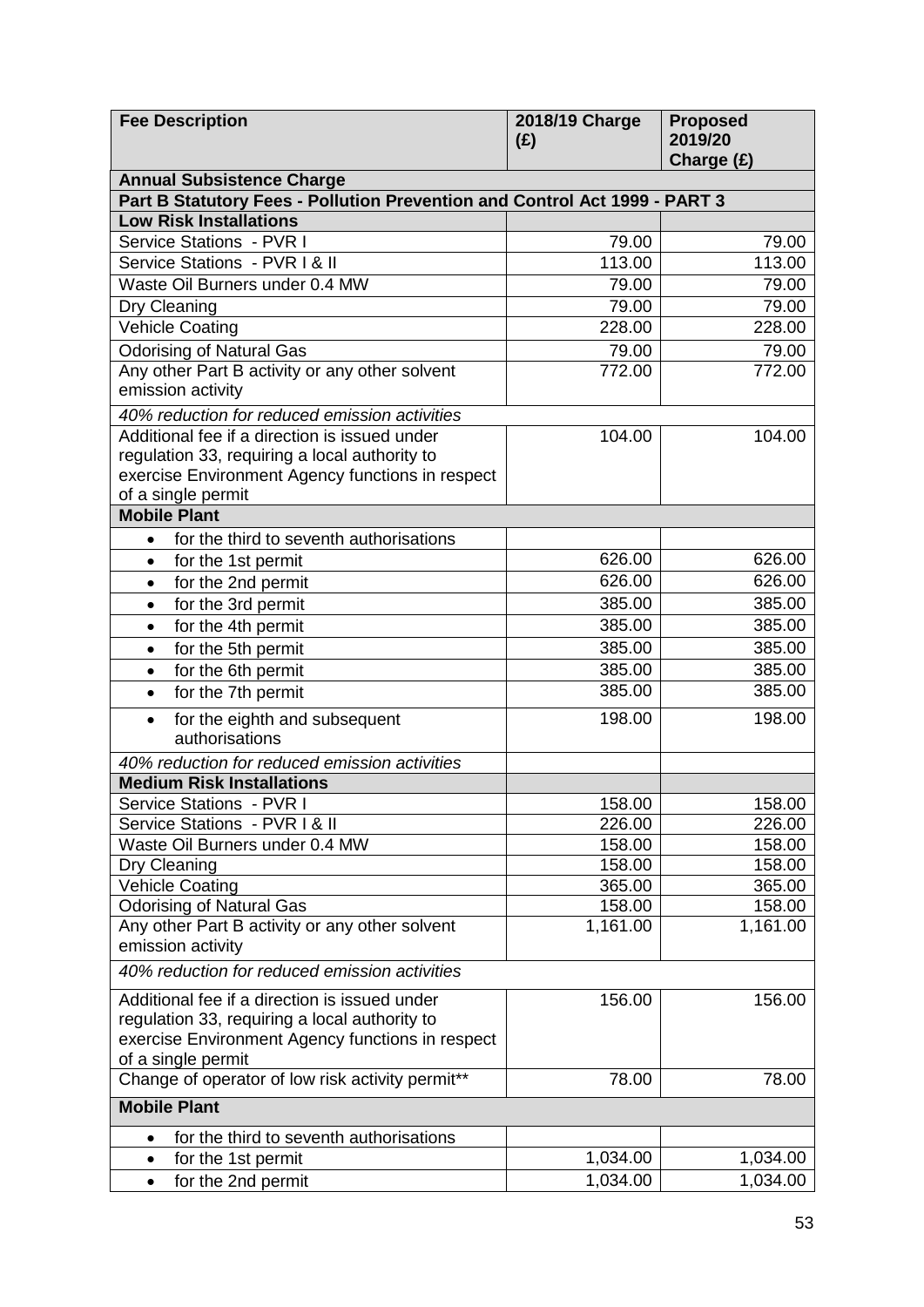| Fee Description | 2018/19 Charge (£) | Proposed 2019/20 Charge (£) |
|---|---|---|
| **Annual Subsistence Charge** | | |
| **Part B Statutory Fees - Pollution Prevention and Control Act 1999 - PART 3** | | |
| **Low Risk Installations** | | |
| Service Stations - PVR I | 79.00 | 79.00 |
| Service Stations - PVR I & II | 113.00 | 113.00 |
| Waste Oil Burners under 0.4 MW | 79.00 | 79.00 |
| Dry Cleaning | 79.00 | 79.00 |
| Vehicle Coating | 228.00 | 228.00 |
| Odorising of Natural Gas | 79.00 | 79.00 |
| Any other Part B activity or any other solvent emission activity | 772.00 | 772.00 |
| *40% reduction for reduced emission activities* | | |
| Additional fee if a direction is issued under regulation 33, requiring a local authority to exercise Environment Agency functions in respect of a single permit | 104.00 | 104.00 |
| **Mobile Plant** | | |
| • for the third to seventh authorisations | | |
| • for the 1st permit | 626.00 | 626.00 |
| • for the 2nd permit | 626.00 | 626.00 |
| • for the 3rd permit | 385.00 | 385.00 |
| • for the 4th permit | 385.00 | 385.00 |
| • for the 5th permit | 385.00 | 385.00 |
| • for the 6th permit | 385.00 | 385.00 |
| • for the 7th permit | 385.00 | 385.00 |
| • for the eighth and subsequent authorisations | 198.00 | 198.00 |
| *40% reduction for reduced emission activities* | | |
| **Medium Risk Installations** | | |
| Service Stations - PVR I | 158.00 | 158.00 |
| Service Stations - PVR I & II | 226.00 | 226.00 |
| Waste Oil Burners under 0.4 MW | 158.00 | 158.00 |
| Dry Cleaning | 158.00 | 158.00 |
| Vehicle Coating | 365.00 | 365.00 |
| Odorising of Natural Gas | 158.00 | 158.00 |
| Any other Part B activity or any other solvent emission activity | 1,161.00 | 1,161.00 |
| *40% reduction for reduced emission activities* | | |
| Additional fee if a direction is issued under regulation 33, requiring a local authority to exercise Environment Agency functions in respect of a single permit | 156.00 | 156.00 |
| Change of operator of low risk activity permit** | 78.00 | 78.00 |
| **Mobile Plant** | | |
| • for the third to seventh authorisations | | |
| • for the 1st permit | 1,034.00 | 1,034.00 |
| • for the 2nd permit | 1,034.00 | 1,034.00 |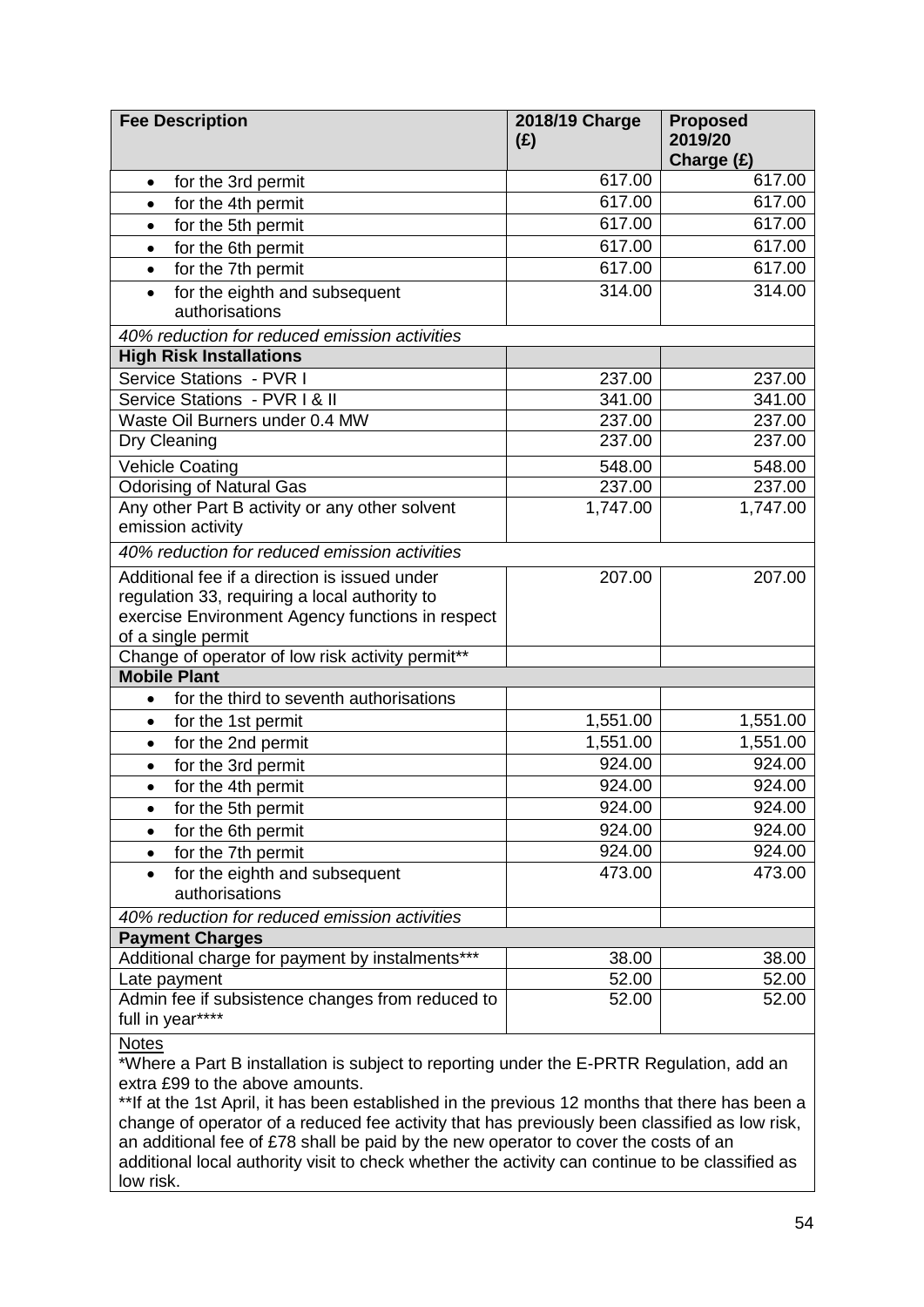| Fee Description | 2018/19 Charge (£) | Proposed 2019/20 Charge (£) |
|---|---|---|
| • for the 3rd permit | 617.00 | 617.00 |
| • for the 4th permit | 617.00 | 617.00 |
| • for the 5th permit | 617.00 | 617.00 |
| • for the 6th permit | 617.00 | 617.00 |
| • for the 7th permit | 617.00 | 617.00 |
| • for the eighth and subsequent authorisations | 314.00 | 314.00 |
| *40% reduction for reduced emission activities* | | |
| **High Risk Installations** | | |
| Service Stations - PVR I | 237.00 | 237.00 |
| Service Stations - PVR I & II | 341.00 | 341.00 |
| Waste Oil Burners under 0.4 MW | 237.00 | 237.00 |
| Dry Cleaning | 237.00 | 237.00 |
| Vehicle Coating | 548.00 | 548.00 |
| Odorising of Natural Gas | 237.00 | 237.00 |
| Any other Part B activity or any other solvent emission activity | 1,747.00 | 1,747.00 |
| *40% reduction for reduced emission activities* | | |
| Additional fee if a direction is issued under regulation 33, requiring a local authority to exercise Environment Agency functions in respect of a single permit | 207.00 | 207.00 |
| Change of operator of low risk activity permit** | | |
| **Mobile Plant** | | |
| • for the third to seventh authorisations | | |
| • for the 1st permit | 1,551.00 | 1,551.00 |
| • for the 2nd permit | 1,551.00 | 1,551.00 |
| • for the 3rd permit | 924.00 | 924.00 |
| • for the 4th permit | 924.00 | 924.00 |
| • for the 5th permit | 924.00 | 924.00 |
| • for the 6th permit | 924.00 | 924.00 |
| • for the 7th permit | 924.00 | 924.00 |
| • for the eighth and subsequent authorisations | 473.00 | 473.00 |
| *40% reduction for reduced emission activities* | | |
| **Payment Charges** | | |
| Additional charge for payment by instalments*** | 38.00 | 38.00 |
| Late payment | 52.00 | 52.00 |
| Admin fee if subsistence changes from reduced to full in year**** | 52.00 | 52.00 |

Notes

*Where a Part B installation is subject to reporting under the E-PRTR Regulation, add an extra £99 to the above amounts.

**If at the 1st April, it has been established in the previous 12 months that there has been a change of operator of a reduced fee activity that has previously been classified as low risk, an additional fee of £78 shall be paid by the new operator to cover the costs of an additional local authority visit to check whether the activity can continue to be classified as low risk.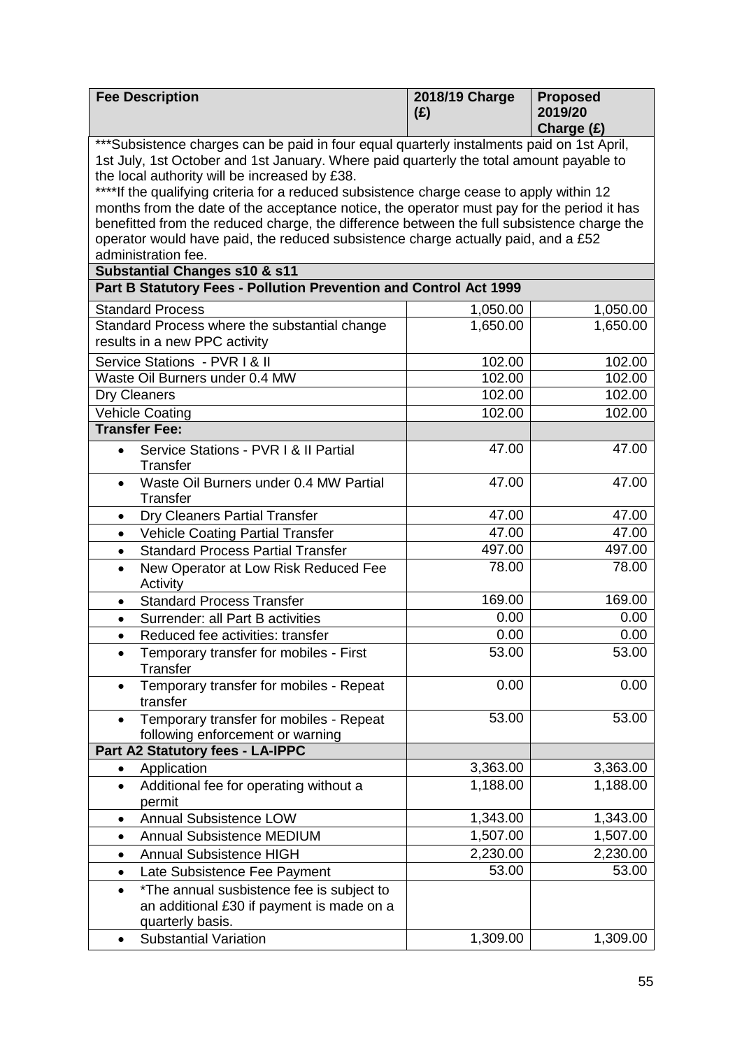| Fee Description | 2018/19 Charge (£) | Proposed 2019/20 Charge (£) |
|---|---|---|
| ***Subsistence charges can be paid in four equal quarterly instalments paid on 1st April, 1st July, 1st October and 1st January. Where paid quarterly the total amount payable to the local authority will be increased by £38. ****If the qualifying criteria for a reduced subsistence charge cease to apply within 12 months from the date of the acceptance notice, the operator must pay for the period it has benefitted from the reduced charge, the difference between the full subsistence charge the operator would have paid, the reduced subsistence charge actually paid, and a £52 administration fee. | | |
| **Substantial Changes s10 & s11** | | |
| **Part B Statutory Fees - Pollution Prevention and Control Act 1999** | | |
| Standard Process | 1,050.00 | 1,050.00 |
| Standard Process where the substantial change results in a new PPC activity | 1,650.00 | 1,650.00 |
| Service Stations - PVR I & II | 102.00 | 102.00 |
| Waste Oil Burners under 0.4 MW | 102.00 | 102.00 |
| Dry Cleaners | 102.00 | 102.00 |
| Vehicle Coating | 102.00 | 102.00 |
| **Transfer Fee:** | | |
| • Service Stations - PVR I & II Partial Transfer | 47.00 | 47.00 |
| • Waste Oil Burners under 0.4 MW Partial Transfer | 47.00 | 47.00 |
| • Dry Cleaners Partial Transfer | 47.00 | 47.00 |
| • Vehicle Coating Partial Transfer | 47.00 | 47.00 |
| • Standard Process Partial Transfer | 497.00 | 497.00 |
| • New Operator at Low Risk Reduced Fee Activity | 78.00 | 78.00 |
| • Standard Process Transfer | 169.00 | 169.00 |
| • Surrender: all Part B activities | 0.00 | 0.00 |
| • Reduced fee activities: transfer | 0.00 | 0.00 |
| • Temporary transfer for mobiles - First Transfer | 53.00 | 53.00 |
| • Temporary transfer for mobiles - Repeat transfer | 0.00 | 0.00 |
| • Temporary transfer for mobiles - Repeat following enforcement or warning | 53.00 | 53.00 |
| **Part A2 Statutory fees - LA-IPPC** | | |
| • Application | 3,363.00 | 3,363.00 |
| • Additional fee for operating without a permit | 1,188.00 | 1,188.00 |
| • Annual Subsistence LOW | 1,343.00 | 1,343.00 |
| • Annual Subsistence MEDIUM | 1,507.00 | 1,507.00 |
| • Annual Subsistence HIGH | 2,230.00 | 2,230.00 |
| • Late Subsistence Fee Payment | 53.00 | 53.00 |
| • *The annual susbistence fee is subject to an additional £30 if payment is made on a quarterly basis. | | |
| • Substantial Variation | 1,309.00 | 1,309.00 |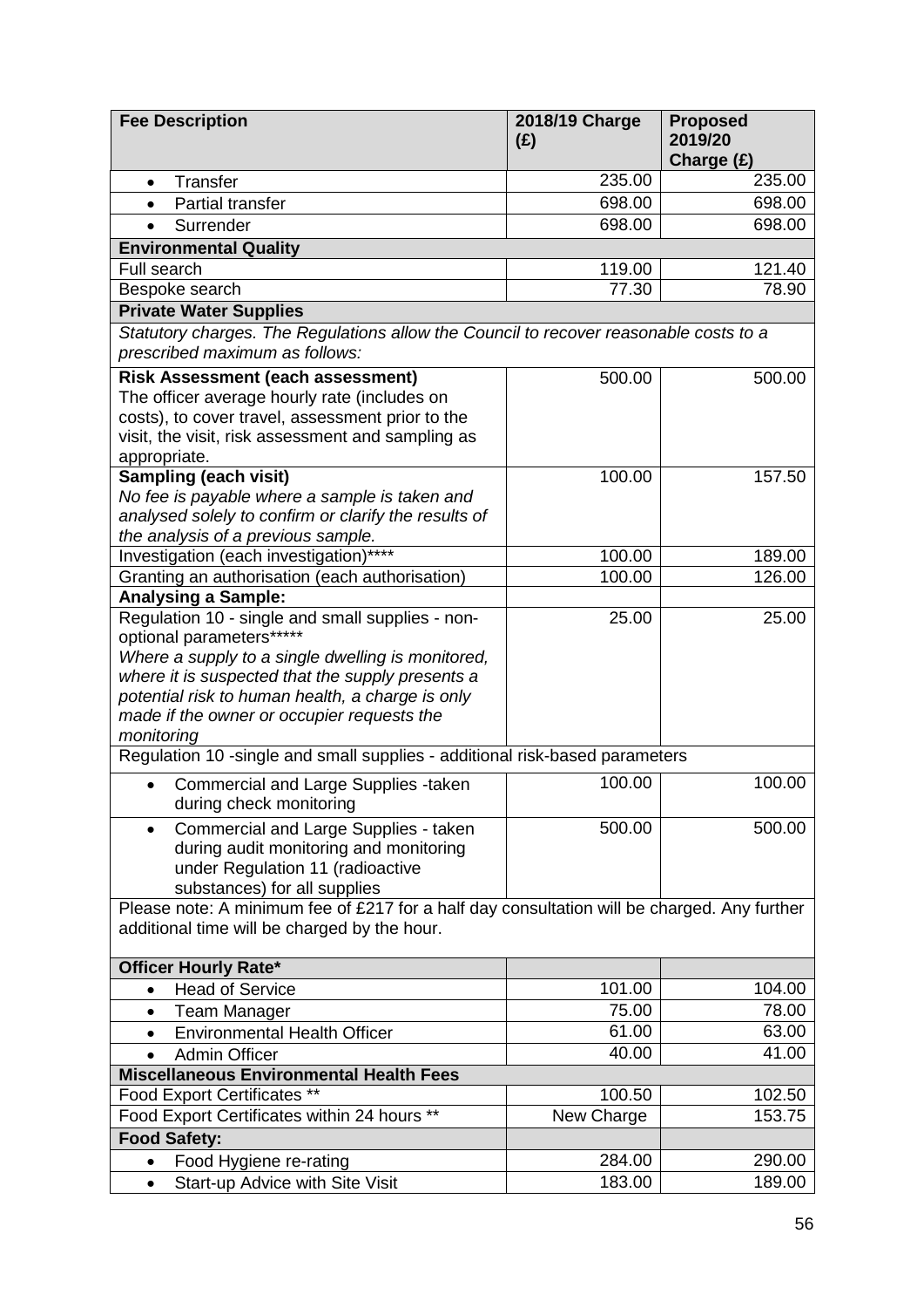| Fee Description | 2018/19 Charge (£) | Proposed 2019/20 Charge (£) |
|---|---|---|
| • Transfer | 235.00 | 235.00 |
| • Partial transfer | 698.00 | 698.00 |
| • Surrender | 698.00 | 698.00 |
| **Environmental Quality** | | |
| Full search | 119.00 | 121.40 |
| Bespoke search | 77.30 | 78.90 |
| **Private Water Supplies** | | |
| *Statutory charges. The Regulations allow the Council to recover reasonable costs to a prescribed maximum as follows:* | | |
| **Risk Assessment (each assessment)** The officer average hourly rate (includes on costs), to cover travel, assessment prior to the visit, the visit, risk assessment and sampling as appropriate. | 500.00 | 500.00 |
| **Sampling (each visit)** *No fee is payable where a sample is taken and analysed solely to confirm or clarify the results of the analysis of a previous sample.* | 100.00 | 157.50 |
| Investigation (each investigation)**** | 100.00 | 189.00 |
| Granting an authorisation (each authorisation) | 100.00 | 126.00 |
| **Analysing a Sample:** | | |
| Regulation 10 - single and small supplies - non-optional parameters***** *Where a supply to a single dwelling is monitored, where it is suspected that the supply presents a potential risk to human health, a charge is only made if the owner or occupier requests the monitoring* | 25.00 | 25.00 |
| Regulation 10 -single and small supplies - additional risk-based parameters | | |
| • Commercial and Large Supplies -taken during check monitoring | 100.00 | 100.00 |
| • Commercial and Large Supplies - taken during audit monitoring and monitoring under Regulation 11 (radioactive substances) for all supplies | 500.00 | 500.00 |
| Please note: A minimum fee of £217 for a half day consultation will be charged. Any further additional time will be charged by the hour. | | |
| **Officer Hourly Rate*** | | |
| • Head of Service | 101.00 | 104.00 |
| • Team Manager | 75.00 | 78.00 |
| • Environmental Health Officer | 61.00 | 63.00 |
| • Admin Officer | 40.00 | 41.00 |
| **Miscellaneous Environmental Health Fees** | | |
| Food Export Certificates ** | 100.50 | 102.50 |
| Food Export Certificates within 24 hours ** | New Charge | 153.75 |
| **Food Safety:** | | |
| • Food Hygiene re-rating | 284.00 | 290.00 |
| • Start-up Advice with Site Visit | 183.00 | 189.00 |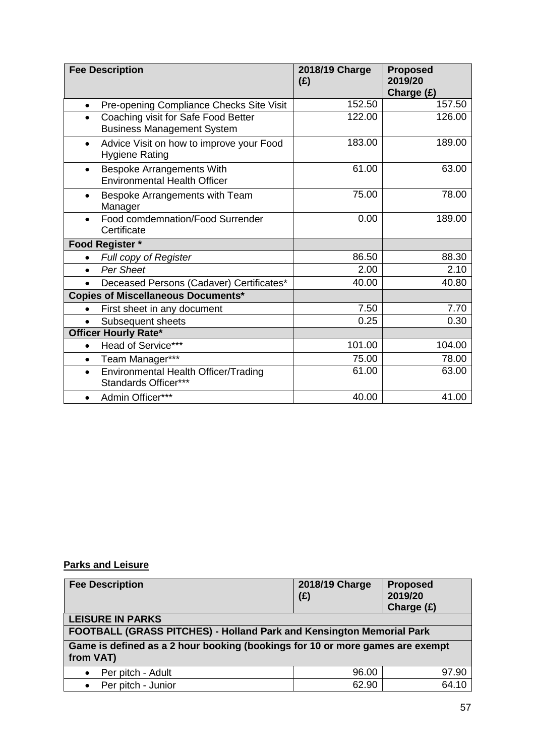| Fee Description | 2018/19 Charge (£) | Proposed 2019/20 Charge (£) |
|---|---|---|
| • Pre-opening Compliance Checks Site Visit | 152.50 | 157.50 |
| • Coaching visit for Safe Food Better Business Management System | 122.00 | 126.00 |
| • Advice Visit on how to improve your Food Hygiene Rating | 183.00 | 189.00 |
| • Bespoke Arrangements With Environmental Health Officer | 61.00 | 63.00 |
| • Bespoke Arrangements with Team Manager | 75.00 | 78.00 |
| • Food comdemnation/Food Surrender Certificate | 0.00 | 189.00 |
| **Food Register *** | | |
| • *Full copy of Register* | 86.50 | 88.30 |
| • *Per Sheet* | 2.00 | 2.10 |
| • Deceased Persons (Cadaver) Certificates* | 40.00 | 40.80 |
| **Copies of Miscellaneous Documents*** | | |
| • First sheet in any document | 7.50 | 7.70 |
| • Subsequent sheets | 0.25 | 0.30 |
| **Officer Hourly Rate*** | | |
| • Head of Service*** | 101.00 | 104.00 |
| • Team Manager*** | 75.00 | 78.00 |
| • Environmental Health Officer/Trading Standards Officer*** | 61.00 | 63.00 |
| • Admin Officer*** | 40.00 | 41.00 |

## Parks and Leisure

| Fee Description | 2018/19 Charge (£) | Proposed 2019/20 Charge (£) |
|---|---|---|
| **LEISURE IN PARKS** | | |
| **FOOTBALL (GRASS PITCHES) - Holland Park and Kensington Memorial Park** | | |
| **Game is defined as a 2 hour booking (bookings for 10 or more games are exempt from VAT)** | | |
| • Per pitch - Adult | 96.00 | 97.90 |
| • Per pitch - Junior | 62.90 | 64.10 |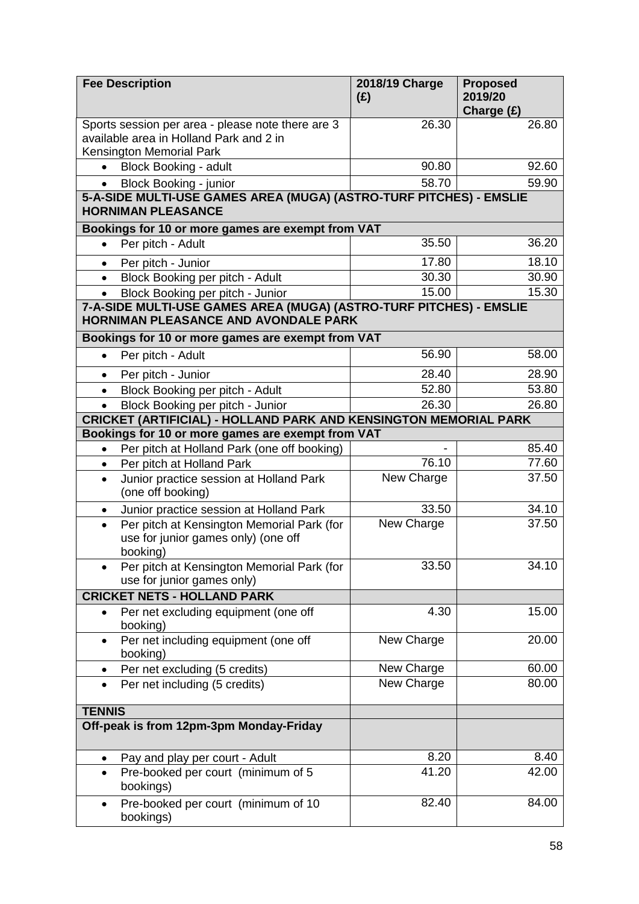| Fee Description | 2018/19 Charge (£) | Proposed 2019/20 Charge (£) |
|---|---|---|
| Sports session per area - please note there are 3 available area in Holland Park and 2 in Kensington Memorial Park | 26.30 | 26.80 |
| • Block Booking - adult | 90.80 | 92.60 |
| • Block Booking - junior | 58.70 | 59.90 |
| **5-A-SIDE MULTI-USE GAMES AREA (MUGA) (ASTRO-TURF PITCHES) - EMSLIE HORNIMAN PLEASANCE** | | |
| **Bookings for 10 or more games are exempt from VAT** | | |
| • Per pitch - Adult | 35.50 | 36.20 |
| • Per pitch - Junior | 17.80 | 18.10 |
| • Block Booking per pitch - Adult | 30.30 | 30.90 |
| • Block Booking per pitch - Junior | 15.00 | 15.30 |
| **7-A-SIDE MULTI-USE GAMES AREA (MUGA) (ASTRO-TURF PITCHES) - EMSLIE HORNIMAN PLEASANCE AND AVONDALE PARK** | | |
| **Bookings for 10 or more games are exempt from VAT** | | |
| • Per pitch - Adult | 56.90 | 58.00 |
| • Per pitch - Junior | 28.40 | 28.90 |
| • Block Booking per pitch - Adult | 52.80 | 53.80 |
| • Block Booking per pitch - Junior | 26.30 | 26.80 |
| **CRICKET (ARTIFICIAL) - HOLLAND PARK AND KENSINGTON MEMORIAL PARK** | | |
| **Bookings for 10 or more games are exempt from VAT** | | |
| • Per pitch at Holland Park (one off booking) | - | 85.40 |
| • Per pitch at Holland Park | 76.10 | 77.60 |
| • Junior practice session at Holland Park (one off booking) | New Charge | 37.50 |
| • Junior practice session at Holland Park | 33.50 | 34.10 |
| • Per pitch at Kensington Memorial Park (for use for junior games only) (one off booking) | New Charge | 37.50 |
| • Per pitch at Kensington Memorial Park (for use for junior games only) | 33.50 | 34.10 |
| **CRICKET NETS - HOLLAND PARK** | | |
| • Per net excluding equipment (one off booking) | 4.30 | 15.00 |
| • Per net including equipment (one off booking) | New Charge | 20.00 |
| • Per net excluding (5 credits) | New Charge | 60.00 |
| • Per net including (5 credits) | New Charge | 80.00 |
| **TENNIS** | | |
| **Off-peak is from 12pm-3pm Monday-Friday** | | |
| • Pay and play per court - Adult | 8.20 | 8.40 |
| • Pre-booked per court (minimum of 5 bookings) | 41.20 | 42.00 |
| • Pre-booked per court (minimum of 10 bookings) | 82.40 | 84.00 |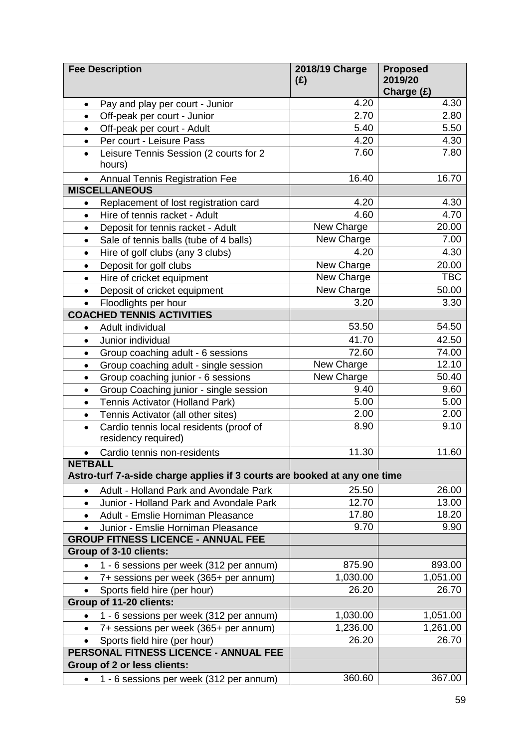| Fee Description | 2018/19 Charge (£) | Proposed 2019/20 Charge (£) |
|---|---|---|
| • Pay and play per court - Junior | 4.20 | 4.30 |
| • Off-peak per court - Junior | 2.70 | 2.80 |
| • Off-peak per court - Adult | 5.40 | 5.50 |
| • Per court - Leisure Pass | 4.20 | 4.30 |
| • Leisure Tennis Session (2 courts for 2 hours) | 7.60 | 7.80 |
| • Annual Tennis Registration Fee | 16.40 | 16.70 |
| **MISCELLANEOUS** | | |
| • Replacement of lost registration card | 4.20 | 4.30 |
| • Hire of tennis racket - Adult | 4.60 | 4.70 |
| • Deposit for tennis racket - Adult | New Charge | 20.00 |
| • Sale of tennis balls (tube of 4 balls) | New Charge | 7.00 |
| • Hire of golf clubs (any 3 clubs) | 4.20 | 4.30 |
| • Deposit for golf clubs | New Charge | 20.00 |
| • Hire of cricket equipment | New Charge | TBC |
| • Deposit of cricket equipment | New Charge | 50.00 |
| • Floodlights per hour | 3.20 | 3.30 |
| **COACHED TENNIS ACTIVITIES** | | |
| • Adult individual | 53.50 | 54.50 |
| • Junior individual | 41.70 | 42.50 |
| • Group coaching adult - 6 sessions | 72.60 | 74.00 |
| • Group coaching adult - single session | New Charge | 12.10 |
| • Group coaching junior - 6 sessions | New Charge | 50.40 |
| • Group Coaching junior - single session | 9.40 | 9.60 |
| • Tennis Activator (Holland Park) | 5.00 | 5.00 |
| • Tennis Activator (all other sites) | 2.00 | 2.00 |
| • Cardio tennis local residents (proof of residency required) | 8.90 | 9.10 |
| • Cardio tennis non-residents | 11.30 | 11.60 |
| **NETBALL** | | |
| **Astro-turf 7-a-side charge applies if 3 courts are booked at any one time** | | |
| • Adult - Holland Park and Avondale Park | 25.50 | 26.00 |
| • Junior - Holland Park and Avondale Park | 12.70 | 13.00 |
| • Adult - Emslie Horniman Pleasance | 17.80 | 18.20 |
| • Junior - Emslie Horniman Pleasance | 9.70 | 9.90 |
| **GROUP FITNESS LICENCE - ANNUAL FEE** | | |
| **Group of 3-10 clients:** | | |
| • 1 - 6 sessions per week (312 per annum) | 875.90 | 893.00 |
| • 7+ sessions per week (365+ per annum) | 1,030.00 | 1,051.00 |
| • Sports field hire (per hour) | 26.20 | 26.70 |
| **Group of 11-20 clients:** | | |
| • 1 - 6 sessions per week (312 per annum) | 1,030.00 | 1,051.00 |
| • 7+ sessions per week (365+ per annum) | 1,236.00 | 1,261.00 |
| • Sports field hire (per hour) | 26.20 | 26.70 |
| **PERSONAL FITNESS LICENCE - ANNUAL FEE** | | |
| **Group of 2 or less clients:** | | |
| • 1 - 6 sessions per week (312 per annum) | 360.60 | 367.00 |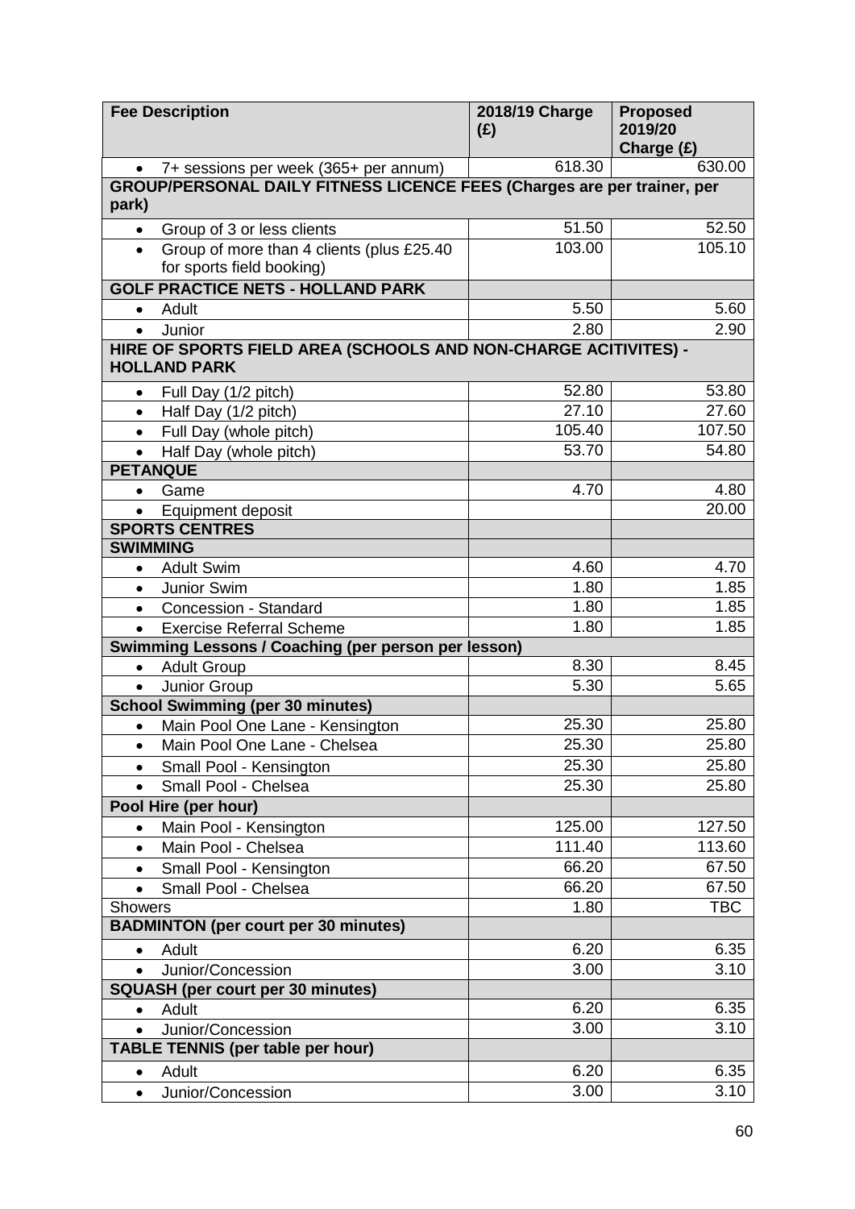| Fee Description | 2018/19 Charge (£) | Proposed 2019/20 Charge (£) |
|---|---|---|
| • 7+ sessions per week (365+ per annum) | 618.30 | 630.00 |
| **GROUP/PERSONAL DAILY FITNESS LICENCE FEES (Charges are per trainer, per park)** | | |
| • Group of 3 or less clients | 51.50 | 52.50 |
| • Group of more than 4 clients (plus £25.40 for sports field booking) | 103.00 | 105.10 |
| **GOLF PRACTICE NETS - HOLLAND PARK** | | |
| • Adult | 5.50 | 5.60 |
| • Junior | 2.80 | 2.90 |
| **HIRE OF SPORTS FIELD AREA (SCHOOLS AND NON-CHARGE ACITIVITES) - HOLLAND PARK** | | |
| • Full Day (1/2 pitch) | 52.80 | 53.80 |
| • Half Day (1/2 pitch) | 27.10 | 27.60 |
| • Full Day (whole pitch) | 105.40 | 107.50 |
| • Half Day (whole pitch) | 53.70 | 54.80 |
| **PETANQUE** | | |
| • Game | 4.70 | 4.80 |
| • Equipment deposit | | 20.00 |
| **SPORTS CENTRES** | | |
| **SWIMMING** | | |
| • Adult Swim | 4.60 | 4.70 |
| • Junior Swim | 1.80 | 1.85 |
| • Concession - Standard | 1.80 | 1.85 |
| • Exercise Referral Scheme | 1.80 | 1.85 |
| **Swimming Lessons / Coaching (per person per lesson)** | | |
| • Adult Group | 8.30 | 8.45 |
| • Junior Group | 5.30 | 5.65 |
| **School Swimming (per 30 minutes)** | | |
| • Main Pool One Lane - Kensington | 25.30 | 25.80 |
| • Main Pool One Lane - Chelsea | 25.30 | 25.80 |
| • Small Pool - Kensington | 25.30 | 25.80 |
| • Small Pool - Chelsea | 25.30 | 25.80 |
| **Pool Hire (per hour)** | | |
| • Main Pool - Kensington | 125.00 | 127.50 |
| • Main Pool - Chelsea | 111.40 | 113.60 |
| • Small Pool - Kensington | 66.20 | 67.50 |
| • Small Pool - Chelsea | 66.20 | 67.50 |
| Showers | 1.80 | TBC |
| **BADMINTON (per court per 30 minutes)** | | |
| • Adult | 6.20 | 6.35 |
| • Junior/Concession | 3.00 | 3.10 |
| **SQUASH (per court per 30 minutes)** | | |
| • Adult | 6.20 | 6.35 |
| • Junior/Concession | 3.00 | 3.10 |
| **TABLE TENNIS (per table per hour)** | | |
| • Adult | 6.20 | 6.35 |
| • Junior/Concession | 3.00 | 3.10 |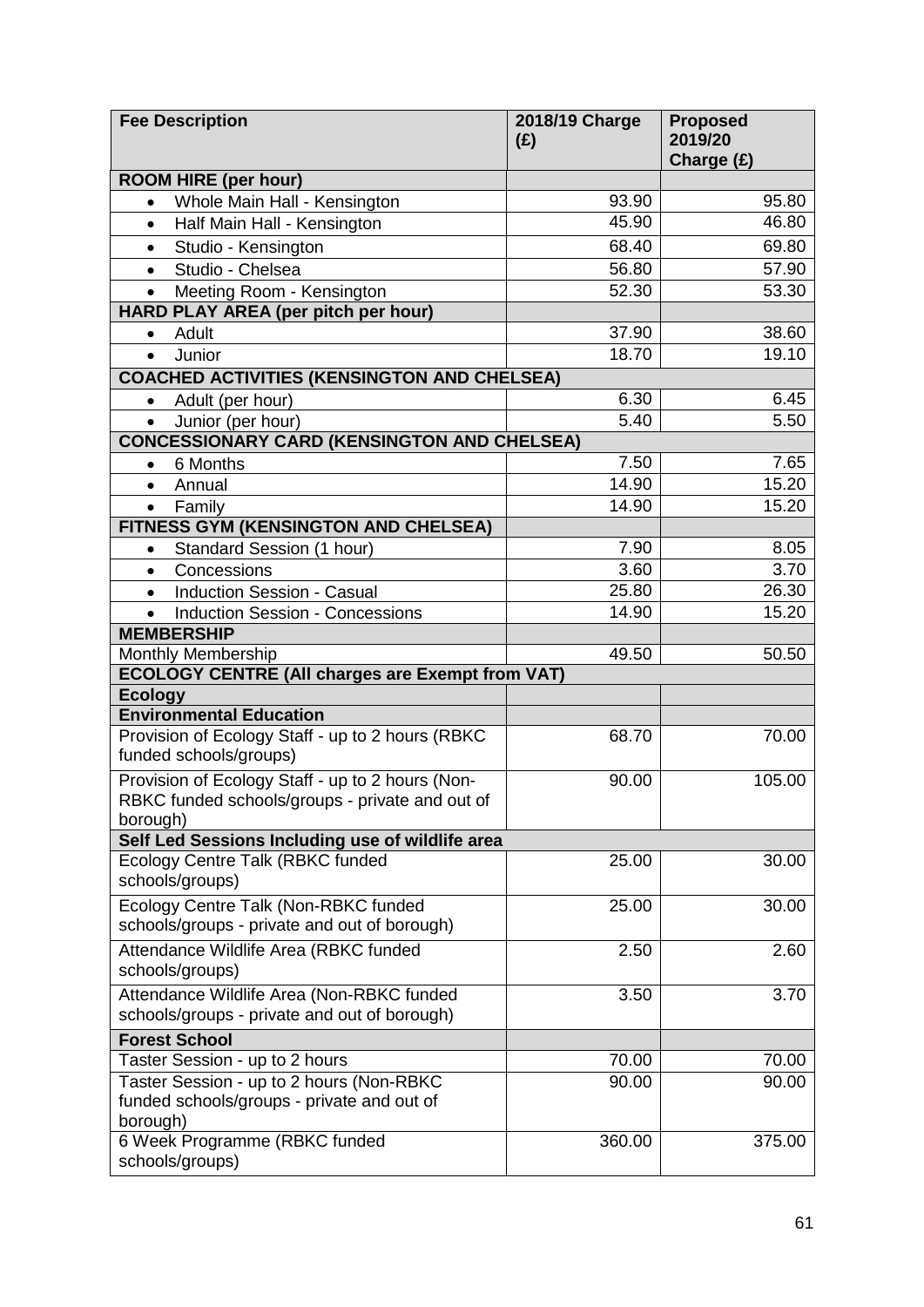| Fee Description | 2018/19 Charge (£) | Proposed 2019/20 Charge (£) |
|---|---|---|
| **ROOM HIRE (per hour)** | | |
| • Whole Main Hall - Kensington | 93.90 | 95.80 |
| • Half Main Hall - Kensington | 45.90 | 46.80 |
| • Studio - Kensington | 68.40 | 69.80 |
| • Studio - Chelsea | 56.80 | 57.90 |
| • Meeting Room - Kensington | 52.30 | 53.30 |
| **HARD PLAY AREA (per pitch per hour)** | | |
| • Adult | 37.90 | 38.60 |
| • Junior | 18.70 | 19.10 |
| **COACHED ACTIVITIES (KENSINGTON AND CHELSEA)** | | |
| • Adult (per hour) | 6.30 | 6.45 |
| • Junior (per hour) | 5.40 | 5.50 |
| **CONCESSIONARY CARD (KENSINGTON AND CHELSEA)** | | |
| • 6 Months | 7.50 | 7.65 |
| • Annual | 14.90 | 15.20 |
| • Family | 14.90 | 15.20 |
| **FITNESS GYM (KENSINGTON AND CHELSEA)** | | |
| • Standard Session (1 hour) | 7.90 | 8.05 |
| • Concessions | 3.60 | 3.70 |
| • Induction Session - Casual | 25.80 | 26.30 |
| • Induction Session - Concessions | 14.90 | 15.20 |
| **MEMBERSHIP** | | |
| Monthly Membership | 49.50 | 50.50 |
| **ECOLOGY CENTRE (All charges are Exempt from VAT)** | | |
| **Ecology** | | |
| **Environmental Education** | | |
| Provision of Ecology Staff - up to 2 hours (RBKC funded schools/groups) | 68.70 | 70.00 |
| Provision of Ecology Staff - up to 2 hours (Non-RBKC funded schools/groups - private and out of borough) | 90.00 | 105.00 |
| **Self Led Sessions Including use of wildlife area** | | |
| Ecology Centre Talk (RBKC funded schools/groups) | 25.00 | 30.00 |
| Ecology Centre Talk (Non-RBKC funded schools/groups - private and out of borough) | 25.00 | 30.00 |
| Attendance Wildlife Area (RBKC funded schools/groups) | 2.50 | 2.60 |
| Attendance Wildlife Area (Non-RBKC funded schools/groups - private and out of borough) | 3.50 | 3.70 |
| **Forest School** | | |
| Taster Session - up to 2 hours | 70.00 | 70.00 |
| Taster Session - up to 2 hours (Non-RBKC funded schools/groups - private and out of borough) | 90.00 | 90.00 |
| 6 Week Programme (RBKC funded schools/groups) | 360.00 | 375.00 |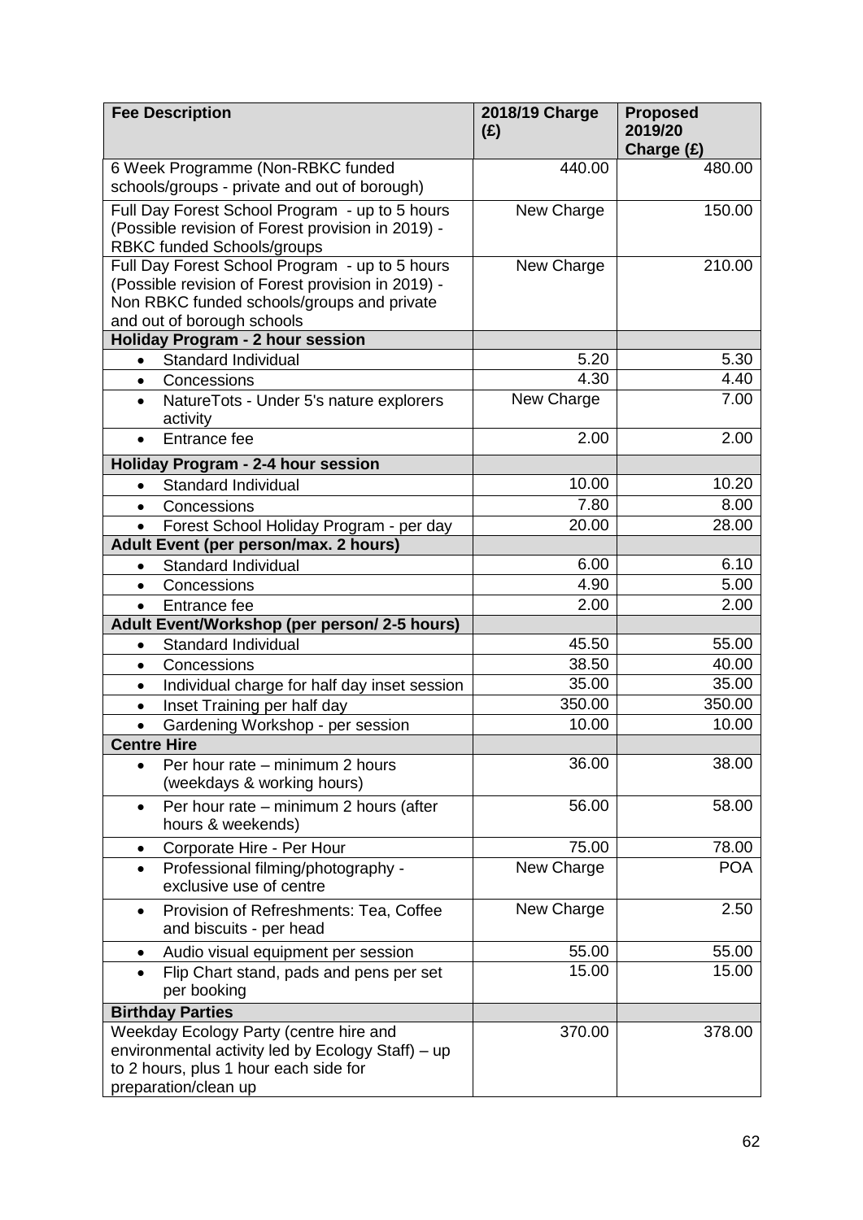| Fee Description | 2018/19 Charge (£) | Proposed 2019/20 Charge (£) |
|---|---|---|
| 6 Week Programme (Non-RBKC funded schools/groups - private and out of borough) | 440.00 | 480.00 |
| Full Day Forest School Program - up to 5 hours (Possible revision of Forest provision in 2019) - RBKC funded Schools/groups | New Charge | 150.00 |
| Full Day Forest School Program - up to 5 hours (Possible revision of Forest provision in 2019) - Non RBKC funded schools/groups and private and out of borough schools | New Charge | 210.00 |
| **Holiday Program - 2 hour session** | | |
| • Standard Individual | 5.20 | 5.30 |
| • Concessions | 4.30 | 4.40 |
| • NatureTots - Under 5's nature explorers activity | New Charge | 7.00 |
| • Entrance fee | 2.00 | 2.00 |
| **Holiday Program - 2-4 hour session** | | |
| • Standard Individual | 10.00 | 10.20 |
| • Concessions | 7.80 | 8.00 |
| • Forest School Holiday Program - per day | 20.00 | 28.00 |
| **Adult Event (per person/max. 2 hours)** | | |
| • Standard Individual | 6.00 | 6.10 |
| • Concessions | 4.90 | 5.00 |
| • Entrance fee | 2.00 | 2.00 |
| **Adult Event/Workshop (per person/ 2-5 hours)** | | |
| • Standard Individual | 45.50 | 55.00 |
| • Concessions | 38.50 | 40.00 |
| • Individual charge for half day inset session | 35.00 | 35.00 |
| • Inset Training per half day | 350.00 | 350.00 |
| • Gardening Workshop - per session | 10.00 | 10.00 |
| **Centre Hire** | | |
| • Per hour rate – minimum 2 hours (weekdays & working hours) | 36.00 | 38.00 |
| • Per hour rate – minimum 2 hours (after hours & weekends) | 56.00 | 58.00 |
| • Corporate Hire - Per Hour | 75.00 | 78.00 |
| • Professional filming/photography - exclusive use of centre | New Charge | POA |
| • Provision of Refreshments: Tea, Coffee and biscuits - per head | New Charge | 2.50 |
| • Audio visual equipment per session | 55.00 | 55.00 |
| • Flip Chart stand, pads and pens per set per booking | 15.00 | 15.00 |
| **Birthday Parties** | | |
| Weekday Ecology Party (centre hire and environmental activity led by Ecology Staff) – up to 2 hours, plus 1 hour each side for preparation/clean up | 370.00 | 378.00 |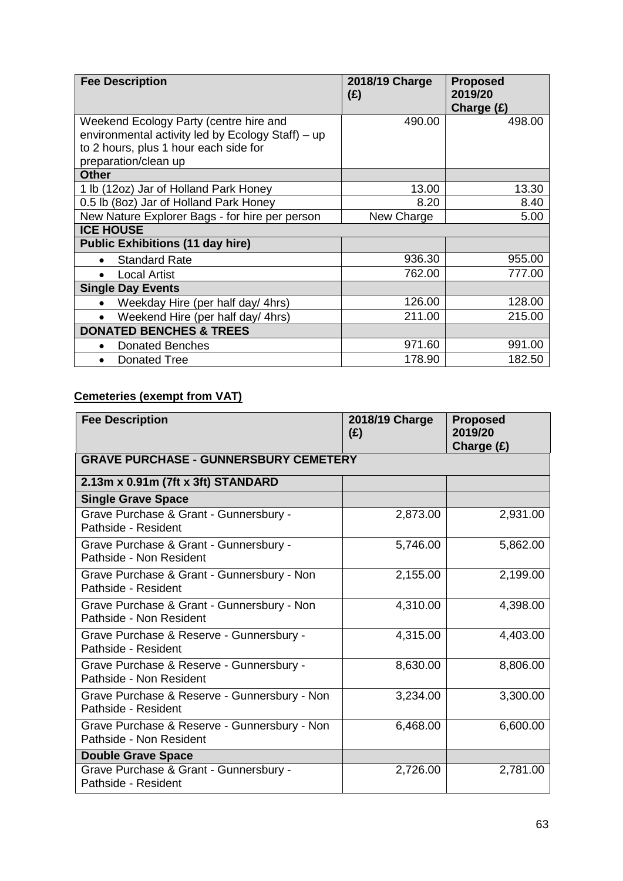| Fee Description | 2018/19 Charge (£) | Proposed 2019/20 Charge (£) |
|---|---|---|
| Weekend Ecology Party (centre hire and environmental activity led by Ecology Staff) – up to 2 hours, plus 1 hour each side for preparation/clean up | 490.00 | 498.00 |
| **Other** | | |
| 1 lb (12oz) Jar of Holland Park Honey | 13.00 | 13.30 |
| 0.5 lb (8oz) Jar of Holland Park Honey | 8.20 | 8.40 |
| New Nature Explorer Bags - for hire per person | New Charge | 5.00 |
| **ICE HOUSE** | | |
| **Public Exhibitions (11 day hire)** | | |
| • Standard Rate | 936.30 | 955.00 |
| • Local Artist | 762.00 | 777.00 |
| **Single Day Events** | | |
| • Weekday Hire (per half day/ 4hrs) | 126.00 | 128.00 |
| • Weekend Hire (per half day/ 4hrs) | 211.00 | 215.00 |
| **DONATED BENCHES & TREES** | | |
| • Donated Benches | 971.60 | 991.00 |
| • Donated Tree | 178.90 | 182.50 |

**Cemeteries (exempt from VAT)**

| Fee Description | 2018/19 Charge (£) | Proposed 2019/20 Charge (£) |
|---|---|---|
| **GRAVE PURCHASE - GUNNERSBURY CEMETERY** | | |
| **2.13m x 0.91m (7ft x 3ft) STANDARD** | | |
| **Single Grave Space** | | |
| Grave Purchase & Grant - Gunnersbury - Pathside - Resident | 2,873.00 | 2,931.00 |
| Grave Purchase & Grant - Gunnersbury - Pathside - Non Resident | 5,746.00 | 5,862.00 |
| Grave Purchase & Grant - Gunnersbury - Non Pathside - Resident | 2,155.00 | 2,199.00 |
| Grave Purchase & Grant - Gunnersbury - Non Pathside - Non Resident | 4,310.00 | 4,398.00 |
| Grave Purchase & Reserve - Gunnersbury - Pathside - Resident | 4,315.00 | 4,403.00 |
| Grave Purchase & Reserve - Gunnersbury - Pathside - Non Resident | 8,630.00 | 8,806.00 |
| Grave Purchase & Reserve - Gunnersbury - Non Pathside - Resident | 3,234.00 | 3,300.00 |
| Grave Purchase & Reserve - Gunnersbury - Non Pathside - Non Resident | 6,468.00 | 6,600.00 |
| **Double Grave Space** | | |
| Grave Purchase & Grant - Gunnersbury - Pathside - Resident | 2,726.00 | 2,781.00 |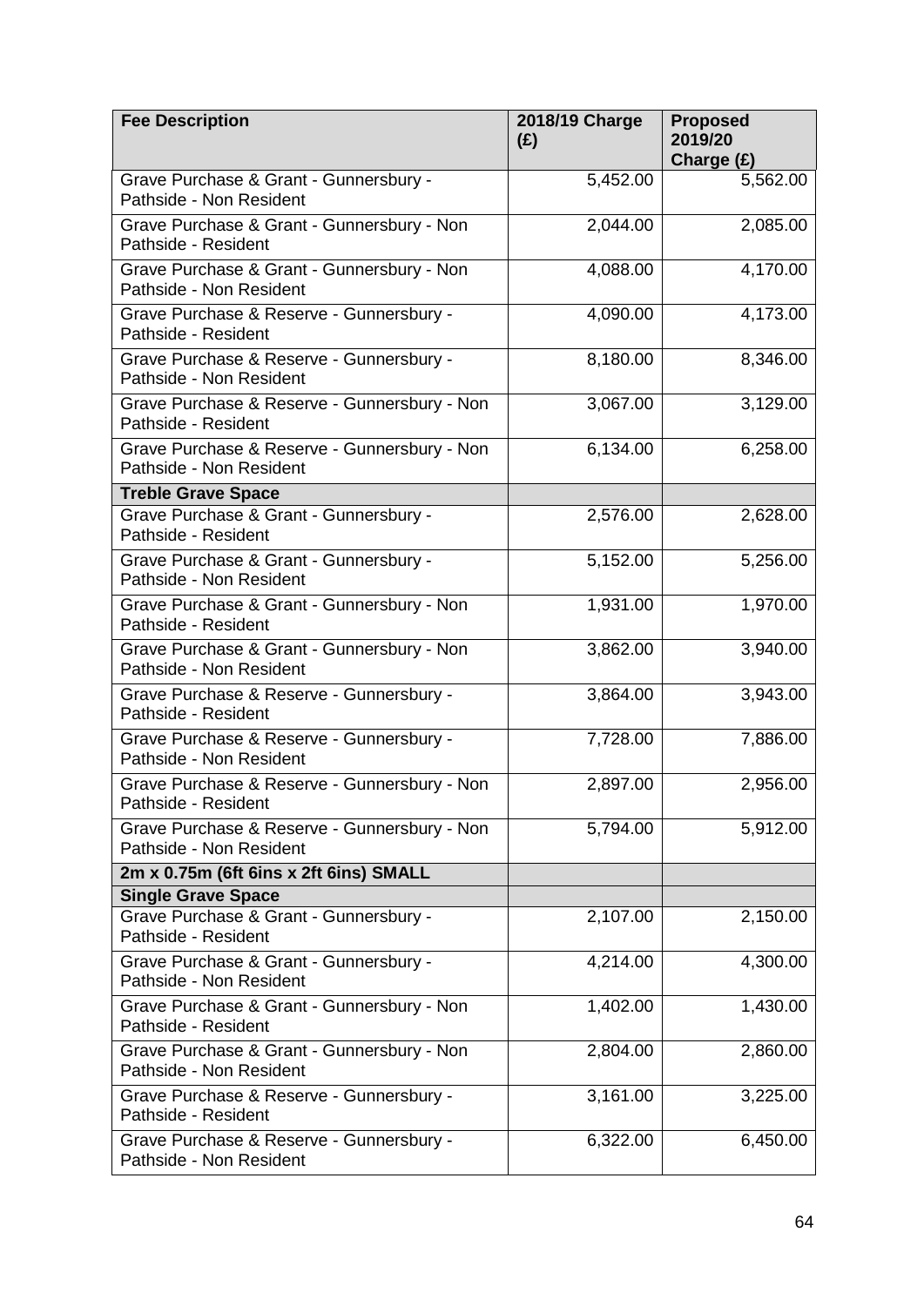| Fee Description | 2018/19 Charge (£) | Proposed 2019/20 Charge (£) |
| --- | --- | --- |
| Grave Purchase & Grant - Gunnersbury - Pathside - Non Resident | 5,452.00 | 5,562.00 |
| Grave Purchase & Grant - Gunnersbury - Non Pathside - Resident | 2,044.00 | 2,085.00 |
| Grave Purchase & Grant - Gunnersbury - Non Pathside - Non Resident | 4,088.00 | 4,170.00 |
| Grave Purchase & Reserve - Gunnersbury - Pathside - Resident | 4,090.00 | 4,173.00 |
| Grave Purchase & Reserve - Gunnersbury - Pathside - Non Resident | 8,180.00 | 8,346.00 |
| Grave Purchase & Reserve - Gunnersbury - Non Pathside - Resident | 3,067.00 | 3,129.00 |
| Grave Purchase & Reserve - Gunnersbury - Non Pathside - Non Resident | 6,134.00 | 6,258.00 |
| **Treble Grave Space** | | |
| Grave Purchase & Grant - Gunnersbury - Pathside - Resident | 2,576.00 | 2,628.00 |
| Grave Purchase & Grant - Gunnersbury - Pathside - Non Resident | 5,152.00 | 5,256.00 |
| Grave Purchase & Grant - Gunnersbury - Non Pathside - Resident | 1,931.00 | 1,970.00 |
| Grave Purchase & Grant - Gunnersbury - Non Pathside - Non Resident | 3,862.00 | 3,940.00 |
| Grave Purchase & Reserve - Gunnersbury - Pathside - Resident | 3,864.00 | 3,943.00 |
| Grave Purchase & Reserve - Gunnersbury - Pathside - Non Resident | 7,728.00 | 7,886.00 |
| Grave Purchase & Reserve - Gunnersbury - Non Pathside - Resident | 2,897.00 | 2,956.00 |
| Grave Purchase & Reserve - Gunnersbury - Non Pathside - Non Resident | 5,794.00 | 5,912.00 |
| **2m x 0.75m (6ft 6ins x 2ft 6ins) SMALL** | | |
| **Single Grave Space** | | |
| Grave Purchase & Grant - Gunnersbury - Pathside - Resident | 2,107.00 | 2,150.00 |
| Grave Purchase & Grant - Gunnersbury - Pathside - Non Resident | 4,214.00 | 4,300.00 |
| Grave Purchase & Grant - Gunnersbury - Non Pathside - Resident | 1,402.00 | 1,430.00 |
| Grave Purchase & Grant - Gunnersbury - Non Pathside - Non Resident | 2,804.00 | 2,860.00 |
| Grave Purchase & Reserve - Gunnersbury - Pathside - Resident | 3,161.00 | 3,225.00 |
| Grave Purchase & Reserve - Gunnersbury - Pathside - Non Resident | 6,322.00 | 6,450.00 |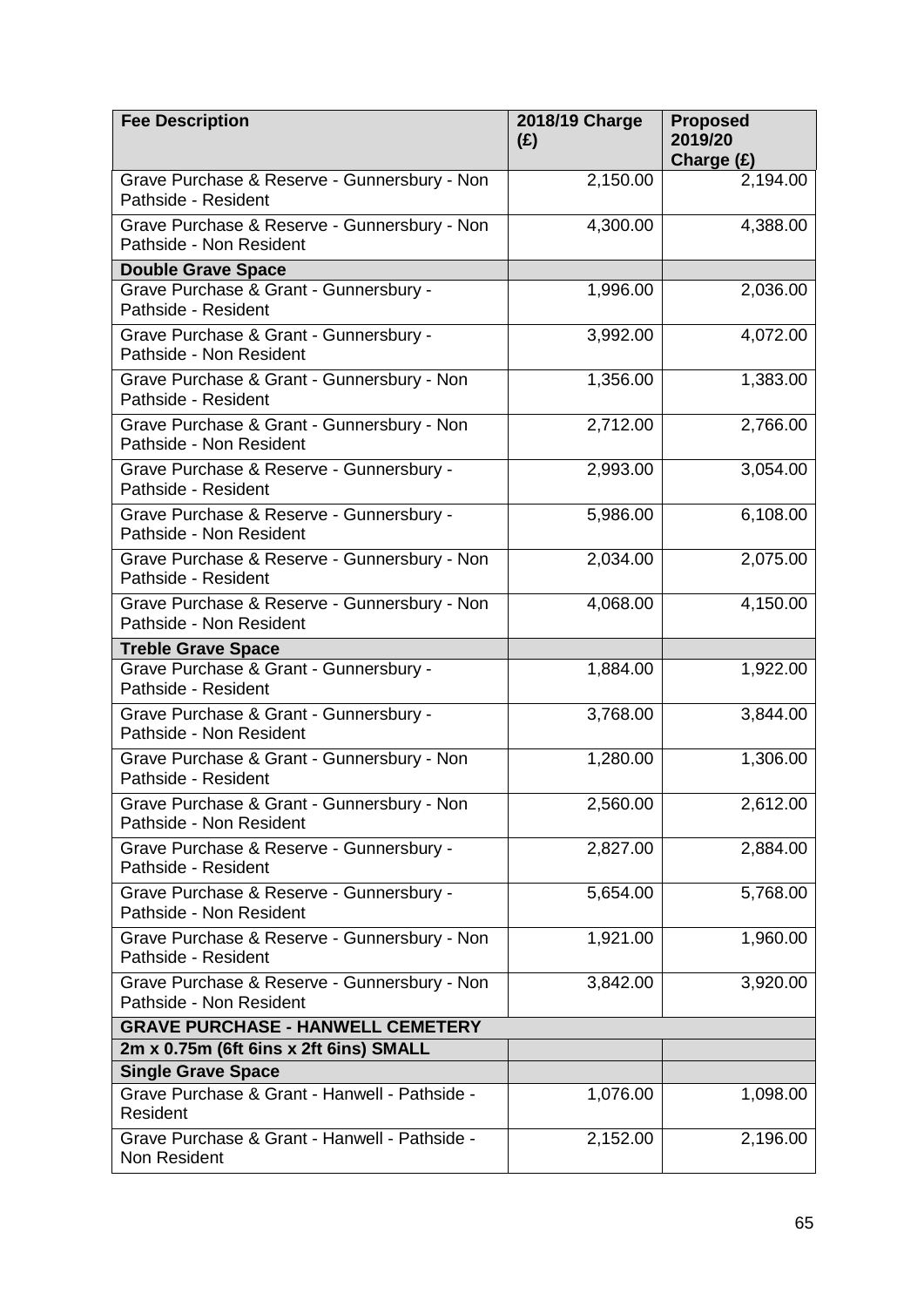| **Fee Description** | **2018/19 Charge (£)** | **Proposed 2019/20 Charge (£)** |
|---|---|---|
| Grave Purchase & Reserve - Gunnersbury - Non Pathside - Resident | 2,150.00 | 2,194.00 |
| Grave Purchase & Reserve - Gunnersbury - Non Pathside - Non Resident | 4,300.00 | 4,388.00 |
| **Double Grave Space** | | |
| Grave Purchase & Grant - Gunnersbury - Pathside - Resident | 1,996.00 | 2,036.00 |
| Grave Purchase & Grant - Gunnersbury - Pathside - Non Resident | 3,992.00 | 4,072.00 |
| Grave Purchase & Grant - Gunnersbury - Non Pathside - Resident | 1,356.00 | 1,383.00 |
| Grave Purchase & Grant - Gunnersbury - Non Pathside - Non Resident | 2,712.00 | 2,766.00 |
| Grave Purchase & Reserve - Gunnersbury - Pathside - Resident | 2,993.00 | 3,054.00 |
| Grave Purchase & Reserve - Gunnersbury - Pathside - Non Resident | 5,986.00 | 6,108.00 |
| Grave Purchase & Reserve - Gunnersbury - Non Pathside - Resident | 2,034.00 | 2,075.00 |
| Grave Purchase & Reserve - Gunnersbury - Non Pathside - Non Resident | 4,068.00 | 4,150.00 |
| **Treble Grave Space** | | |
| Grave Purchase & Grant - Gunnersbury - Pathside - Resident | 1,884.00 | 1,922.00 |
| Grave Purchase & Grant - Gunnersbury - Pathside - Non Resident | 3,768.00 | 3,844.00 |
| Grave Purchase & Grant - Gunnersbury - Non Pathside - Resident | 1,280.00 | 1,306.00 |
| Grave Purchase & Grant - Gunnersbury - Non Pathside - Non Resident | 2,560.00 | 2,612.00 |
| Grave Purchase & Reserve - Gunnersbury - Pathside - Resident | 2,827.00 | 2,884.00 |
| Grave Purchase & Reserve - Gunnersbury - Pathside - Non Resident | 5,654.00 | 5,768.00 |
| Grave Purchase & Reserve - Gunnersbury - Non Pathside - Resident | 1,921.00 | 1,960.00 |
| Grave Purchase & Reserve - Gunnersbury - Non Pathside - Non Resident | 3,842.00 | 3,920.00 |
| **GRAVE PURCHASE - HANWELL CEMETERY** | | |
| **2m x 0.75m (6ft 6ins x 2ft 6ins) SMALL** | | |
| **Single Grave Space** | | |
| Grave Purchase & Grant - Hanwell - Pathside - Resident | 1,076.00 | 1,098.00 |
| Grave Purchase & Grant - Hanwell - Pathside - Non Resident | 2,152.00 | 2,196.00 |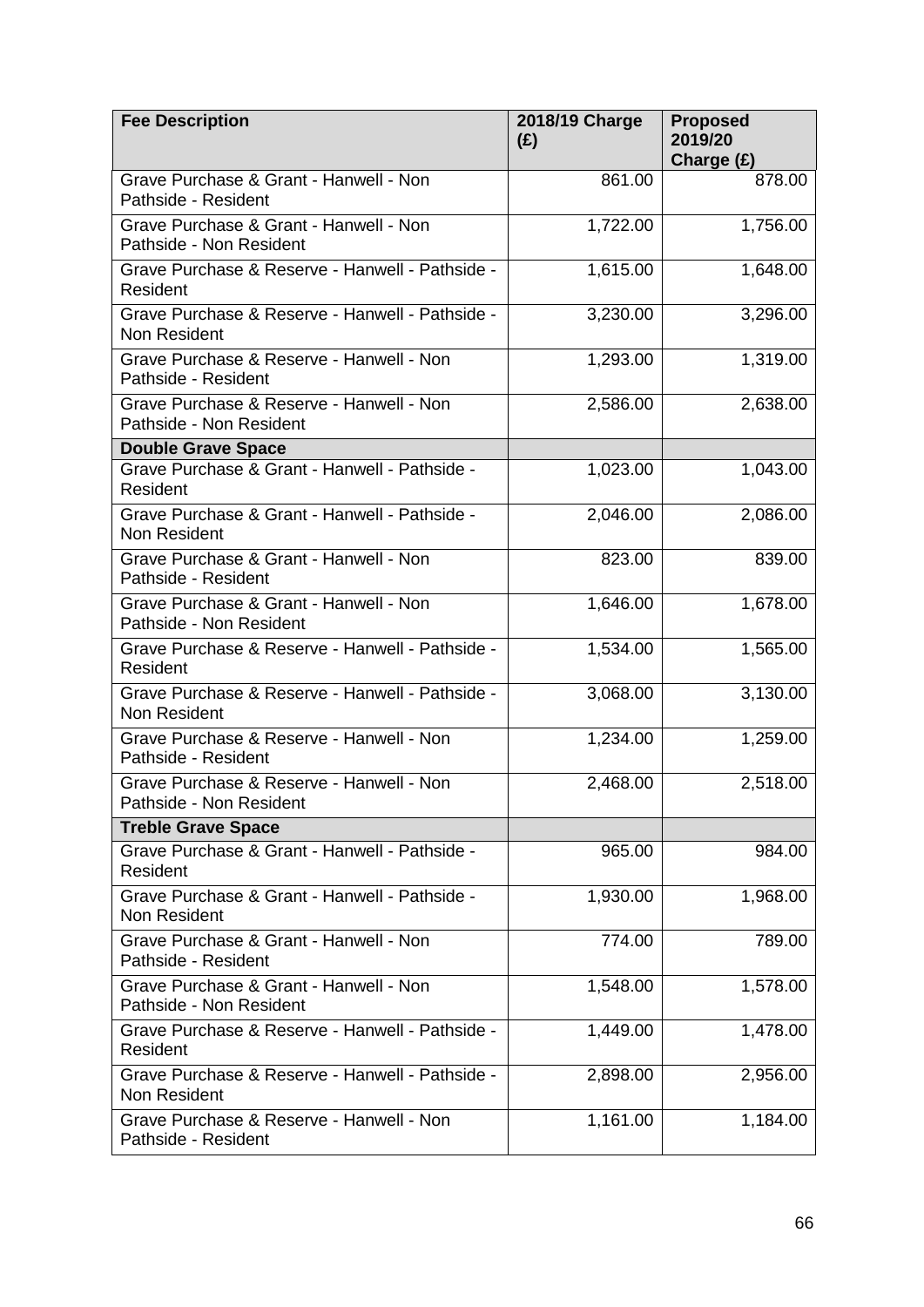| Fee Description | 2018/19 Charge (£) | Proposed 2019/20 Charge (£) |
| --- | --- | --- |
| Grave Purchase & Grant - Hanwell - Non Pathside - Resident | 861.00 | 878.00 |
| Grave Purchase & Grant - Hanwell - Non Pathside - Non Resident | 1,722.00 | 1,756.00 |
| Grave Purchase & Reserve - Hanwell - Pathside - Resident | 1,615.00 | 1,648.00 |
| Grave Purchase & Reserve - Hanwell - Pathside - Non Resident | 3,230.00 | 3,296.00 |
| Grave Purchase & Reserve - Hanwell - Non Pathside - Resident | 1,293.00 | 1,319.00 |
| Grave Purchase & Reserve - Hanwell - Non Pathside - Non Resident | 2,586.00 | 2,638.00 |
| **Double Grave Space** | | |
| Grave Purchase & Grant - Hanwell - Pathside - Resident | 1,023.00 | 1,043.00 |
| Grave Purchase & Grant - Hanwell - Pathside - Non Resident | 2,046.00 | 2,086.00 |
| Grave Purchase & Grant - Hanwell - Non Pathside - Resident | 823.00 | 839.00 |
| Grave Purchase & Grant - Hanwell - Non Pathside - Non Resident | 1,646.00 | 1,678.00 |
| Grave Purchase & Reserve - Hanwell - Pathside - Resident | 1,534.00 | 1,565.00 |
| Grave Purchase & Reserve - Hanwell - Pathside - Non Resident | 3,068.00 | 3,130.00 |
| Grave Purchase & Reserve - Hanwell - Non Pathside - Resident | 1,234.00 | 1,259.00 |
| Grave Purchase & Reserve - Hanwell - Non Pathside - Non Resident | 2,468.00 | 2,518.00 |
| **Treble Grave Space** | | |
| Grave Purchase & Grant - Hanwell - Pathside - Resident | 965.00 | 984.00 |
| Grave Purchase & Grant - Hanwell - Pathside - Non Resident | 1,930.00 | 1,968.00 |
| Grave Purchase & Grant - Hanwell - Non Pathside - Resident | 774.00 | 789.00 |
| Grave Purchase & Grant - Hanwell - Non Pathside - Non Resident | 1,548.00 | 1,578.00 |
| Grave Purchase & Reserve - Hanwell - Pathside - Resident | 1,449.00 | 1,478.00 |
| Grave Purchase & Reserve - Hanwell - Pathside - Non Resident | 2,898.00 | 2,956.00 |
| Grave Purchase & Reserve - Hanwell - Non Pathside - Resident | 1,161.00 | 1,184.00 |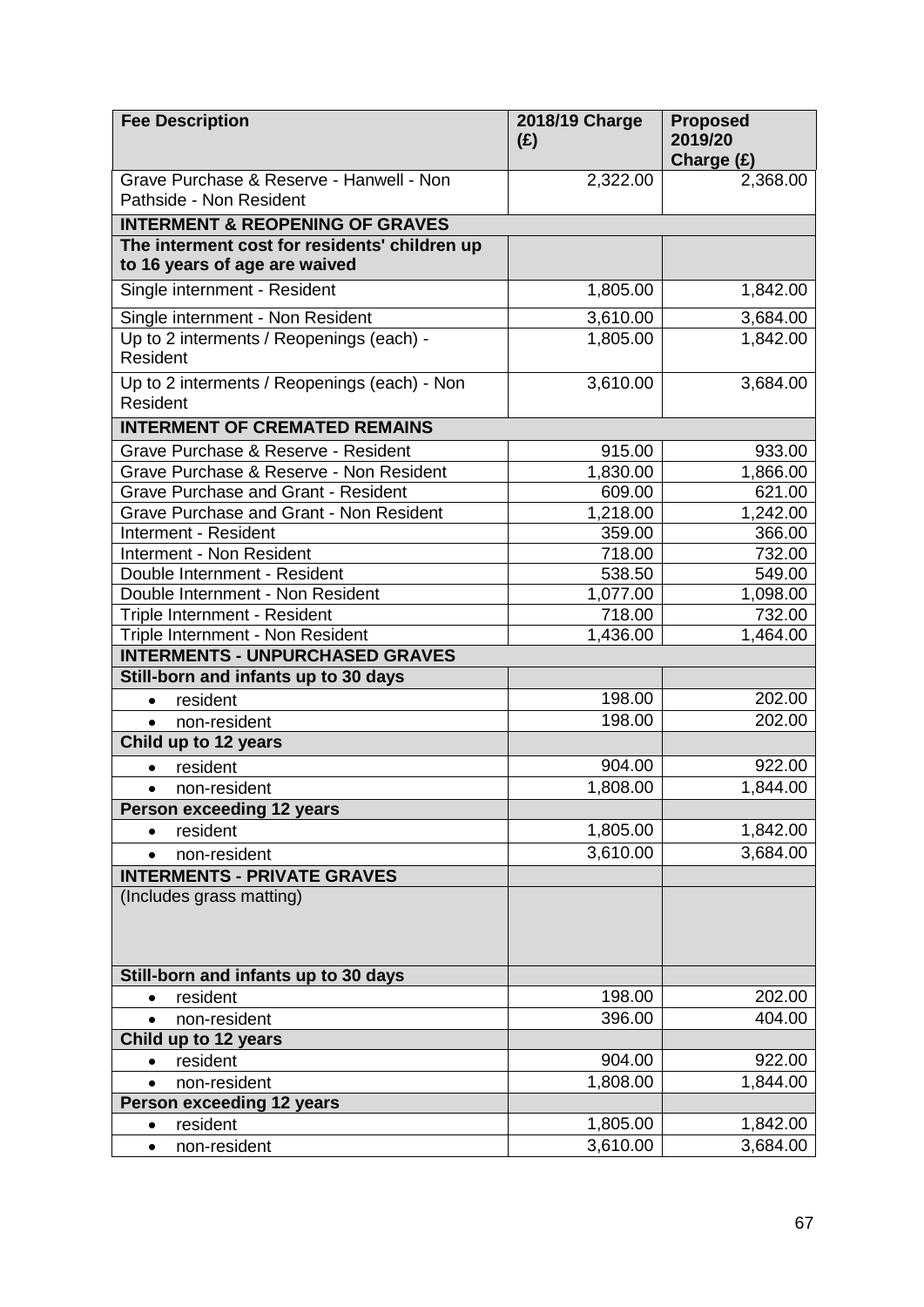| Fee Description | 2018/19 Charge (£) | Proposed 2019/20 Charge (£) |
|---|---|---|
| Grave Purchase & Reserve - Hanwell - Non Pathside - Non Resident | 2,322.00 | 2,368.00 |
| **INTERMENT & REOPENING OF GRAVES** | | |
| **The interment cost for residents' children up to 16 years of age are waived** | | |
| Single internment - Resident | 1,805.00 | 1,842.00 |
| Single internment - Non Resident | 3,610.00 | 3,684.00 |
| Up to 2 interments / Reopenings (each) - Resident | 1,805.00 | 1,842.00 |
| Up to 2 interments / Reopenings (each) - Non Resident | 3,610.00 | 3,684.00 |
| **INTERMENT OF CREMATED REMAINS** | | |
| Grave Purchase & Reserve - Resident | 915.00 | 933.00 |
| Grave Purchase & Reserve - Non Resident | 1,830.00 | 1,866.00 |
| Grave Purchase and Grant - Resident | 609.00 | 621.00 |
| Grave Purchase and Grant - Non Resident | 1,218.00 | 1,242.00 |
| Interment - Resident | 359.00 | 366.00 |
| Interment - Non Resident | 718.00 | 732.00 |
| Double Internment - Resident | 538.50 | 549.00 |
| Double Internment - Non Resident | 1,077.00 | 1,098.00 |
| Triple Internment - Resident | 718.00 | 732.00 |
| Triple Internment - Non Resident | 1,436.00 | 1,464.00 |
| **INTERMENTS - UNPURCHASED GRAVES** | | |
| **Still-born and infants up to 30 days** | | |
| • resident | 198.00 | 202.00 |
| • non-resident | 198.00 | 202.00 |
| **Child up to 12 years** | | |
| • resident | 904.00 | 922.00 |
| • non-resident | 1,808.00 | 1,844.00 |
| **Person exceeding 12 years** | | |
| • resident | 1,805.00 | 1,842.00 |
| • non-resident | 3,610.00 | 3,684.00 |
| **INTERMENTS - PRIVATE GRAVES** | | |
| (Includes grass matting) | | |
| **Still-born and infants up to 30 days** | | |
| • resident | 198.00 | 202.00 |
| • non-resident | 396.00 | 404.00 |
| **Child up to 12 years** | | |
| • resident | 904.00 | 922.00 |
| • non-resident | 1,808.00 | 1,844.00 |
| **Person exceeding 12 years** | | |
| • resident | 1,805.00 | 1,842.00 |
| • non-resident | 3,610.00 | 3,684.00 |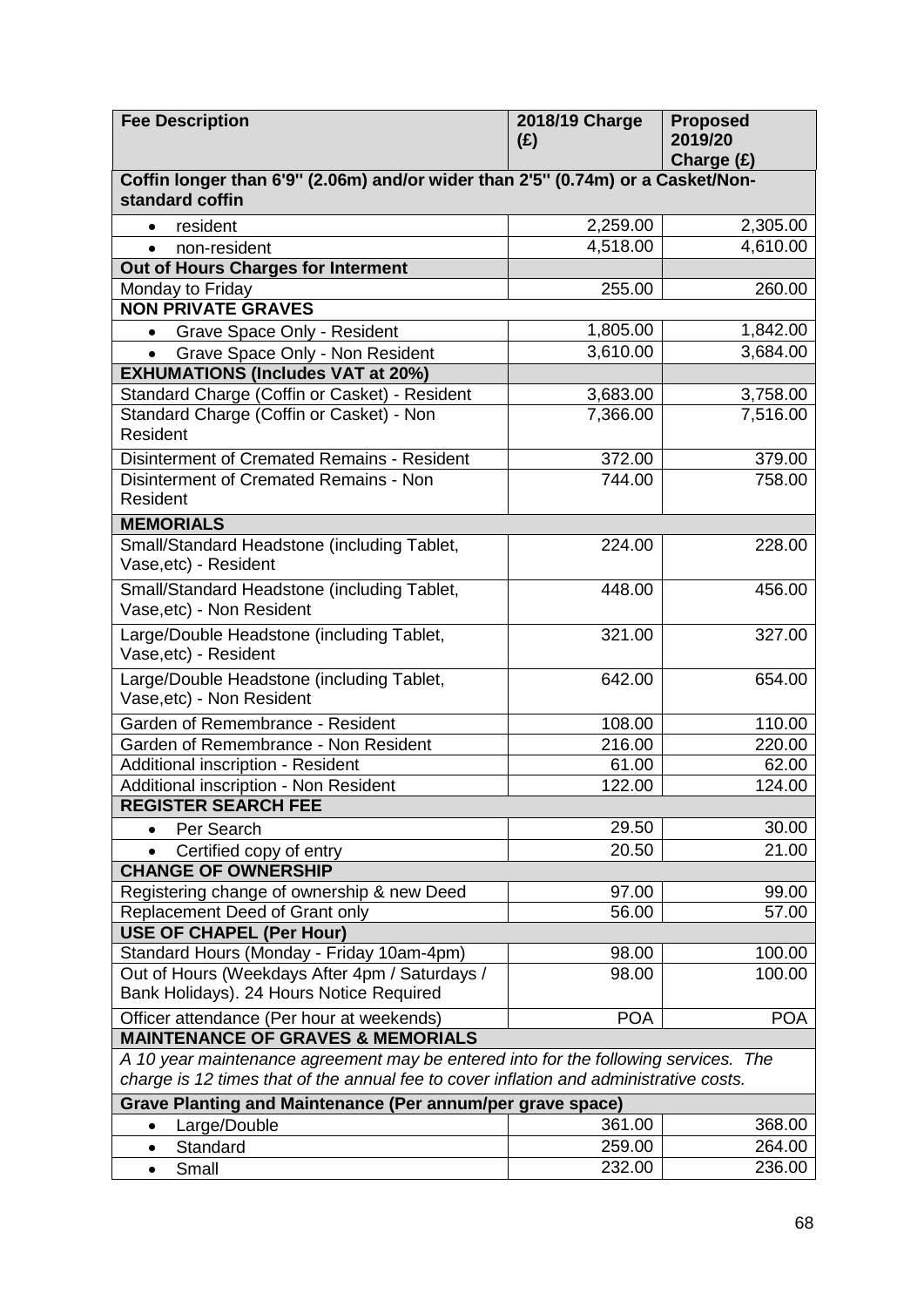| Fee Description | 2018/19 Charge (£) | Proposed 2019/20 Charge (£) |
| --- | --- | --- |
| **Coffin longer than 6'9" (2.06m) and/or wider than 2'5" (0.74m) or a Casket/Non-standard coffin** | | |
| • resident | 2,259.00 | 2,305.00 |
| • non-resident | 4,518.00 | 4,610.00 |
| **Out of Hours Charges for Interment** | | |
| Monday to Friday | 255.00 | 260.00 |
| **NON PRIVATE GRAVES** | | |
| • Grave Space Only - Resident | 1,805.00 | 1,842.00 |
| • Grave Space Only - Non Resident | 3,610.00 | 3,684.00 |
| **EXHUMATIONS (Includes VAT at 20%)** | | |
| Standard Charge (Coffin or Casket) - Resident | 3,683.00 | 3,758.00 |
| Standard Charge (Coffin or Casket) - Non Resident | 7,366.00 | 7,516.00 |
| Disinterment of Cremated Remains - Resident | 372.00 | 379.00 |
| Disinterment of Cremated Remains - Non Resident | 744.00 | 758.00 |
| **MEMORIALS** | | |
| Small/Standard Headstone (including Tablet, Vase,etc) - Resident | 224.00 | 228.00 |
| Small/Standard Headstone (including Tablet, Vase,etc) - Non Resident | 448.00 | 456.00 |
| Large/Double Headstone (including Tablet, Vase,etc) - Resident | 321.00 | 327.00 |
| Large/Double Headstone (including Tablet, Vase,etc) - Non Resident | 642.00 | 654.00 |
| Garden of Remembrance - Resident | 108.00 | 110.00 |
| Garden of Remembrance - Non Resident | 216.00 | 220.00 |
| Additional inscription - Resident | 61.00 | 62.00 |
| Additional inscription - Non Resident | 122.00 | 124.00 |
| **REGISTER SEARCH FEE** | | |
| • Per Search | 29.50 | 30.00 |
| • Certified copy of entry | 20.50 | 21.00 |
| **CHANGE OF OWNERSHIP** | | |
| Registering change of ownership & new Deed | 97.00 | 99.00 |
| Replacement Deed of Grant only | 56.00 | 57.00 |
| **USE OF CHAPEL (Per Hour)** | | |
| Standard Hours (Monday - Friday 10am-4pm) | 98.00 | 100.00 |
| Out of Hours (Weekdays After 4pm / Saturdays / Bank Holidays). 24 Hours Notice Required | 98.00 | 100.00 |
| Officer attendance (Per hour at weekends) | POA | POA |
| **MAINTENANCE OF GRAVES & MEMORIALS** | | |
| *A 10 year maintenance agreement may be entered into for the following services. The charge is 12 times that of the annual fee to cover inflation and administrative costs.* | | |
| **Grave Planting and Maintenance (Per annum/per grave space)** | | |
| • Large/Double | 361.00 | 368.00 |
| • Standard | 259.00 | 264.00 |
| • Small | 232.00 | 236.00 |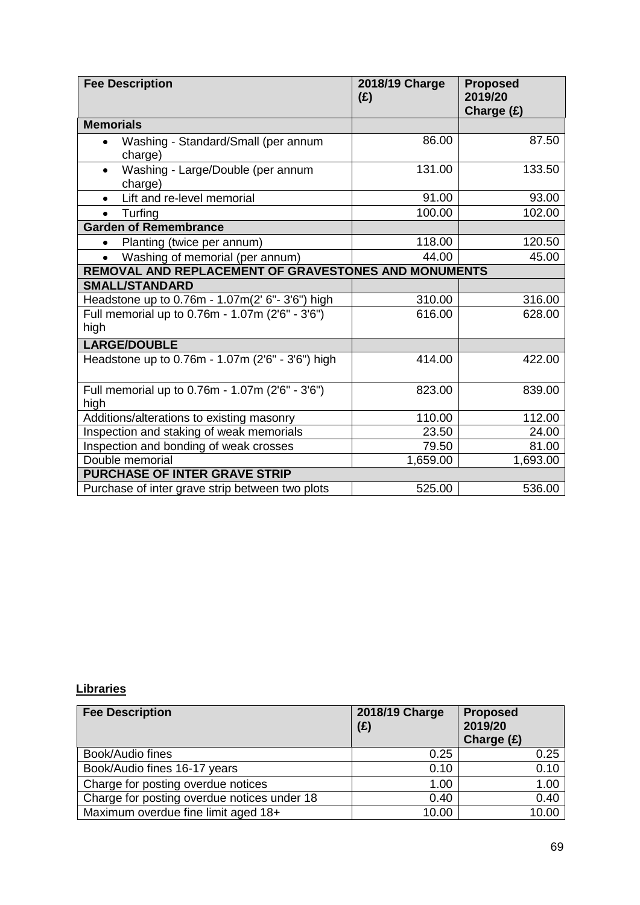| Fee Description | 2018/19 Charge (£) | Proposed 2019/20 Charge (£) |
|---|---|---|
| **Memorials** | | |
| • Washing - Standard/Small (per annum charge) | 86.00 | 87.50 |
| • Washing - Large/Double (per annum charge) | 131.00 | 133.50 |
| • Lift and re-level memorial | 91.00 | 93.00 |
| • Turfing | 100.00 | 102.00 |
| **Garden of Remembrance** | | |
| • Planting (twice per annum) | 118.00 | 120.50 |
| • Washing of memorial (per annum) | 44.00 | 45.00 |
| **REMOVAL AND REPLACEMENT OF GRAVESTONES AND MONUMENTS** | | |
| **SMALL/STANDARD** | | |
| Headstone up to 0.76m - 1.07m(2' 6"- 3'6") high | 310.00 | 316.00 |
| Full memorial up to 0.76m - 1.07m (2'6" - 3'6") high | 616.00 | 628.00 |
| **LARGE/DOUBLE** | | |
| Headstone up to 0.76m - 1.07m (2'6" - 3'6") high | 414.00 | 422.00 |
| Full memorial up to 0.76m - 1.07m (2'6" - 3'6") high | 823.00 | 839.00 |
| Additions/alterations to existing masonry | 110.00 | 112.00 |
| Inspection and staking of weak memorials | 23.50 | 24.00 |
| Inspection and bonding of weak crosses | 79.50 | 81.00 |
| Double memorial | 1,659.00 | 1,693.00 |
| **PURCHASE OF INTER GRAVE STRIP** | | |
| Purchase of inter grave strip between two plots | 525.00 | 536.00 |

## Libraries

| Fee Description | 2018/19 Charge (£) | Proposed 2019/20 Charge (£) |
|---|---|---|
| Book/Audio fines | 0.25 | 0.25 |
| Book/Audio fines 16-17 years | 0.10 | 0.10 |
| Charge for posting overdue notices | 1.00 | 1.00 |
| Charge for posting overdue notices under 18 | 0.40 | 0.40 |
| Maximum overdue fine limit aged 18+ | 10.00 | 10.00 |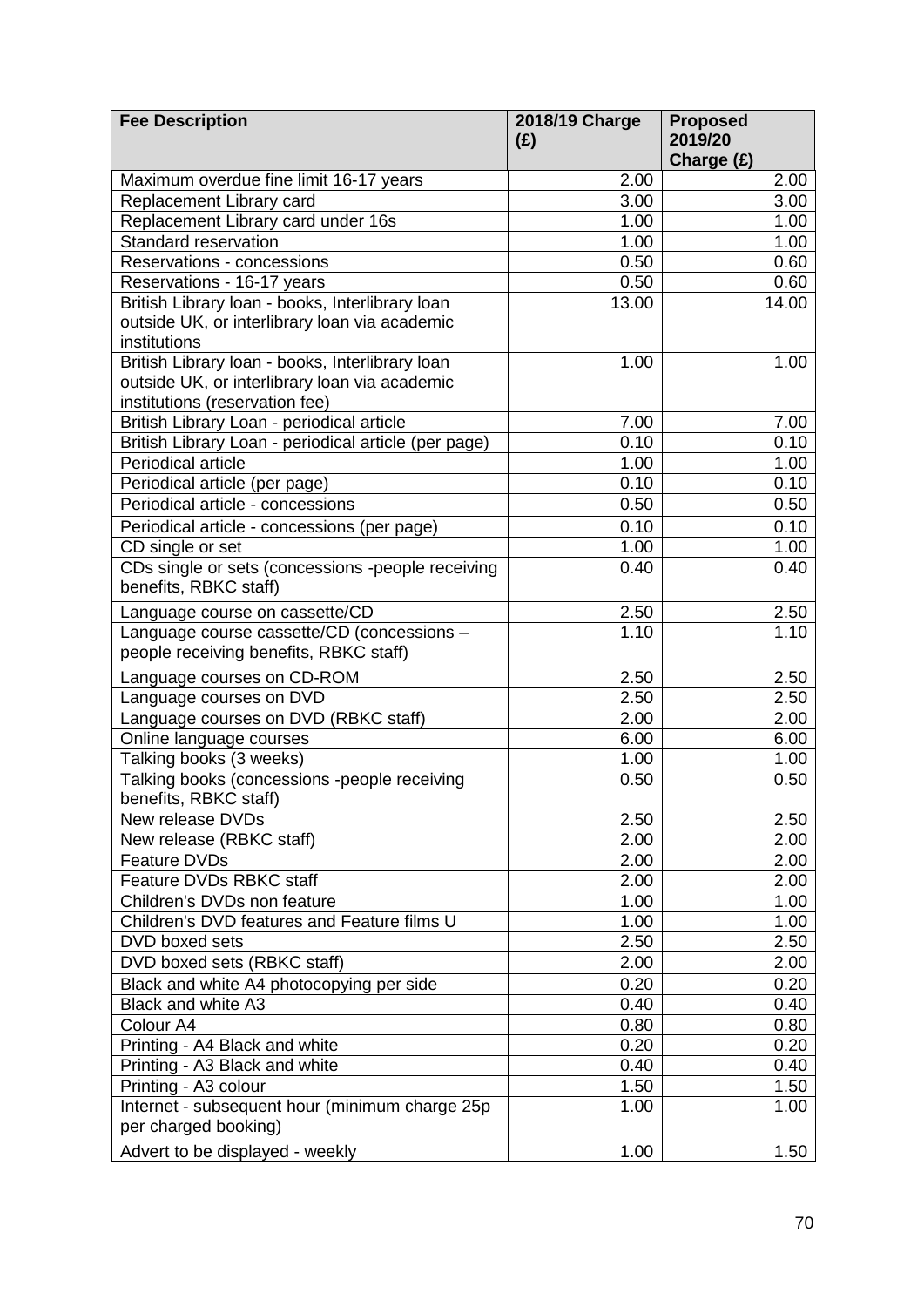| Fee Description | 2018/19 Charge (£) | Proposed 2019/20 Charge (£) |
|---|---|---|
| Maximum overdue fine limit 16-17 years | 2.00 | 2.00 |
| Replacement Library card | 3.00 | 3.00 |
| Replacement Library card under 16s | 1.00 | 1.00 |
| Standard reservation | 1.00 | 1.00 |
| Reservations - concessions | 0.50 | 0.60 |
| Reservations - 16-17 years | 0.50 | 0.60 |
| British Library loan - books, Interlibrary loan outside UK, or interlibrary loan via academic institutions | 13.00 | 14.00 |
| British Library loan - books, Interlibrary loan outside UK, or interlibrary loan via academic institutions (reservation fee) | 1.00 | 1.00 |
| British Library Loan - periodical article | 7.00 | 7.00 |
| British Library Loan - periodical article (per page) | 0.10 | 0.10 |
| Periodical article | 1.00 | 1.00 |
| Periodical article (per page) | 0.10 | 0.10 |
| Periodical article - concessions | 0.50 | 0.50 |
| Periodical article - concessions (per page) | 0.10 | 0.10 |
| CD single or set | 1.00 | 1.00 |
| CDs single or sets (concessions -people receiving benefits, RBKC staff) | 0.40 | 0.40 |
| Language course on cassette/CD | 2.50 | 2.50 |
| Language course cassette/CD (concessions – people receiving benefits, RBKC staff) | 1.10 | 1.10 |
| Language courses on CD-ROM | 2.50 | 2.50 |
| Language courses on DVD | 2.50 | 2.50 |
| Language courses on DVD (RBKC staff) | 2.00 | 2.00 |
| Online language courses | 6.00 | 6.00 |
| Talking books (3 weeks) | 1.00 | 1.00 |
| Talking books (concessions -people receiving benefits, RBKC staff) | 0.50 | 0.50 |
| New release DVDs | 2.50 | 2.50 |
| New release (RBKC staff) | 2.00 | 2.00 |
| Feature DVDs | 2.00 | 2.00 |
| Feature DVDs RBKC staff | 2.00 | 2.00 |
| Children's DVDs non feature | 1.00 | 1.00 |
| Children's DVD features and Feature films U | 1.00 | 1.00 |
| DVD boxed sets | 2.50 | 2.50 |
| DVD boxed sets (RBKC staff) | 2.00 | 2.00 |
| Black and white A4 photocopying per side | 0.20 | 0.20 |
| Black and white A3 | 0.40 | 0.40 |
| Colour A4 | 0.80 | 0.80 |
| Printing - A4 Black and white | 0.20 | 0.20 |
| Printing - A3 Black and white | 0.40 | 0.40 |
| Printing - A3 colour | 1.50 | 1.50 |
| Internet - subsequent hour (minimum charge 25p per charged booking) | 1.00 | 1.00 |
| Advert to be displayed - weekly | 1.00 | 1.50 |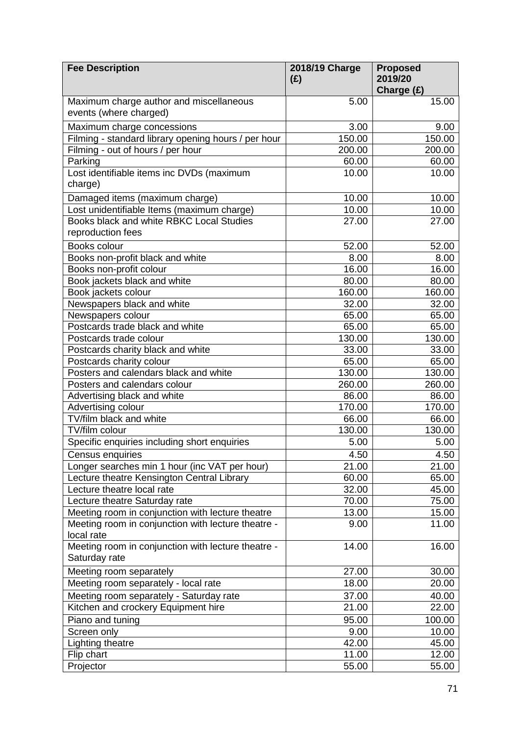| Fee Description | 2018/19 Charge (£) | Proposed 2019/20 Charge (£) |
| --- | --- | --- |
| Maximum charge author and miscellaneous events (where charged) | 5.00 | 15.00 |
| Maximum charge concessions | 3.00 | 9.00 |
| Filming - standard library opening hours / per hour | 150.00 | 150.00 |
| Filming - out of hours / per hour | 200.00 | 200.00 |
| Parking | 60.00 | 60.00 |
| Lost identifiable items inc DVDs (maximum charge) | 10.00 | 10.00 |
| Damaged items (maximum charge) | 10.00 | 10.00 |
| Lost unidentifiable Items (maximum charge) | 10.00 | 10.00 |
| Books black and white RBKC Local Studies reproduction fees | 27.00 | 27.00 |
| Books colour | 52.00 | 52.00 |
| Books non-profit black and white | 8.00 | 8.00 |
| Books non-profit colour | 16.00 | 16.00 |
| Book jackets black and white | 80.00 | 80.00 |
| Book jackets colour | 160.00 | 160.00 |
| Newspapers black and white | 32.00 | 32.00 |
| Newspapers colour | 65.00 | 65.00 |
| Postcards trade black and white | 65.00 | 65.00 |
| Postcards trade colour | 130.00 | 130.00 |
| Postcards charity black and white | 33.00 | 33.00 |
| Postcards charity colour | 65.00 | 65.00 |
| Posters and calendars black and white | 130.00 | 130.00 |
| Posters and calendars colour | 260.00 | 260.00 |
| Advertising black and white | 86.00 | 86.00 |
| Advertising colour | 170.00 | 170.00 |
| TV/film black and white | 66.00 | 66.00 |
| TV/film colour | 130.00 | 130.00 |
| Specific enquiries including short enquiries | 5.00 | 5.00 |
| Census enquiries | 4.50 | 4.50 |
| Longer searches min 1 hour (inc VAT per hour) | 21.00 | 21.00 |
| Lecture theatre Kensington Central Library | 60.00 | 65.00 |
| Lecture theatre local rate | 32.00 | 45.00 |
| Lecture theatre Saturday rate | 70.00 | 75.00 |
| Meeting room in conjunction with lecture theatre | 13.00 | 15.00 |
| Meeting room in conjunction with lecture theatre - local rate | 9.00 | 11.00 |
| Meeting room in conjunction with lecture theatre - Saturday rate | 14.00 | 16.00 |
| Meeting room separately | 27.00 | 30.00 |
| Meeting room separately - local rate | 18.00 | 20.00 |
| Meeting room separately - Saturday rate | 37.00 | 40.00 |
| Kitchen and crockery Equipment hire | 21.00 | 22.00 |
| Piano and tuning | 95.00 | 100.00 |
| Screen only | 9.00 | 10.00 |
| Lighting theatre | 42.00 | 45.00 |
| Flip chart | 11.00 | 12.00 |
| Projector | 55.00 | 55.00 |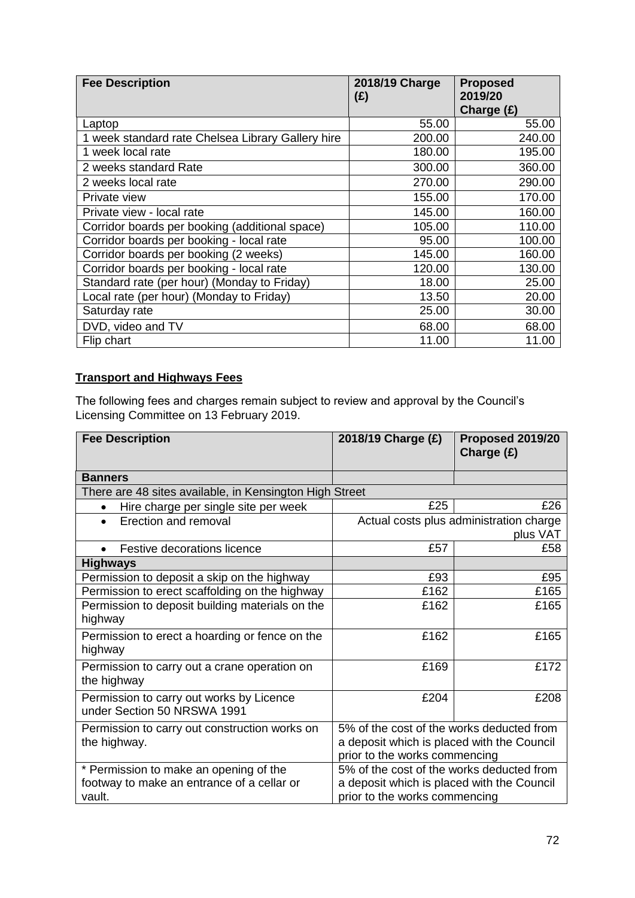| Fee Description | 2018/19 Charge (£) | Proposed 2019/20 Charge (£) |
|---|---|---|
| Laptop | 55.00 | 55.00 |
| 1 week standard rate Chelsea Library Gallery hire | 200.00 | 240.00 |
| 1 week local rate | 180.00 | 195.00 |
| 2 weeks standard Rate | 300.00 | 360.00 |
| 2 weeks local rate | 270.00 | 290.00 |
| Private view | 155.00 | 170.00 |
| Private view - local rate | 145.00 | 160.00 |
| Corridor boards per booking (additional space) | 105.00 | 110.00 |
| Corridor boards per booking - local rate | 95.00 | 100.00 |
| Corridor boards per booking (2 weeks) | 145.00 | 160.00 |
| Corridor boards per booking - local rate | 120.00 | 130.00 |
| Standard rate (per hour) (Monday to Friday) | 18.00 | 25.00 |
| Local rate (per hour) (Monday to Friday) | 13.50 | 20.00 |
| Saturday rate | 25.00 | 30.00 |
| DVD, video and TV | 68.00 | 68.00 |
| Flip chart | 11.00 | 11.00 |

**Transport and Highways Fees**

The following fees and charges remain subject to review and approval by the Council's Licensing Committee on 13 February 2019.

| Fee Description | 2018/19 Charge (£) | Proposed 2019/20 Charge (£) |
|---|---|---|
| **Banners** | | |
| There are 48 sites available, in Kensington High Street | | |
| • Hire charge per single site per week | £25 | £26 |
| • Erection and removal | Actual costs plus administration charge plus VAT | |
| • Festive decorations licence | £57 | £58 |
| **Highways** | | |
| Permission to deposit a skip on the highway | £93 | £95 |
| Permission to erect scaffolding on the highway | £162 | £165 |
| Permission to deposit building materials on the highway | £162 | £165 |
| Permission to erect a hoarding or fence on the highway | £162 | £165 |
| Permission to carry out a crane operation on the highway | £169 | £172 |
| Permission to carry out works by Licence under Section 50 NRSWA 1991 | £204 | £208 |
| Permission to carry out construction works on the highway. | 5% of the cost of the works deducted from a deposit which is placed with the Council prior to the works commencing | |
| * Permission to make an opening of the footway to make an entrance of a cellar or vault. | 5% of the cost of the works deducted from a deposit which is placed with the Council prior to the works commencing | |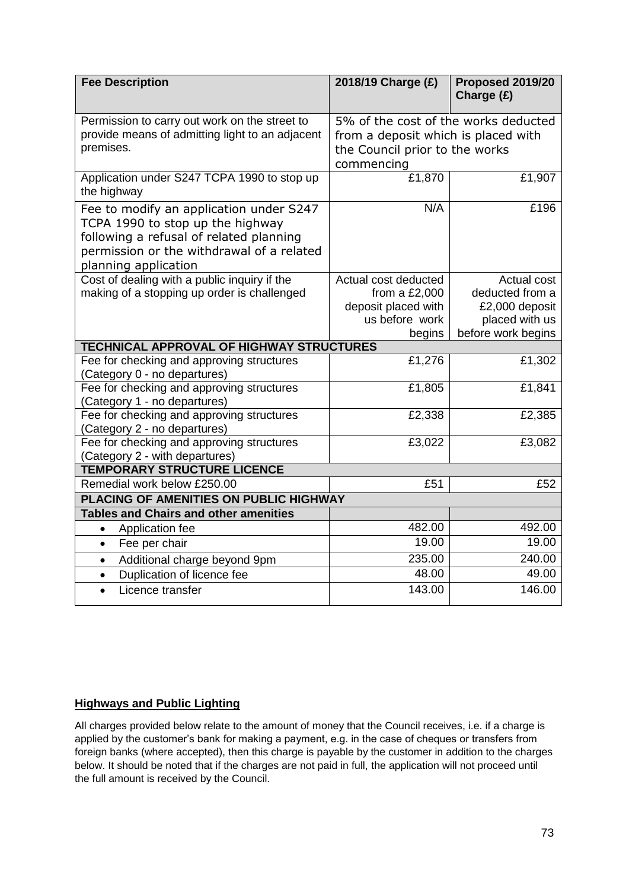| Fee Description | 2018/19 Charge (£) | Proposed 2019/20 Charge (£) |
|---|---|---|
| Permission to carry out work on the street to provide means of admitting light to an adjacent premises. | 5% of the cost of the works deducted from a deposit which is placed with the Council prior to the works commencing | |
| Application under S247 TCPA 1990 to stop up the highway | £1,870 | £1,907 |
| Fee to modify an application under S247 TCPA 1990 to stop up the highway following a refusal of related planning permission or the withdrawal of a related planning application | N/A | £196 |
| Cost of dealing with a public inquiry if the making of a stopping up order is challenged | Actual cost deducted from a £2,000 deposit placed with us before work begins | Actual cost deducted from a £2,000 deposit placed with us before work begins |
| **TECHNICAL APPROVAL OF HIGHWAY STRUCTURES** | | |
| Fee for checking and approving structures (Category 0 - no departures) | £1,276 | £1,302 |
| Fee for checking and approving structures (Category 1 - no departures) | £1,805 | £1,841 |
| Fee for checking and approving structures (Category 2 - no departures) | £2,338 | £2,385 |
| Fee for checking and approving structures (Category 2 - with departures) | £3,022 | £3,082 |
| **TEMPORARY STRUCTURE LICENCE** | | |
| Remedial work below £250.00 | £51 | £52 |
| **PLACING OF AMENITIES ON PUBLIC HIGHWAY** | | |
| **Tables and Chairs and other amenities** | | |
| • Application fee | 482.00 | 492.00 |
| • Fee per chair | 19.00 | 19.00 |
| • Additional charge beyond 9pm | 235.00 | 240.00 |
| • Duplication of licence fee | 48.00 | 49.00 |
| • Licence transfer | 143.00 | 146.00 |

**Highways and Public Lighting**

All charges provided below relate to the amount of money that the Council receives, i.e. if a charge is applied by the customer's bank for making a payment, e.g. in the case of cheques or transfers from foreign banks (where accepted), then this charge is payable by the customer in addition to the charges below. It should be noted that if the charges are not paid in full, the application will not proceed until the full amount is received by the Council.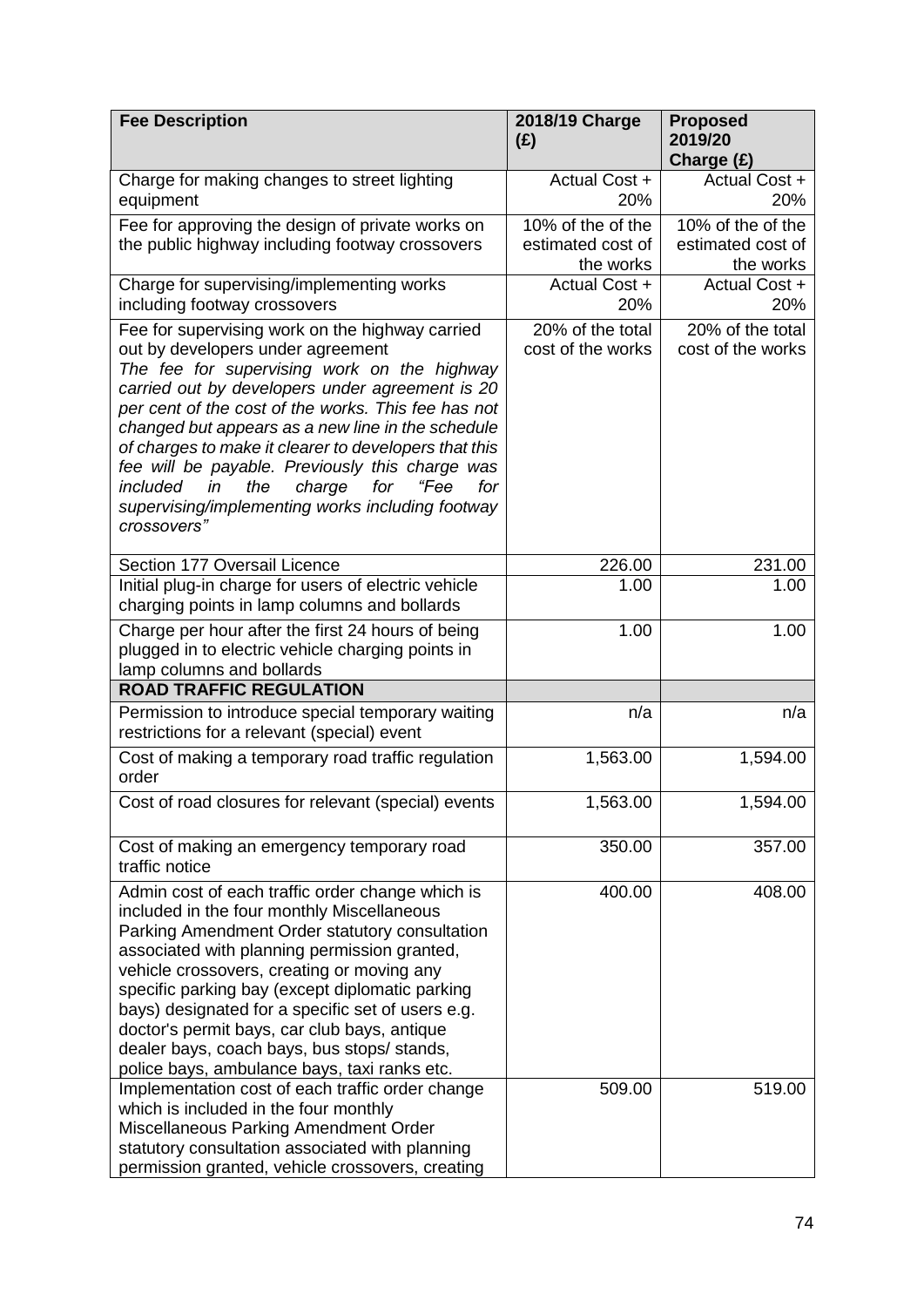| Fee Description | 2018/19 Charge (£) | Proposed 2019/20 Charge (£) |
|---|---|---|
| Charge for making changes to street lighting equipment | Actual Cost + 20% | Actual Cost + 20% |
| Fee for approving the design of private works on the public highway including footway crossovers | 10% of the of the estimated cost of the works | 10% of the of the estimated cost of the works |
| Charge for supervising/implementing works including footway crossovers | Actual Cost + 20% | Actual Cost + 20% |
| Fee for supervising work on the highway carried out by developers under agreement *The fee for supervising work on the highway carried out by developers under agreement is 20 per cent of the cost of the works. This fee has not changed but appears as a new line in the schedule of charges to make it clearer to developers that this fee will be payable. Previously this charge was included in the charge for "Fee for supervising/implementing works including footway crossovers"* | 20% of the total cost of the works | 20% of the total cost of the works |
| Section 177 Oversail Licence | 226.00 | 231.00 |
| Initial plug-in charge for users of electric vehicle charging points in lamp columns and bollards | 1.00 | 1.00 |
| Charge per hour after the first 24 hours of being plugged in to electric vehicle charging points in lamp columns and bollards | 1.00 | 1.00 |
| **ROAD TRAFFIC REGULATION** | | |
| Permission to introduce special temporary waiting restrictions for a relevant (special) event | n/a | n/a |
| Cost of making a temporary road traffic regulation order | 1,563.00 | 1,594.00 |
| Cost of road closures for relevant (special) events | 1,563.00 | 1,594.00 |
| Cost of making an emergency temporary road traffic notice | 350.00 | 357.00 |
| Admin cost of each traffic order change which is included in the four monthly Miscellaneous Parking Amendment Order statutory consultation associated with planning permission granted, vehicle crossovers, creating or moving any specific parking bay (except diplomatic parking bays) designated for a specific set of users e.g. doctor's permit bays, car club bays, antique dealer bays, coach bays, bus stops/ stands, police bays, ambulance bays, taxi ranks etc. | 400.00 | 408.00 |
| Implementation cost of each traffic order change which is included in the four monthly Miscellaneous Parking Amendment Order statutory consultation associated with planning permission granted, vehicle crossovers, creating | 509.00 | 519.00 |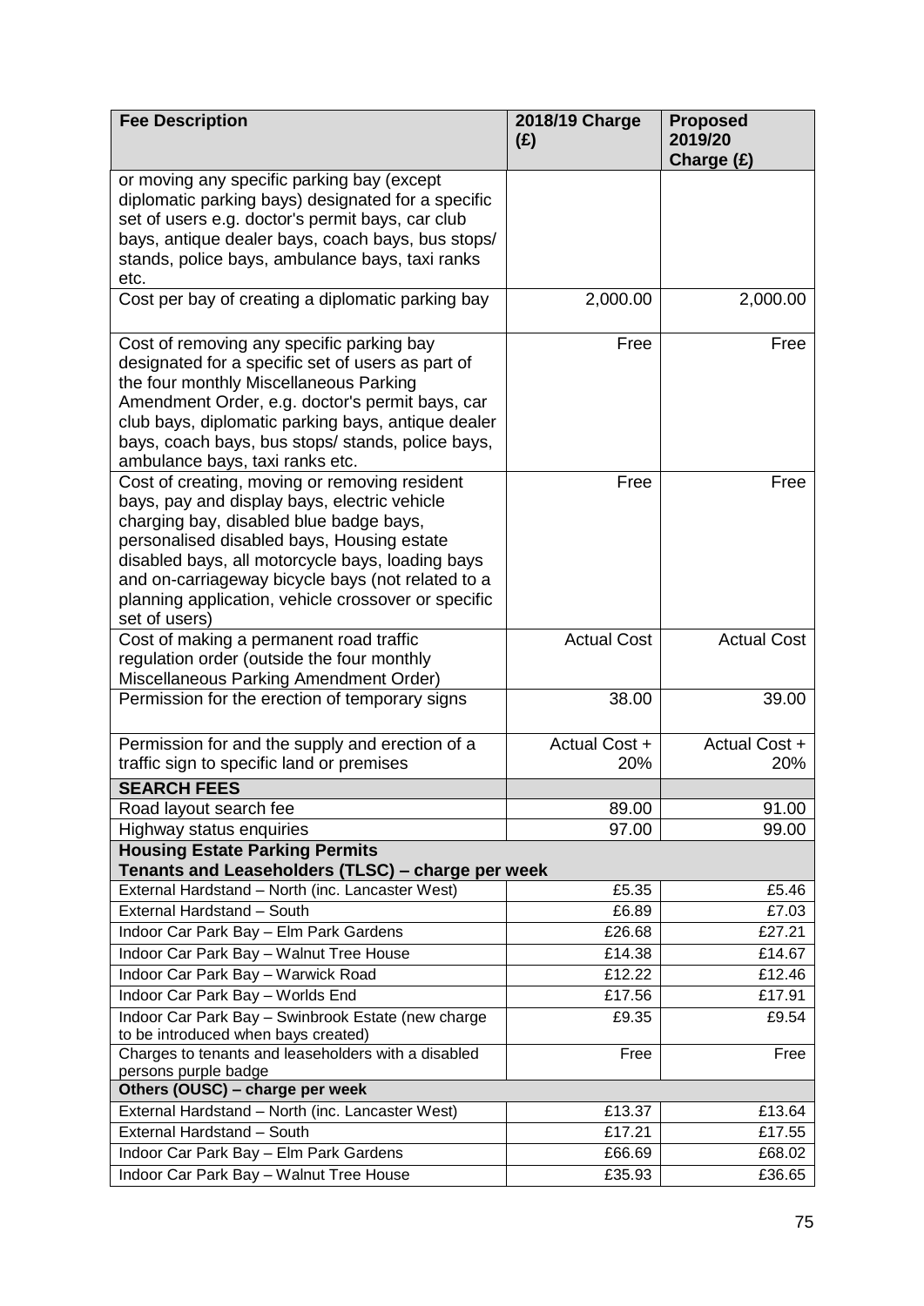| Fee Description | 2018/19 Charge (£) | Proposed 2019/20 Charge (£) |
|---|---|---|
| or moving any specific parking bay (except diplomatic parking bays) designated for a specific set of users e.g. doctor's permit bays, car club bays, antique dealer bays, coach bays, bus stops/ stands, police bays, ambulance bays, taxi ranks etc. | | |
| Cost per bay of creating a diplomatic parking bay | 2,000.00 | 2,000.00 |
| Cost of removing any specific parking bay designated for a specific set of users as part of the four monthly Miscellaneous Parking Amendment Order, e.g. doctor's permit bays, car club bays, diplomatic parking bays, antique dealer bays, coach bays, bus stops/ stands, police bays, ambulance bays, taxi ranks etc. | Free | Free |
| Cost of creating, moving or removing resident bays, pay and display bays, electric vehicle charging bay, disabled blue badge bays, personalised disabled bays, Housing estate disabled bays, all motorcycle bays, loading bays and on-carriageway bicycle bays (not related to a planning application, vehicle crossover or specific set of users) | Free | Free |
| Cost of making a permanent road traffic regulation order (outside the four monthly Miscellaneous Parking Amendment Order) | Actual Cost | Actual Cost |
| Permission for the erection of temporary signs | 38.00 | 39.00 |
| Permission for and the supply and erection of a traffic sign to specific land or premises | Actual Cost + 20% | Actual Cost + 20% |
| **SEARCH FEES** | | |
| Road layout search fee | 89.00 | 91.00 |
| Highway status enquiries | 97.00 | 99.00 |
| **Housing Estate Parking Permits**<br>**Tenants and Leaseholders (TLSC) – charge per week** | | |
| External Hardstand – North (inc. Lancaster West) | £5.35 | £5.46 |
| External Hardstand – South | £6.89 | £7.03 |
| Indoor Car Park Bay – Elm Park Gardens | £26.68 | £27.21 |
| Indoor Car Park Bay – Walnut Tree House | £14.38 | £14.67 |
| Indoor Car Park Bay – Warwick Road | £12.22 | £12.46 |
| Indoor Car Park Bay – Worlds End | £17.56 | £17.91 |
| Indoor Car Park Bay – Swinbrook Estate (new charge to be introduced when bays created) | £9.35 | £9.54 |
| Charges to tenants and leaseholders with a disabled persons purple badge | Free | Free |
| **Others (OUSC) – charge per week** | | |
| External Hardstand – North (inc. Lancaster West) | £13.37 | £13.64 |
| External Hardstand – South | £17.21 | £17.55 |
| Indoor Car Park Bay – Elm Park Gardens | £66.69 | £68.02 |
| Indoor Car Park Bay – Walnut Tree House | £35.93 | £36.65 |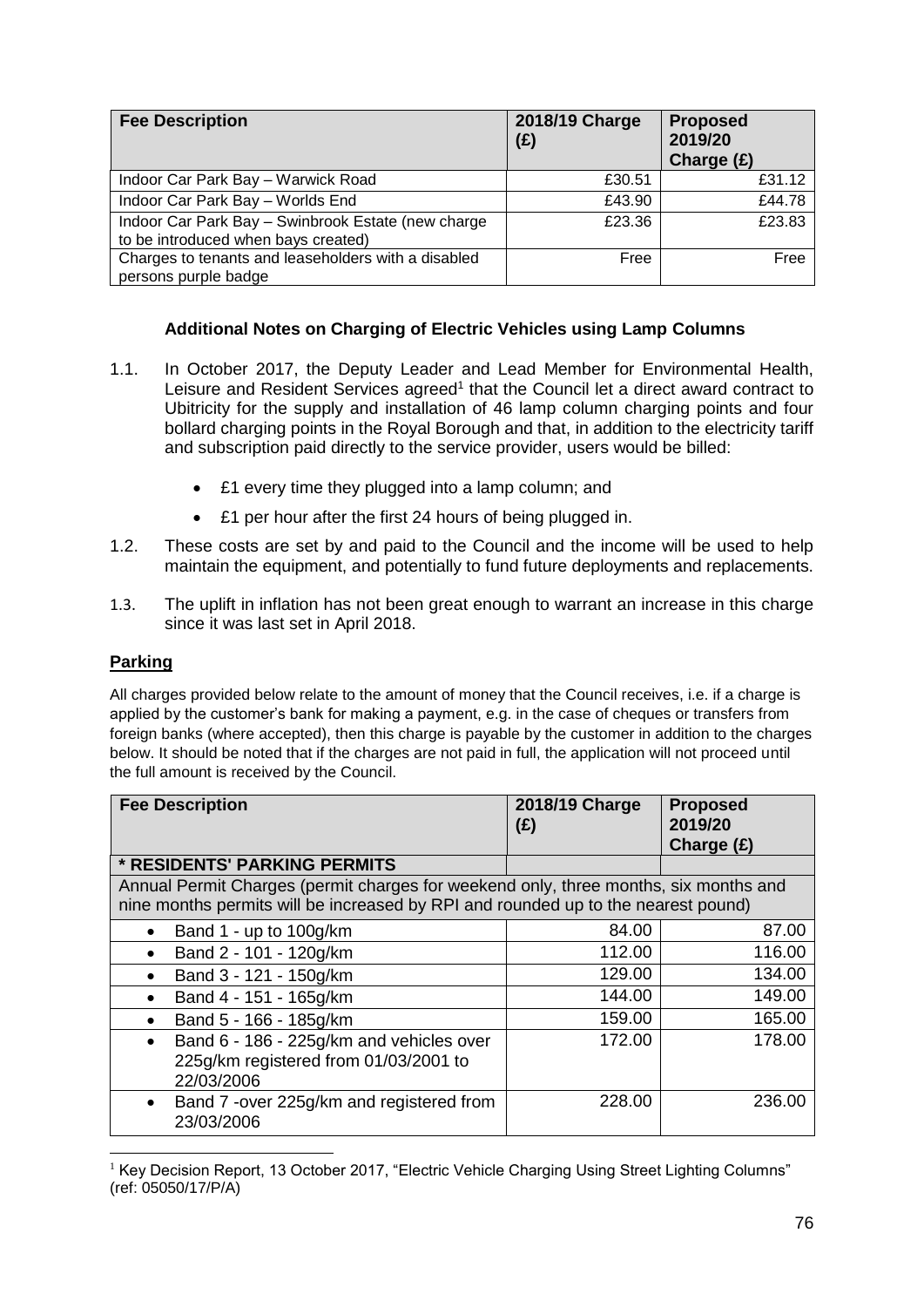| Fee Description | 2018/19 Charge (£) | Proposed 2019/20 Charge (£) |
| --- | --- | --- |
| Indoor Car Park Bay – Warwick Road | £30.51 | £31.12 |
| Indoor Car Park Bay – Worlds End | £43.90 | £44.78 |
| Indoor Car Park Bay – Swinbrook Estate (new charge to be introduced when bays created) | £23.36 | £23.83 |
| Charges to tenants and leaseholders with a disabled persons purple badge | Free | Free |

**Additional Notes on Charging of Electric Vehicles using Lamp Columns**

1.1. In October 2017, the Deputy Leader and Lead Member for Environmental Health, Leisure and Resident Services agreed[1] that the Council let a direct award contract to Ubitricity for the supply and installation of 46 lamp column charging points and four bollard charging points in the Royal Borough and that, in addition to the electricity tariff and subscription paid directly to the service provider, users would be billed:

- £1 every time they plugged into a lamp column; and
- £1 per hour after the first 24 hours of being plugged in.

1.2. These costs are set by and paid to the Council and the income will be used to help maintain the equipment, and potentially to fund future deployments and replacements.

1.3. The uplift in inflation has not been great enough to warrant an increase in this charge since it was last set in April 2018.

## Parking

All charges provided below relate to the amount of money that the Council receives, i.e. if a charge is applied by the customer's bank for making a payment, e.g. in the case of cheques or transfers from foreign banks (where accepted), then this charge is payable by the customer in addition to the charges below. It should be noted that if the charges are not paid in full, the application will not proceed until the full amount is received by the Council.

| Fee Description | 2018/19 Charge (£) | Proposed 2019/20 Charge (£) |
| --- | --- | --- |
| **\* RESIDENTS' PARKING PERMITS** | | |
| Annual Permit Charges (permit charges for weekend only, three months, six months and nine months permits will be increased by RPI and rounded up to the nearest pound) | | |
| • Band 1 - up to 100g/km | 84.00 | 87.00 |
| • Band 2 - 101 - 120g/km | 112.00 | 116.00 |
| • Band 3 - 121 - 150g/km | 129.00 | 134.00 |
| • Band 4 - 151 - 165g/km | 144.00 | 149.00 |
| • Band 5 - 166 - 185g/km | 159.00 | 165.00 |
| • Band 6 - 186 - 225g/km and vehicles over 225g/km registered from 01/03/2001 to 22/03/2006 | 172.00 | 178.00 |
| • Band 7 -over 225g/km and registered from 23/03/2006 | 228.00 | 236.00 |

[1] Key Decision Report, 13 October 2017, "Electric Vehicle Charging Using Street Lighting Columns" (ref: 05050/17/P/A)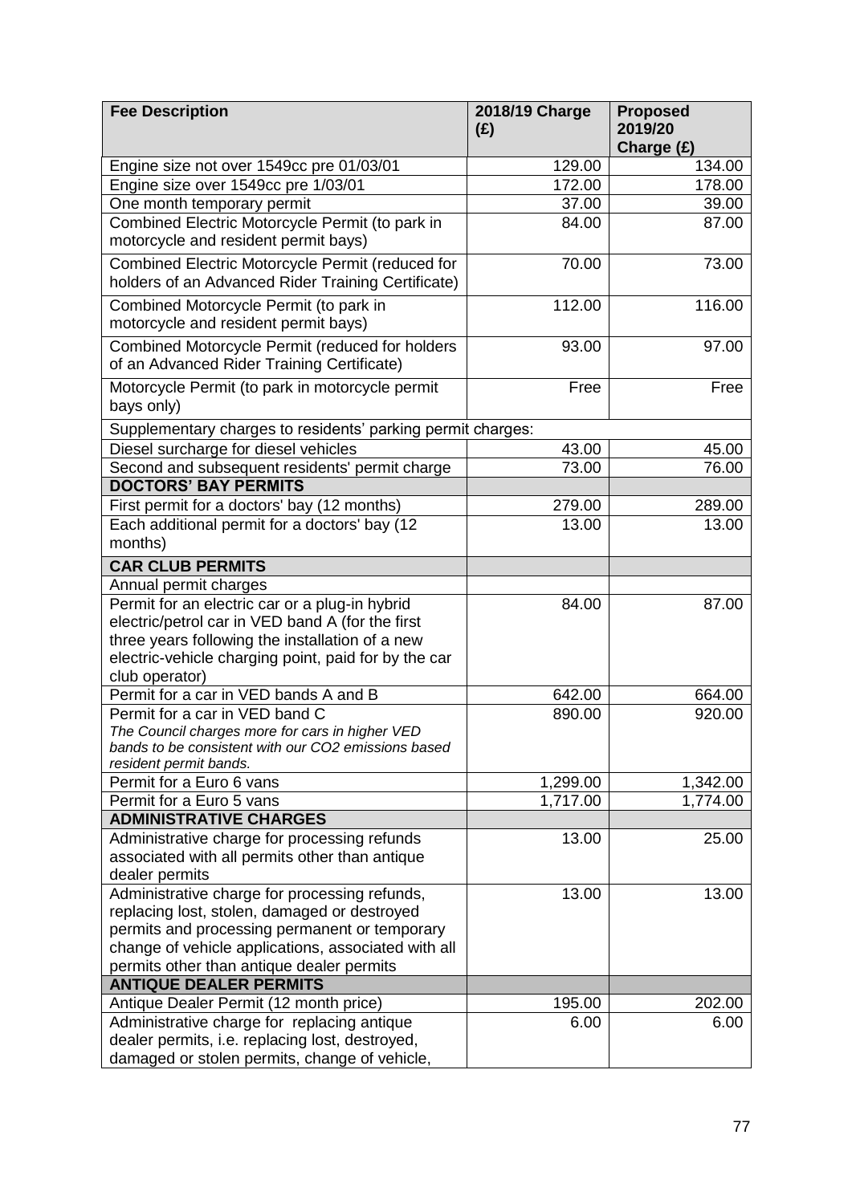| Fee Description | 2018/19 Charge (£) | Proposed 2019/20 Charge (£) |
|---|---|---|
| Engine size not over 1549cc pre 01/03/01 | 129.00 | 134.00 |
| Engine size over 1549cc pre 1/03/01 | 172.00 | 178.00 |
| One month temporary permit | 37.00 | 39.00 |
| Combined Electric Motorcycle Permit (to park in motorcycle and resident permit bays) | 84.00 | 87.00 |
| Combined Electric Motorcycle Permit (reduced for holders of an Advanced Rider Training Certificate) | 70.00 | 73.00 |
| Combined Motorcycle Permit (to park in motorcycle and resident permit bays) | 112.00 | 116.00 |
| Combined Motorcycle Permit (reduced for holders of an Advanced Rider Training Certificate) | 93.00 | 97.00 |
| Motorcycle Permit (to park in motorcycle permit bays only) | Free | Free |
| Supplementary charges to residents' parking permit charges: | | |
| Diesel surcharge for diesel vehicles | 43.00 | 45.00 |
| Second and subsequent residents' permit charge | 73.00 | 76.00 |
| **DOCTORS' BAY PERMITS** | | |
| First permit for a doctors' bay (12 months) | 279.00 | 289.00 |
| Each additional permit for a doctors' bay (12 months) | 13.00 | 13.00 |
| **CAR CLUB PERMITS** | | |
| Annual permit charges | | |
| Permit for an electric car or a plug-in hybrid electric/petrol car in VED band A (for the first three years following the installation of a new electric-vehicle charging point, paid for by the car club operator) | 84.00 | 87.00 |
| Permit for a car in VED bands A and B | 642.00 | 664.00 |
| Permit for a car in VED band C<br>*The Council charges more for cars in higher VED bands to be consistent with our CO2 emissions based resident permit bands.* | 890.00 | 920.00 |
| Permit for a Euro 6 vans | 1,299.00 | 1,342.00 |
| Permit for a Euro 5 vans | 1,717.00 | 1,774.00 |
| **ADMINISTRATIVE CHARGES** | | |
| Administrative charge for processing refunds associated with all permits other than antique dealer permits | 13.00 | 25.00 |
| Administrative charge for processing refunds, replacing lost, stolen, damaged or destroyed permits and processing permanent or temporary change of vehicle applications, associated with all permits other than antique dealer permits | 13.00 | 13.00 |
| **ANTIQUE DEALER PERMITS** | | |
| Antique Dealer Permit (12 month price) | 195.00 | 202.00 |
| Administrative charge for replacing antique dealer permits, i.e. replacing lost, destroyed, damaged or stolen permits, change of vehicle, | 6.00 | 6.00 |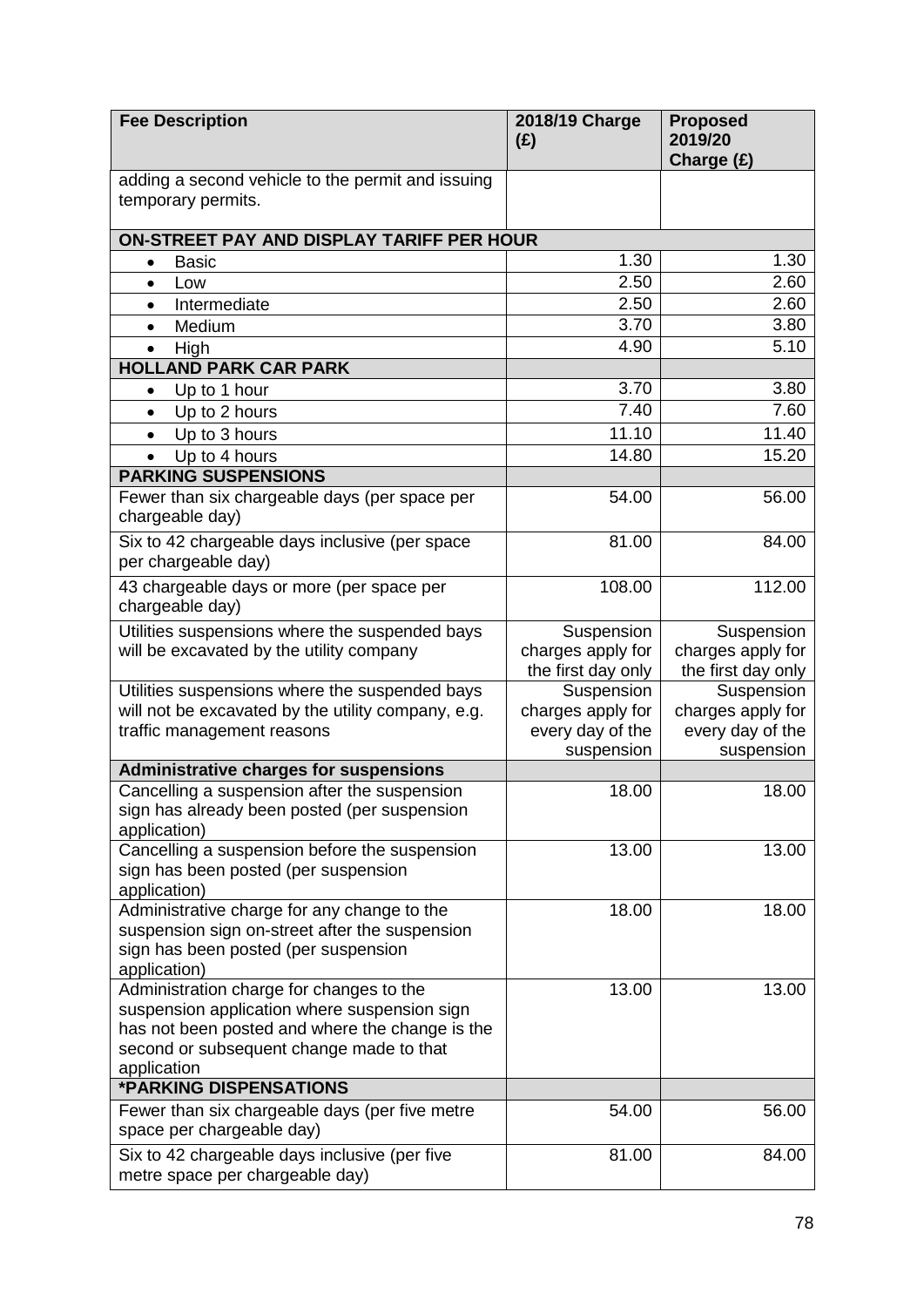| Fee Description | 2018/19 Charge (£) | Proposed 2019/20 Charge (£) |
|---|---|---|
| adding a second vehicle to the permit and issuing temporary permits. | | |
| **ON-STREET PAY AND DISPLAY TARIFF PER HOUR** | | |
| • Basic | 1.30 | 1.30 |
| • Low | 2.50 | 2.60 |
| • Intermediate | 2.50 | 2.60 |
| • Medium | 3.70 | 3.80 |
| • High | 4.90 | 5.10 |
| **HOLLAND PARK CAR PARK** | | |
| • Up to 1 hour | 3.70 | 3.80 |
| • Up to 2 hours | 7.40 | 7.60 |
| • Up to 3 hours | 11.10 | 11.40 |
| • Up to 4 hours | 14.80 | 15.20 |
| **PARKING SUSPENSIONS** | | |
| Fewer than six chargeable days (per space per chargeable day) | 54.00 | 56.00 |
| Six to 42 chargeable days inclusive (per space per chargeable day) | 81.00 | 84.00 |
| 43 chargeable days or more (per space per chargeable day) | 108.00 | 112.00 |
| Utilities suspensions where the suspended bays will be excavated by the utility company | Suspension charges apply for the first day only | Suspension charges apply for the first day only |
| Utilities suspensions where the suspended bays will not be excavated by the utility company, e.g. traffic management reasons | Suspension charges apply for every day of the suspension | Suspension charges apply for every day of the suspension |
| **Administrative charges for suspensions** | | |
| Cancelling a suspension after the suspension sign has already been posted (per suspension application) | 18.00 | 18.00 |
| Cancelling a suspension before the suspension sign has been posted (per suspension application) | 13.00 | 13.00 |
| Administrative charge for any change to the suspension sign on-street after the suspension sign has been posted (per suspension application) | 18.00 | 18.00 |
| Administration charge for changes to the suspension application where suspension sign has not been posted and where the change is the second or subsequent change made to that application | 13.00 | 13.00 |
| ***PARKING DISPENSATIONS** | | |
| Fewer than six chargeable days (per five metre space per chargeable day) | 54.00 | 56.00 |
| Six to 42 chargeable days inclusive (per five metre space per chargeable day) | 81.00 | 84.00 |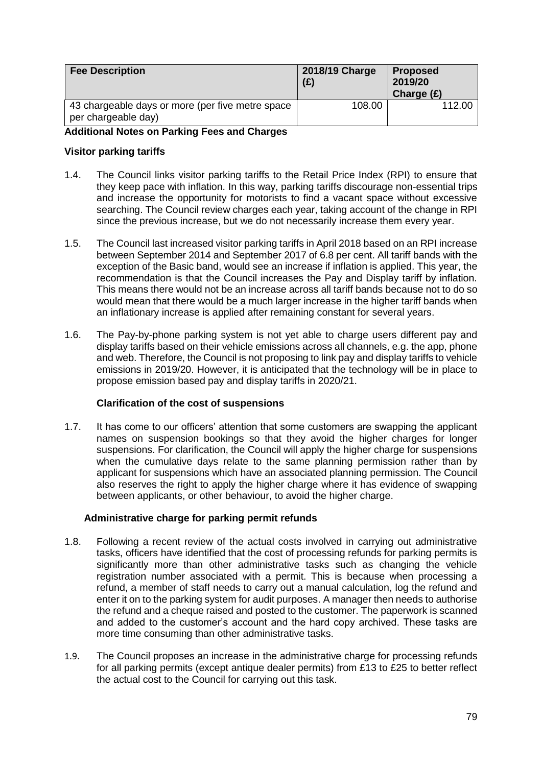| Fee Description | 2018/19 Charge (£) | Proposed 2019/20 Charge (£) |
| --- | --- | --- |
| 43 chargeable days or more (per five metre space per chargeable day) | 108.00 | 112.00 |

**Additional Notes on Parking Fees and Charges**

**Visitor parking tariffs**

1.4. The Council links visitor parking tariffs to the Retail Price Index (RPI) to ensure that they keep pace with inflation. In this way, parking tariffs discourage non-essential trips and increase the opportunity for motorists to find a vacant space without excessive searching. The Council review charges each year, taking account of the change in RPI since the previous increase, but we do not necessarily increase them every year.

1.5. The Council last increased visitor parking tariffs in April 2018 based on an RPI increase between September 2014 and September 2017 of 6.8 per cent. All tariff bands with the exception of the Basic band, would see an increase if inflation is applied. This year, the recommendation is that the Council increases the Pay and Display tariff by inflation. This means there would not be an increase across all tariff bands because not to do so would mean that there would be a much larger increase in the higher tariff bands when an inflationary increase is applied after remaining constant for several years.

1.6. The Pay-by-phone parking system is not yet able to charge users different pay and display tariffs based on their vehicle emissions across all channels, e.g. the app, phone and web. Therefore, the Council is not proposing to link pay and display tariffs to vehicle emissions in 2019/20. However, it is anticipated that the technology will be in place to propose emission based pay and display tariffs in 2020/21.

**Clarification of the cost of suspensions**

1.7. It has come to our officers' attention that some customers are swapping the applicant names on suspension bookings so that they avoid the higher charges for longer suspensions. For clarification, the Council will apply the higher charge for suspensions when the cumulative days relate to the same planning permission rather than by applicant for suspensions which have an associated planning permission. The Council also reserves the right to apply the higher charge where it has evidence of swapping between applicants, or other behaviour, to avoid the higher charge.

**Administrative charge for parking permit refunds**

1.8. Following a recent review of the actual costs involved in carrying out administrative tasks, officers have identified that the cost of processing refunds for parking permits is significantly more than other administrative tasks such as changing the vehicle registration number associated with a permit. This is because when processing a refund, a member of staff needs to carry out a manual calculation, log the refund and enter it on to the parking system for audit purposes. A manager then needs to authorise the refund and a cheque raised and posted to the customer. The paperwork is scanned and added to the customer's account and the hard copy archived. These tasks are more time consuming than other administrative tasks.

1.9. The Council proposes an increase in the administrative charge for processing refunds for all parking permits (except antique dealer permits) from £13 to £25 to better reflect the actual cost to the Council for carrying out this task.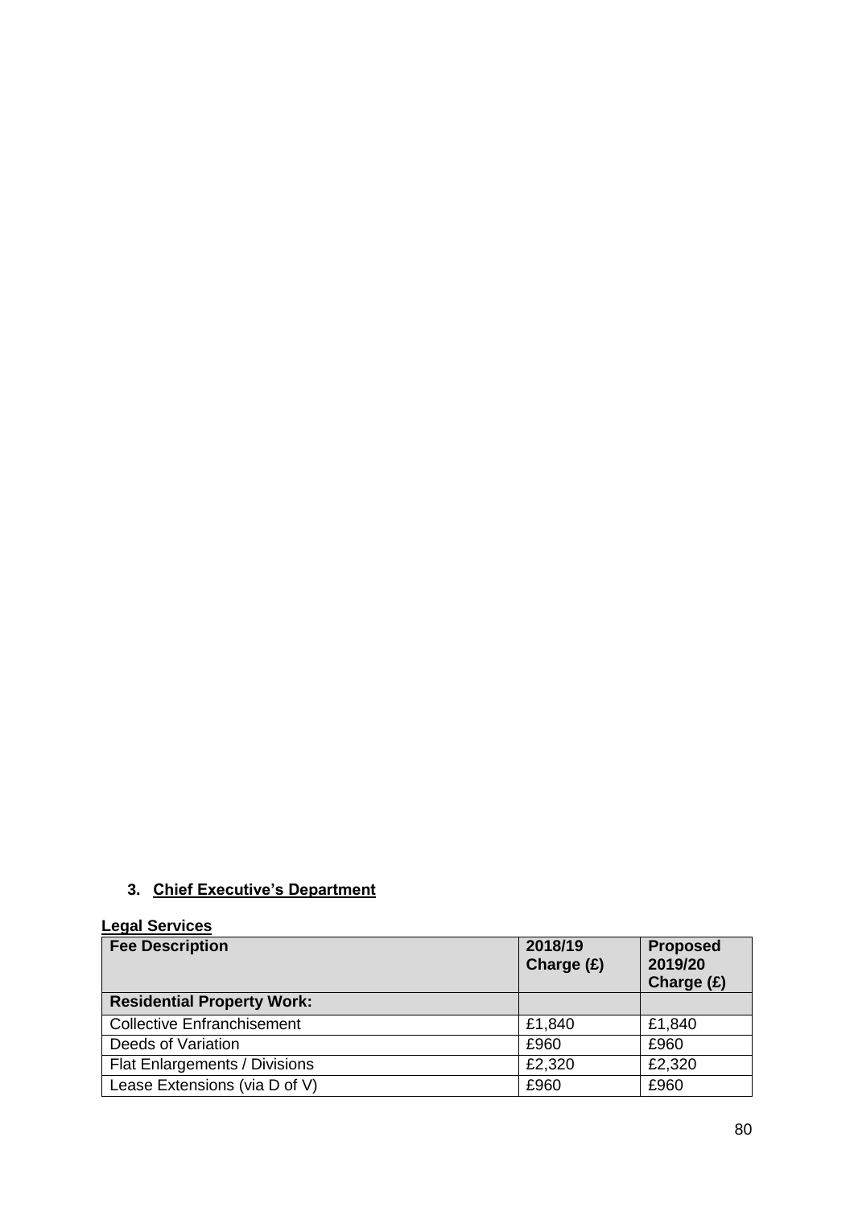## 3. Chief Executive's Department

### Legal Services

| Fee Description | 2018/19 Charge (£) | Proposed 2019/20 Charge (£) |
|---|---|---|
| **Residential Property Work:** | | |
| Collective Enfranchisement | £1,840 | £1,840 |
| Deeds of Variation | £960 | £960 |
| Flat Enlargements / Divisions | £2,320 | £2,320 |
| Lease Extensions (via D of V) | £960 | £960 |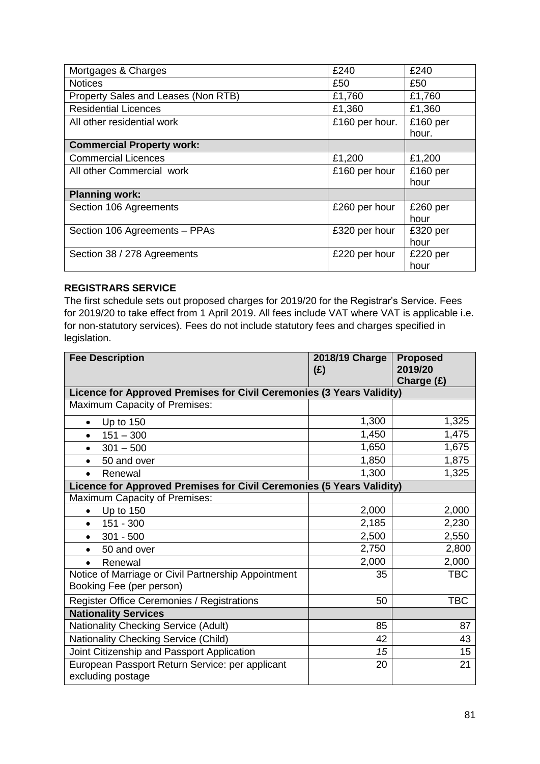| Mortgages & Charges | £240 | £240 |
|---|---|---|
| Notices | £50 | £50 |
| Property Sales and Leases (Non RTB) | £1,760 | £1,760 |
| Residential Licences | £1,360 | £1,360 |
| All other residential work | £160 per hour. | £160 per hour. |
| **Commercial Property work:** | | |
| Commercial Licences | £1,200 | £1,200 |
| All other Commercial work | £160 per hour | £160 per hour |
| **Planning work:** | | |
| Section 106 Agreements | £260 per hour | £260 per hour |
| Section 106 Agreements – PPAs | £320 per hour | £320 per hour |
| Section 38 / 278 Agreements | £220 per hour | £220 per hour |

**REGISTRARS SERVICE**

The first schedule sets out proposed charges for 2019/20 for the Registrar's Service. Fees for 2019/20 to take effect from 1 April 2019. All fees include VAT where VAT is applicable i.e. for non-statutory services). Fees do not include statutory fees and charges specified in legislation.

| Fee Description | 2018/19 Charge (£) | Proposed 2019/20 Charge (£) |
|---|---|---|
| **Licence for Approved Premises for Civil Ceremonies (3 Years Validity)** | | |
| Maximum Capacity of Premises: | | |
| • Up to 150 | 1,300 | 1,325 |
| • 151 – 300 | 1,450 | 1,475 |
| • 301 – 500 | 1,650 | 1,675 |
| • 50 and over | 1,850 | 1,875 |
| • Renewal | 1,300 | 1,325 |
| **Licence for Approved Premises for Civil Ceremonies (5 Years Validity)** | | |
| Maximum Capacity of Premises: | | |
| • Up to 150 | 2,000 | 2,000 |
| • 151 - 300 | 2,185 | 2,230 |
| • 301 - 500 | 2,500 | 2,550 |
| • 50 and over | 2,750 | 2,800 |
| • Renewal | 2,000 | 2,000 |
| Notice of Marriage or Civil Partnership Appointment Booking Fee (per person) | 35 | TBC |
| Register Office Ceremonies / Registrations | 50 | TBC |
| **Nationality Services** | | |
| Nationality Checking Service (Adult) | 85 | 87 |
| Nationality Checking Service (Child) | 42 | 43 |
| Joint Citizenship and Passport Application | *15* | 15 |
| European Passport Return Service: per applicant excluding postage | 20 | 21 |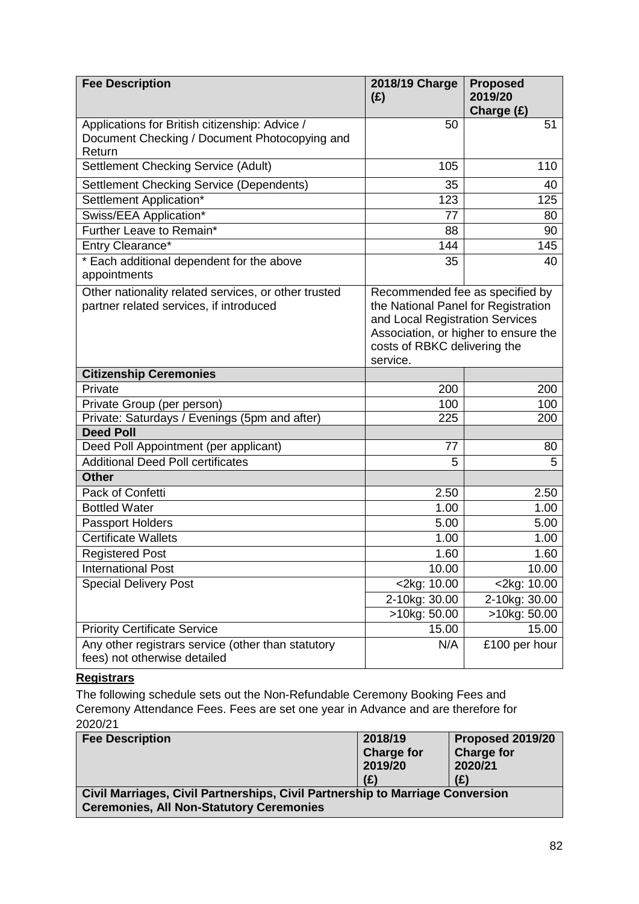| Fee Description | 2018/19 Charge (£) | Proposed 2019/20 Charge (£) |
|---|---|---|
| Applications for British citizenship: Advice / Document Checking / Document Photocopying and Return | 50 | 51 |
| Settlement Checking Service (Adult) | 105 | 110 |
| Settlement Checking Service (Dependents) | 35 | 40 |
| Settlement Application* | 123 | 125 |
| Swiss/EEA Application* | 77 | 80 |
| Further Leave to Remain* | 88 | 90 |
| Entry Clearance* | 144 | 145 |
| * Each additional dependent for the above appointments | 35 | 40 |
| Other nationality related services, or other trusted partner related services, if introduced | Recommended fee as specified by the National Panel for Registration and Local Registration Services Association, or higher to ensure the costs of RBKC delivering the service. | |
| **Citizenship Ceremonies** | | |
| Private | 200 | 200 |
| Private Group (per person) | 100 | 100 |
| Private: Saturdays / Evenings (5pm and after) | 225 | 200 |
| **Deed Poll** | | |
| Deed Poll Appointment (per applicant) | 77 | 80 |
| Additional Deed Poll certificates | 5 | 5 |
| **Other** | | |
| Pack of Confetti | 2.50 | 2.50 |
| Bottled Water | 1.00 | 1.00 |
| Passport Holders | 5.00 | 5.00 |
| Certificate Wallets | 1.00 | 1.00 |
| Registered Post | 1.60 | 1.60 |
| International Post | 10.00 | 10.00 |
| Special Delivery Post | <2kg: 10.00 | <2kg: 10.00 |
| | 2-10kg: 30.00 | 2-10kg: 30.00 |
| | >10kg: 50.00 | >10kg: 50.00 |
| Priority Certificate Service | 15.00 | 15.00 |
| Any other registrars service (other than statutory fees) not otherwise detailed | N/A | £100 per hour |

**Registrars**

The following schedule sets out the Non-Refundable Ceremony Booking Fees and Ceremony Attendance Fees. Fees are set one year in Advance and are therefore for 2020/21

| Fee Description | 2018/19 Charge for 2019/20 (£) | Proposed 2019/20 Charge for 2020/21 (£) |
|---|---|---|
| **Civil Marriages, Civil Partnerships, Civil Partnership to Marriage Conversion Ceremonies, All Non-Statutory Ceremonies** | | |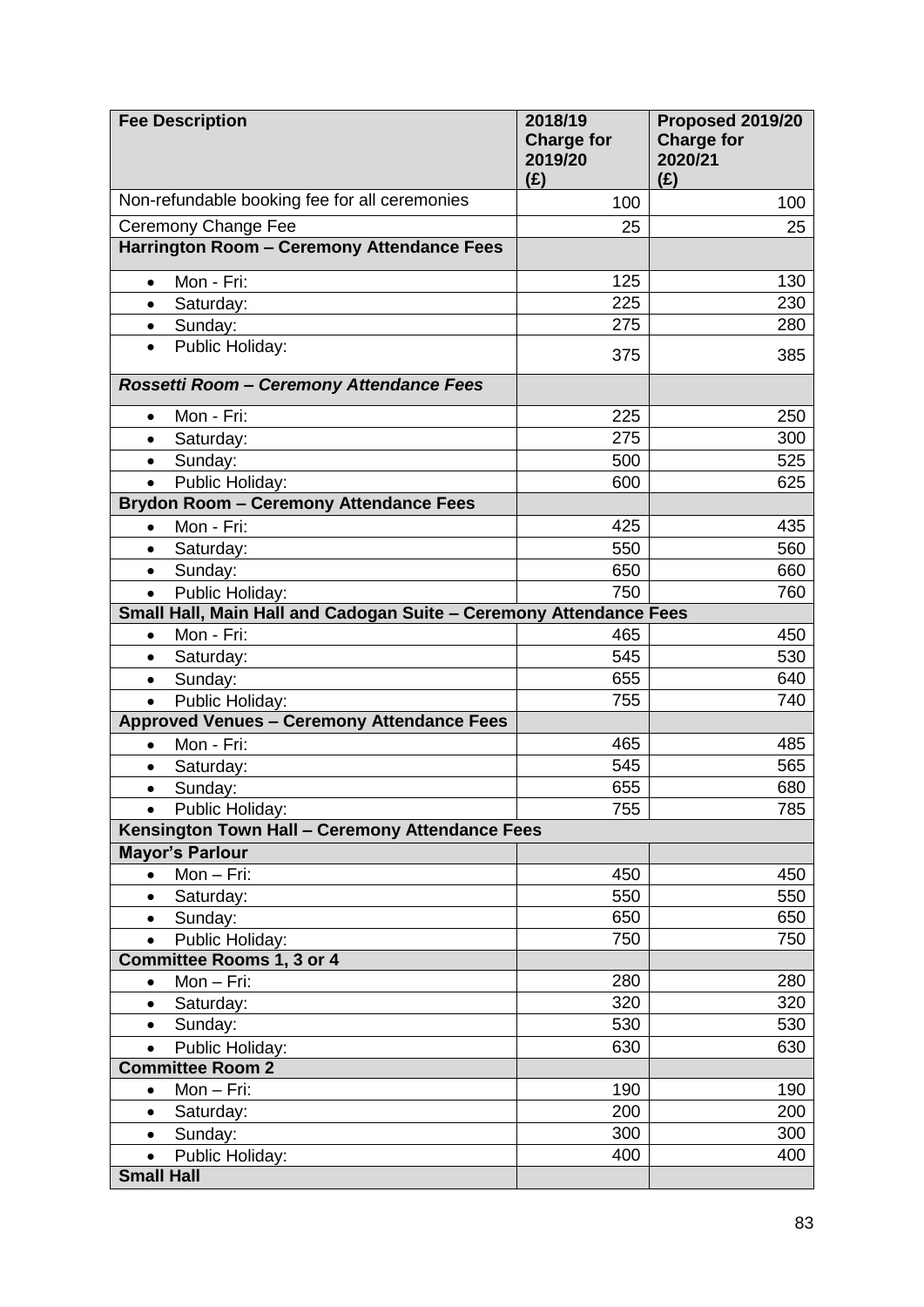| Fee Description | 2018/19 Charge for 2019/20 (£) | Proposed 2019/20 Charge for 2020/21 (£) |
|---|---|---|
| Non-refundable booking fee for all ceremonies | 100 | 100 |
| Ceremony Change Fee | 25 | 25 |
| **Harrington Room – Ceremony Attendance Fees** | | |
| • Mon - Fri: | 125 | 130 |
| • Saturday: | 225 | 230 |
| • Sunday: | 275 | 280 |
| • Public Holiday: | 375 | 385 |
| ***Rossetti Room – Ceremony Attendance Fees*** | | |
| • Mon - Fri: | 225 | 250 |
| • Saturday: | 275 | 300 |
| • Sunday: | 500 | 525 |
| • Public Holiday: | 600 | 625 |
| **Brydon Room – Ceremony Attendance Fees** | | |
| • Mon - Fri: | 425 | 435 |
| • Saturday: | 550 | 560 |
| • Sunday: | 650 | 660 |
| • Public Holiday: | 750 | 760 |
| **Small Hall, Main Hall and Cadogan Suite – Ceremony Attendance Fees** | | |
| • Mon - Fri: | 465 | 450 |
| • Saturday: | 545 | 530 |
| • Sunday: | 655 | 640 |
| • Public Holiday: | 755 | 740 |
| **Approved Venues – Ceremony Attendance Fees** | | |
| • Mon - Fri: | 465 | 485 |
| • Saturday: | 545 | 565 |
| • Sunday: | 655 | 680 |
| • Public Holiday: | 755 | 785 |
| **Kensington Town Hall – Ceremony Attendance Fees** | | |
| **Mayor's Parlour** | | |
| • Mon – Fri: | 450 | 450 |
| • Saturday: | 550 | 550 |
| • Sunday: | 650 | 650 |
| • Public Holiday: | 750 | 750 |
| **Committee Rooms 1, 3 or 4** | | |
| • Mon – Fri: | 280 | 280 |
| • Saturday: | 320 | 320 |
| • Sunday: | 530 | 530 |
| • Public Holiday: | 630 | 630 |
| **Committee Room 2** | | |
| • Mon – Fri: | 190 | 190 |
| • Saturday: | 200 | 200 |
| • Sunday: | 300 | 300 |
| • Public Holiday: | 400 | 400 |
| **Small Hall** | | |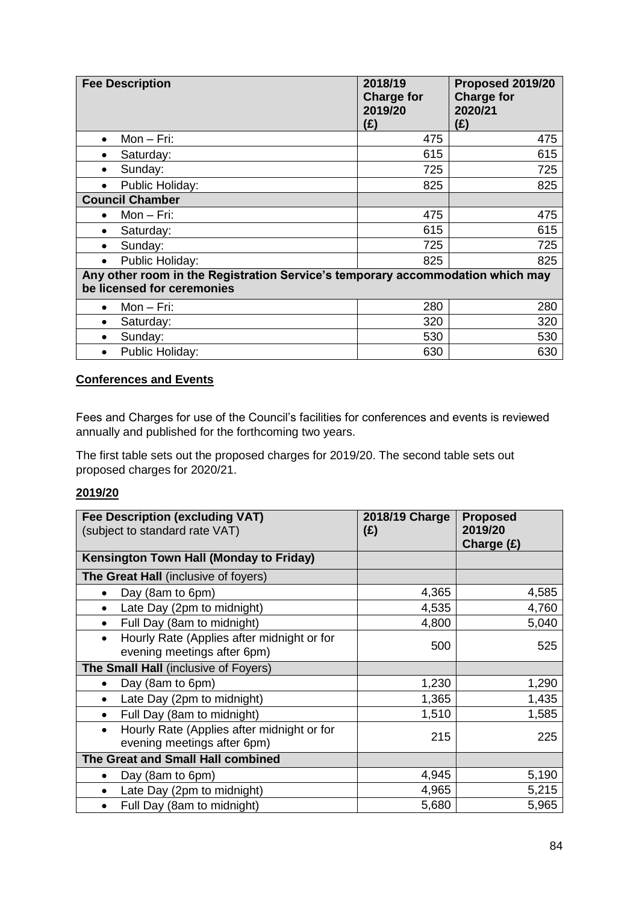| Fee Description | 2018/19 Charge for 2019/20 (£) | Proposed 2019/20 Charge for 2020/21 (£) |
|---|---|---|
| • Mon – Fri: | 475 | 475 |
| • Saturday: | 615 | 615 |
| • Sunday: | 725 | 725 |
| • Public Holiday: | 825 | 825 |
| **Council Chamber** | | |
| • Mon – Fri: | 475 | 475 |
| • Saturday: | 615 | 615 |
| • Sunday: | 725 | 725 |
| • Public Holiday: | 825 | 825 |
| **Any other room in the Registration Service's temporary accommodation which may be licensed for ceremonies** | | |
| • Mon – Fri: | 280 | 280 |
| • Saturday: | 320 | 320 |
| • Sunday: | 530 | 530 |
| • Public Holiday: | 630 | 630 |

## Conferences and Events

Fees and Charges for use of the Council's facilities for conferences and events is reviewed annually and published for the forthcoming two years.

The first table sets out the proposed charges for 2019/20. The second table sets out proposed charges for 2020/21.

### 2019/20

| **Fee Description (excluding VAT)** (subject to standard rate VAT) | 2018/19 Charge (£) | Proposed 2019/20 Charge (£) |
|---|---|---|
| **Kensington Town Hall (Monday to Friday)** | | |
| **The Great Hall** (inclusive of foyers) | | |
| • Day (8am to 6pm) | 4,365 | 4,585 |
| • Late Day (2pm to midnight) | 4,535 | 4,760 |
| • Full Day (8am to midnight) | 4,800 | 5,040 |
| • Hourly Rate (Applies after midnight or for evening meetings after 6pm) | 500 | 525 |
| **The Small Hall** (inclusive of Foyers) | | |
| • Day (8am to 6pm) | 1,230 | 1,290 |
| • Late Day (2pm to midnight) | 1,365 | 1,435 |
| • Full Day (8am to midnight) | 1,510 | 1,585 |
| • Hourly Rate (Applies after midnight or for evening meetings after 6pm) | 215 | 225 |
| **The Great and Small Hall combined** | | |
| • Day (8am to 6pm) | 4,945 | 5,190 |
| • Late Day (2pm to midnight) | 4,965 | 5,215 |
| • Full Day (8am to midnight) | 5,680 | 5,965 |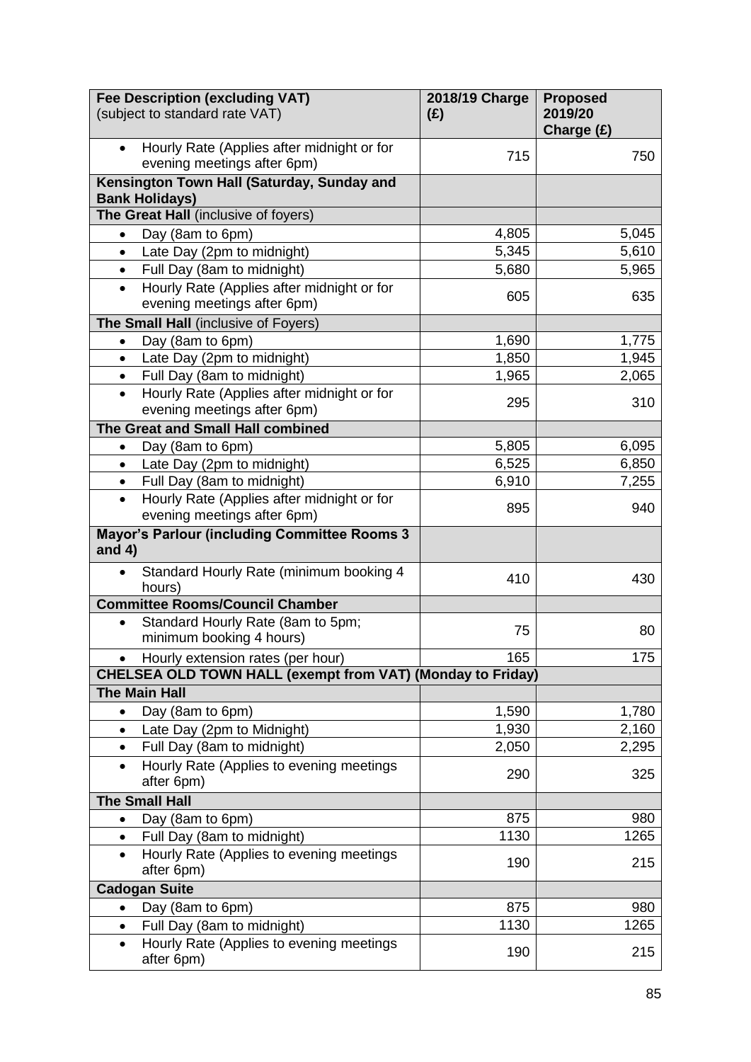| **Fee Description (excluding VAT)** (subject to standard rate VAT) | **2018/19 Charge (£)** | **Proposed 2019/20 Charge (£)** |
|---|---|---|
| • Hourly Rate (Applies after midnight or for evening meetings after 6pm) | 715 | 750 |
| **Kensington Town Hall (Saturday, Sunday and Bank Holidays)** | | |
| **The Great Hall** (inclusive of foyers) | | |
| • Day (8am to 6pm) | 4,805 | 5,045 |
| • Late Day (2pm to midnight) | 5,345 | 5,610 |
| • Full Day (8am to midnight) | 5,680 | 5,965 |
| • Hourly Rate (Applies after midnight or for evening meetings after 6pm) | 605 | 635 |
| **The Small Hall** (inclusive of Foyers) | | |
| • Day (8am to 6pm) | 1,690 | 1,775 |
| • Late Day (2pm to midnight) | 1,850 | 1,945 |
| • Full Day (8am to midnight) | 1,965 | 2,065 |
| • Hourly Rate (Applies after midnight or for evening meetings after 6pm) | 295 | 310 |
| **The Great and Small Hall combined** | | |
| • Day (8am to 6pm) | 5,805 | 6,095 |
| • Late Day (2pm to midnight) | 6,525 | 6,850 |
| • Full Day (8am to midnight) | 6,910 | 7,255 |
| • Hourly Rate (Applies after midnight or for evening meetings after 6pm) | 895 | 940 |
| **Mayor's Parlour (including Committee Rooms 3 and 4)** | | |
| • Standard Hourly Rate (minimum booking 4 hours) | 410 | 430 |
| **Committee Rooms/Council Chamber** | | |
| • Standard Hourly Rate (8am to 5pm; minimum booking 4 hours) | 75 | 80 |
| • Hourly extension rates (per hour) | 165 | 175 |
| **CHELSEA OLD TOWN HALL (exempt from VAT) (Monday to Friday)** | | |
| **The Main Hall** | | |
| • Day (8am to 6pm) | 1,590 | 1,780 |
| • Late Day (2pm to Midnight) | 1,930 | 2,160 |
| • Full Day (8am to midnight) | 2,050 | 2,295 |
| • Hourly Rate (Applies to evening meetings after 6pm) | 290 | 325 |
| **The Small Hall** | | |
| • Day (8am to 6pm) | 875 | 980 |
| • Full Day (8am to midnight) | 1130 | 1265 |
| • Hourly Rate (Applies to evening meetings after 6pm) | 190 | 215 |
| **Cadogan Suite** | | |
| • Day (8am to 6pm) | 875 | 980 |
| • Full Day (8am to midnight) | 1130 | 1265 |
| • Hourly Rate (Applies to evening meetings after 6pm) | 190 | 215 |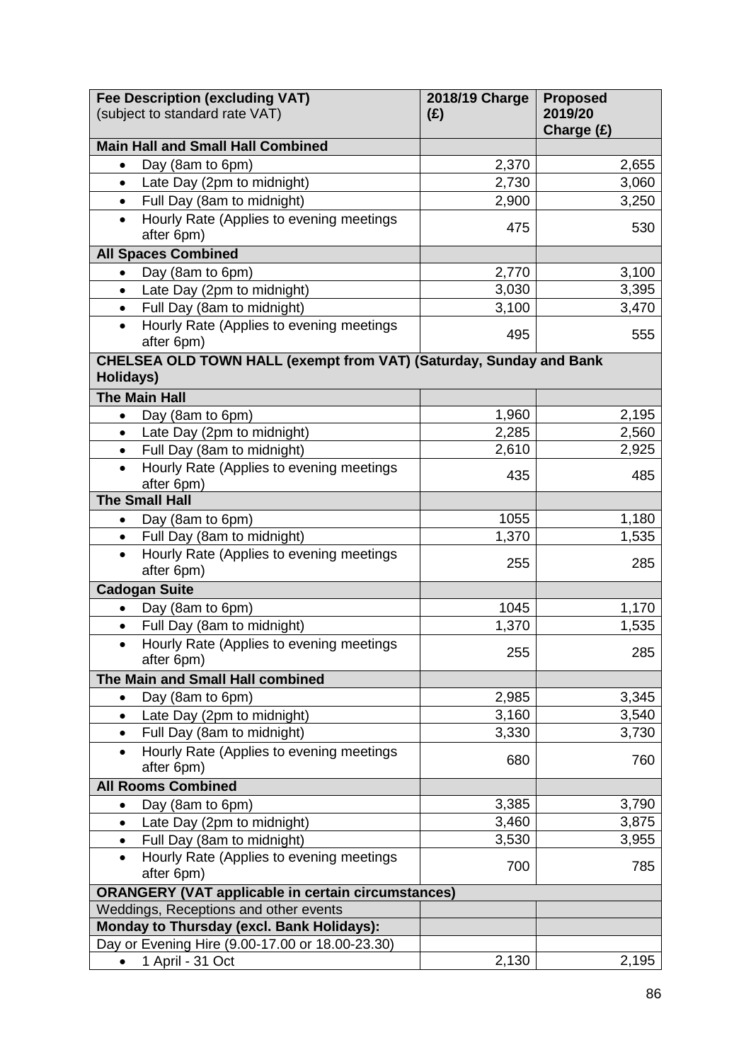| Fee Description (excluding VAT) (subject to standard rate VAT) | 2018/19 Charge (£) | Proposed 2019/20 Charge (£) |
|---|---|---|
| **Main Hall and Small Hall Combined** | | |
| • Day (8am to 6pm) | 2,370 | 2,655 |
| • Late Day (2pm to midnight) | 2,730 | 3,060 |
| • Full Day (8am to midnight) | 2,900 | 3,250 |
| • Hourly Rate (Applies to evening meetings after 6pm) | 475 | 530 |
| **All Spaces Combined** | | |
| • Day (8am to 6pm) | 2,770 | 3,100 |
| • Late Day (2pm to midnight) | 3,030 | 3,395 |
| • Full Day (8am to midnight) | 3,100 | 3,470 |
| • Hourly Rate (Applies to evening meetings after 6pm) | 495 | 555 |
| **CHELSEA OLD TOWN HALL (exempt from VAT) (Saturday, Sunday and Bank Holidays)** | | |
| **The Main Hall** | | |
| • Day (8am to 6pm) | 1,960 | 2,195 |
| • Late Day (2pm to midnight) | 2,285 | 2,560 |
| • Full Day (8am to midnight) | 2,610 | 2,925 |
| • Hourly Rate (Applies to evening meetings after 6pm) | 435 | 485 |
| **The Small Hall** | | |
| • Day (8am to 6pm) | 1055 | 1,180 |
| • Full Day (8am to midnight) | 1,370 | 1,535 |
| • Hourly Rate (Applies to evening meetings after 6pm) | 255 | 285 |
| **Cadogan Suite** | | |
| • Day (8am to 6pm) | 1045 | 1,170 |
| • Full Day (8am to midnight) | 1,370 | 1,535 |
| • Hourly Rate (Applies to evening meetings after 6pm) | 255 | 285 |
| **The Main and Small Hall combined** | | |
| • Day (8am to 6pm) | 2,985 | 3,345 |
| • Late Day (2pm to midnight) | 3,160 | 3,540 |
| • Full Day (8am to midnight) | 3,330 | 3,730 |
| • Hourly Rate (Applies to evening meetings after 6pm) | 680 | 760 |
| **All Rooms Combined** | | |
| • Day (8am to 6pm) | 3,385 | 3,790 |
| • Late Day (2pm to midnight) | 3,460 | 3,875 |
| • Full Day (8am to midnight) | 3,530 | 3,955 |
| • Hourly Rate (Applies to evening meetings after 6pm) | 700 | 785 |
| **ORANGERY (VAT applicable in certain circumstances)** | | |
| Weddings, Receptions and other events | | |
| **Monday to Thursday (excl. Bank Holidays):** | | |
| Day or Evening Hire (9.00-17.00 or 18.00-23.30) | | |
| • 1 April - 31 Oct | 2,130 | 2,195 |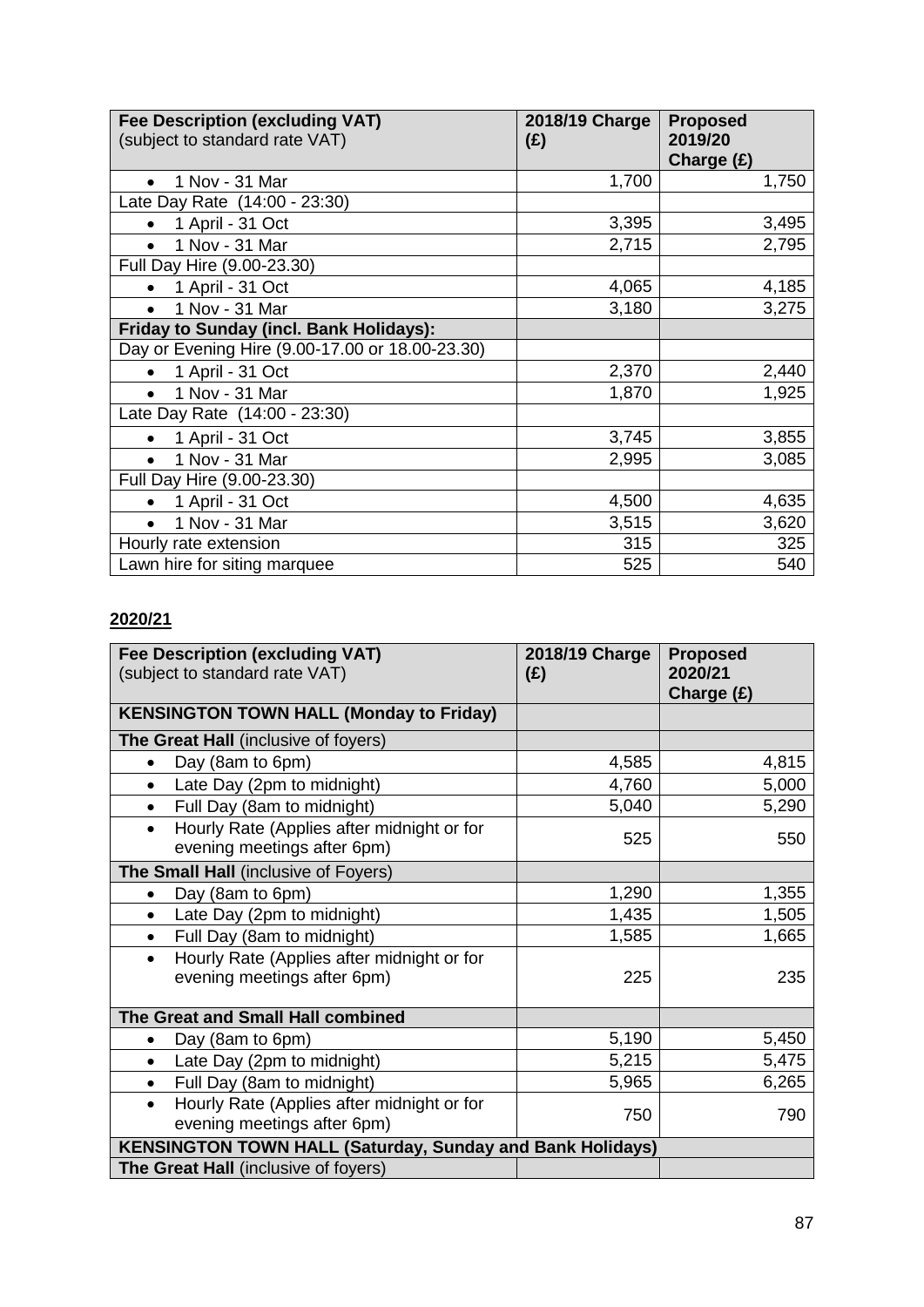| Fee Description (excluding VAT) (subject to standard rate VAT) | 2018/19 Charge (£) | Proposed 2019/20 Charge (£) |
|---|---|---|
| • 1 Nov - 31 Mar | 1,700 | 1,750 |
| Late Day Rate (14:00 - 23:30) | | |
| • 1 April - 31 Oct | 3,395 | 3,495 |
| • 1 Nov - 31 Mar | 2,715 | 2,795 |
| Full Day Hire (9.00-23.30) | | |
| • 1 April - 31 Oct | 4,065 | 4,185 |
| • 1 Nov - 31 Mar | 3,180 | 3,275 |
| **Friday to Sunday (incl. Bank Holidays):** | | |
| Day or Evening Hire (9.00-17.00 or 18.00-23.30) | | |
| • 1 April - 31 Oct | 2,370 | 2,440 |
| • 1 Nov - 31 Mar | 1,870 | 1,925 |
| Late Day Rate (14:00 - 23:30) | | |
| • 1 April - 31 Oct | 3,745 | 3,855 |
| • 1 Nov - 31 Mar | 2,995 | 3,085 |
| Full Day Hire (9.00-23.30) | | |
| • 1 April - 31 Oct | 4,500 | 4,635 |
| • 1 Nov - 31 Mar | 3,515 | 3,620 |
| Hourly rate extension | 315 | 325 |
| Lawn hire for siting marquee | 525 | 540 |

## 2020/21

| Fee Description (excluding VAT) (subject to standard rate VAT) | 2018/19 Charge (£) | Proposed 2020/21 Charge (£) |
|---|---|---|
| **KENSINGTON TOWN HALL (Monday to Friday)** | | |
| **The Great Hall** (inclusive of foyers) | | |
| • Day (8am to 6pm) | 4,585 | 4,815 |
| • Late Day (2pm to midnight) | 4,760 | 5,000 |
| • Full Day (8am to midnight) | 5,040 | 5,290 |
| • Hourly Rate (Applies after midnight or for evening meetings after 6pm) | 525 | 550 |
| **The Small Hall** (inclusive of Foyers) | | |
| • Day (8am to 6pm) | 1,290 | 1,355 |
| • Late Day (2pm to midnight) | 1,435 | 1,505 |
| • Full Day (8am to midnight) | 1,585 | 1,665 |
| • Hourly Rate (Applies after midnight or for evening meetings after 6pm) | 225 | 235 |
| **The Great and Small Hall combined** | | |
| • Day (8am to 6pm) | 5,190 | 5,450 |
| • Late Day (2pm to midnight) | 5,215 | 5,475 |
| • Full Day (8am to midnight) | 5,965 | 6,265 |
| • Hourly Rate (Applies after midnight or for evening meetings after 6pm) | 750 | 790 |
| **KENSINGTON TOWN HALL (Saturday, Sunday and Bank Holidays)** | | |
| **The Great Hall** (inclusive of foyers) | | |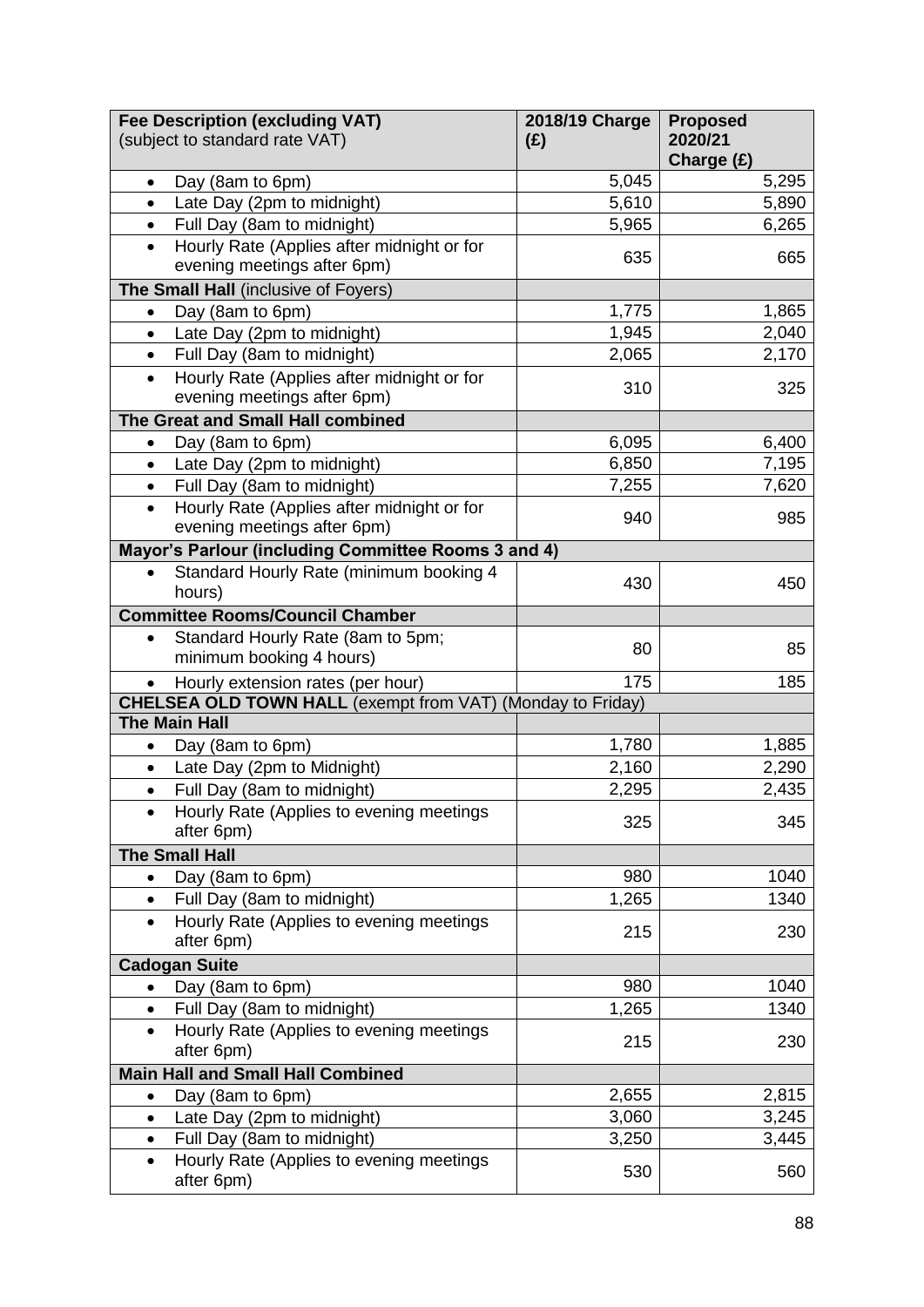| **Fee Description (excluding VAT)** (subject to standard rate VAT) | **2018/19 Charge (£)** | **Proposed 2020/21 Charge (£)** |
|---|---|---|
| • Day (8am to 6pm) | 5,045 | 5,295 |
| • Late Day (2pm to midnight) | 5,610 | 5,890 |
| • Full Day (8am to midnight) | 5,965 | 6,265 |
| • Hourly Rate (Applies after midnight or for evening meetings after 6pm) | 635 | 665 |
| **The Small Hall** (inclusive of Foyers) | | |
| • Day (8am to 6pm) | 1,775 | 1,865 |
| • Late Day (2pm to midnight) | 1,945 | 2,040 |
| • Full Day (8am to midnight) | 2,065 | 2,170 |
| • Hourly Rate (Applies after midnight or for evening meetings after 6pm) | 310 | 325 |
| **The Great and Small Hall combined** | | |
| • Day (8am to 6pm) | 6,095 | 6,400 |
| • Late Day (2pm to midnight) | 6,850 | 7,195 |
| • Full Day (8am to midnight) | 7,255 | 7,620 |
| • Hourly Rate (Applies after midnight or for evening meetings after 6pm) | 940 | 985 |
| **Mayor's Parlour (including Committee Rooms 3 and 4)** | | |
| • Standard Hourly Rate (minimum booking 4 hours) | 430 | 450 |
| **Committee Rooms/Council Chamber** | | |
| • Standard Hourly Rate (8am to 5pm; minimum booking 4 hours) | 80 | 85 |
| • Hourly extension rates (per hour) | 175 | 185 |
| **CHELSEA OLD TOWN HALL** (exempt from VAT) (Monday to Friday) | | |
| **The Main Hall** | | |
| • Day (8am to 6pm) | 1,780 | 1,885 |
| • Late Day (2pm to Midnight) | 2,160 | 2,290 |
| • Full Day (8am to midnight) | 2,295 | 2,435 |
| • Hourly Rate (Applies to evening meetings after 6pm) | 325 | 345 |
| **The Small Hall** | | |
| • Day (8am to 6pm) | 980 | 1040 |
| • Full Day (8am to midnight) | 1,265 | 1340 |
| • Hourly Rate (Applies to evening meetings after 6pm) | 215 | 230 |
| **Cadogan Suite** | | |
| • Day (8am to 6pm) | 980 | 1040 |
| • Full Day (8am to midnight) | 1,265 | 1340 |
| • Hourly Rate (Applies to evening meetings after 6pm) | 215 | 230 |
| **Main Hall and Small Hall Combined** | | |
| • Day (8am to 6pm) | 2,655 | 2,815 |
| • Late Day (2pm to midnight) | 3,060 | 3,245 |
| • Full Day (8am to midnight) | 3,250 | 3,445 |
| • Hourly Rate (Applies to evening meetings after 6pm) | 530 | 560 |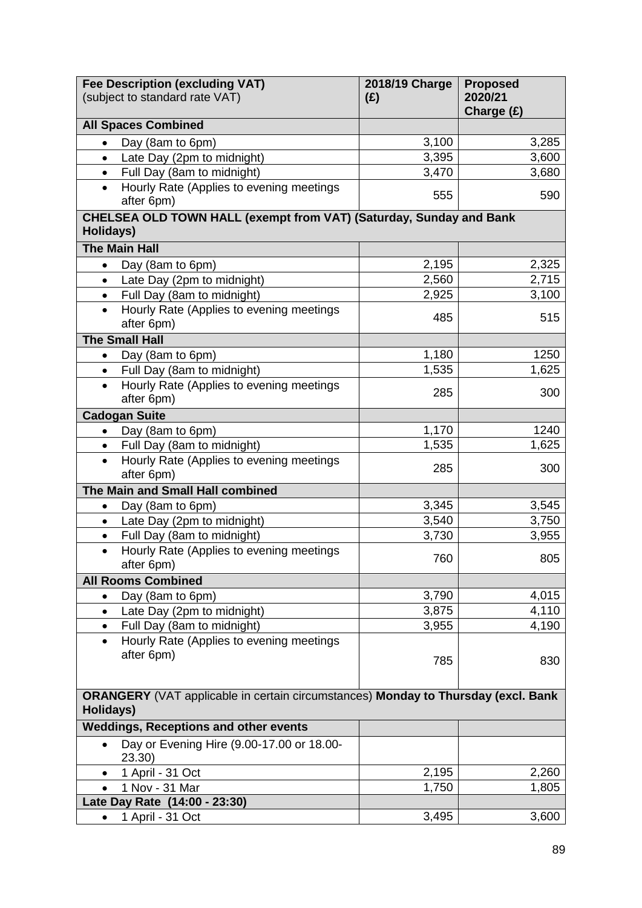| **Fee Description (excluding VAT)** (subject to standard rate VAT) | **2018/19 Charge (£)** | **Proposed 2020/21 Charge (£)** |
|---|---|---|
| **All Spaces Combined** | | |
| • Day (8am to 6pm) | 3,100 | 3,285 |
| • Late Day (2pm to midnight) | 3,395 | 3,600 |
| • Full Day (8am to midnight) | 3,470 | 3,680 |
| • Hourly Rate (Applies to evening meetings after 6pm) | 555 | 590 |
| **CHELSEA OLD TOWN HALL (exempt from VAT) (Saturday, Sunday and Bank Holidays)** | | |
| **The Main Hall** | | |
| • Day (8am to 6pm) | 2,195 | 2,325 |
| • Late Day (2pm to midnight) | 2,560 | 2,715 |
| • Full Day (8am to midnight) | 2,925 | 3,100 |
| • Hourly Rate (Applies to evening meetings after 6pm) | 485 | 515 |
| **The Small Hall** | | |
| • Day (8am to 6pm) | 1,180 | 1250 |
| • Full Day (8am to midnight) | 1,535 | 1,625 |
| • Hourly Rate (Applies to evening meetings after 6pm) | 285 | 300 |
| **Cadogan Suite** | | |
| • Day (8am to 6pm) | 1,170 | 1240 |
| • Full Day (8am to midnight) | 1,535 | 1,625 |
| • Hourly Rate (Applies to evening meetings after 6pm) | 285 | 300 |
| **The Main and Small Hall combined** | | |
| • Day (8am to 6pm) | 3,345 | 3,545 |
| • Late Day (2pm to midnight) | 3,540 | 3,750 |
| • Full Day (8am to midnight) | 3,730 | 3,955 |
| • Hourly Rate (Applies to evening meetings after 6pm) | 760 | 805 |
| **All Rooms Combined** | | |
| • Day (8am to 6pm) | 3,790 | 4,015 |
| • Late Day (2pm to midnight) | 3,875 | 4,110 |
| • Full Day (8am to midnight) | 3,955 | 4,190 |
| • Hourly Rate (Applies to evening meetings after 6pm) | 785 | 830 |
| **ORANGERY** (VAT applicable in certain circumstances) **Monday to Thursday (excl. Bank Holidays)** | | |
| **Weddings, Receptions and other events** | | |
| • Day or Evening Hire (9.00-17.00 or 18.00-23.30) | | |
| • 1 April - 31 Oct | 2,195 | 2,260 |
| • 1 Nov - 31 Mar | 1,750 | 1,805 |
| **Late Day Rate (14:00 - 23:30)** | | |
| • 1 April - 31 Oct | 3,495 | 3,600 |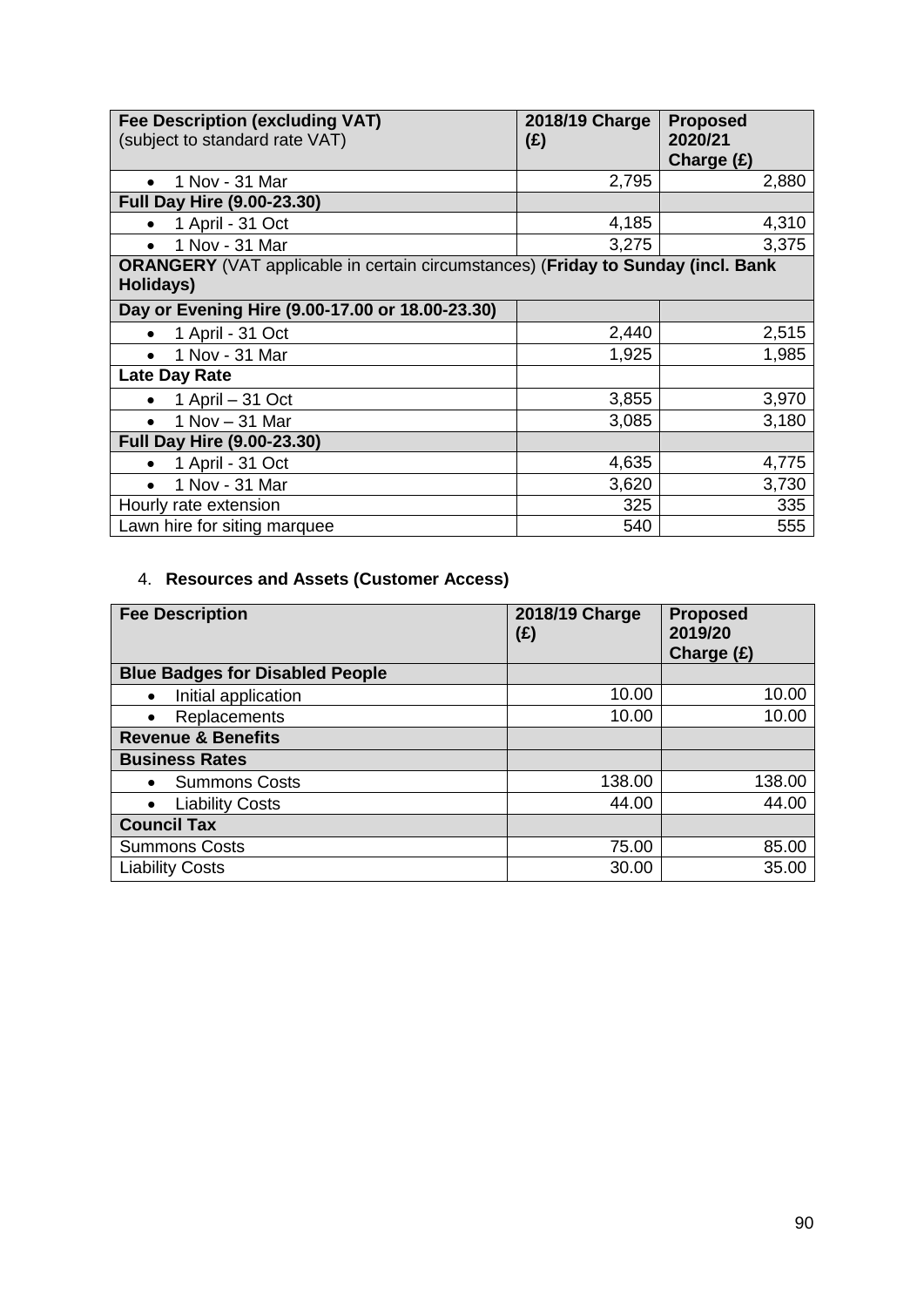| Fee Description (excluding VAT) (subject to standard rate VAT) | 2018/19 Charge (£) | Proposed 2020/21 Charge (£) |
|---|---|---|
| • 1 Nov - 31 Mar | 2,795 | 2,880 |
| **Full Day Hire (9.00-23.30)** | | |
| • 1 April - 31 Oct | 4,185 | 4,310 |
| • 1 Nov - 31 Mar | 3,275 | 3,375 |
| **ORANGERY** (VAT applicable in certain circumstances) (**Friday to Sunday (incl. Bank Holidays)** | | |
| **Day or Evening Hire (9.00-17.00 or 18.00-23.30)** | | |
| • 1 April - 31 Oct | 2,440 | 2,515 |
| • 1 Nov - 31 Mar | 1,925 | 1,985 |
| **Late Day Rate** | | |
| • 1 April – 31 Oct | 3,855 | 3,970 |
| • 1 Nov – 31 Mar | 3,085 | 3,180 |
| **Full Day Hire (9.00-23.30)** | | |
| • 1 April - 31 Oct | 4,635 | 4,775 |
| • 1 Nov - 31 Mar | 3,620 | 3,730 |
| Hourly rate extension | 325 | 335 |
| Lawn hire for siting marquee | 540 | 555 |

4. **Resources and Assets (Customer Access)**

| Fee Description | 2018/19 Charge (£) | Proposed 2019/20 Charge (£) |
|---|---|---|
| **Blue Badges for Disabled People** | | |
| • Initial application | 10.00 | 10.00 |
| • Replacements | 10.00 | 10.00 |
| **Revenue & Benefits** | | |
| **Business Rates** | | |
| • Summons Costs | 138.00 | 138.00 |
| • Liability Costs | 44.00 | 44.00 |
| **Council Tax** | | |
| Summons Costs | 75.00 | 85.00 |
| Liability Costs | 30.00 | 35.00 |